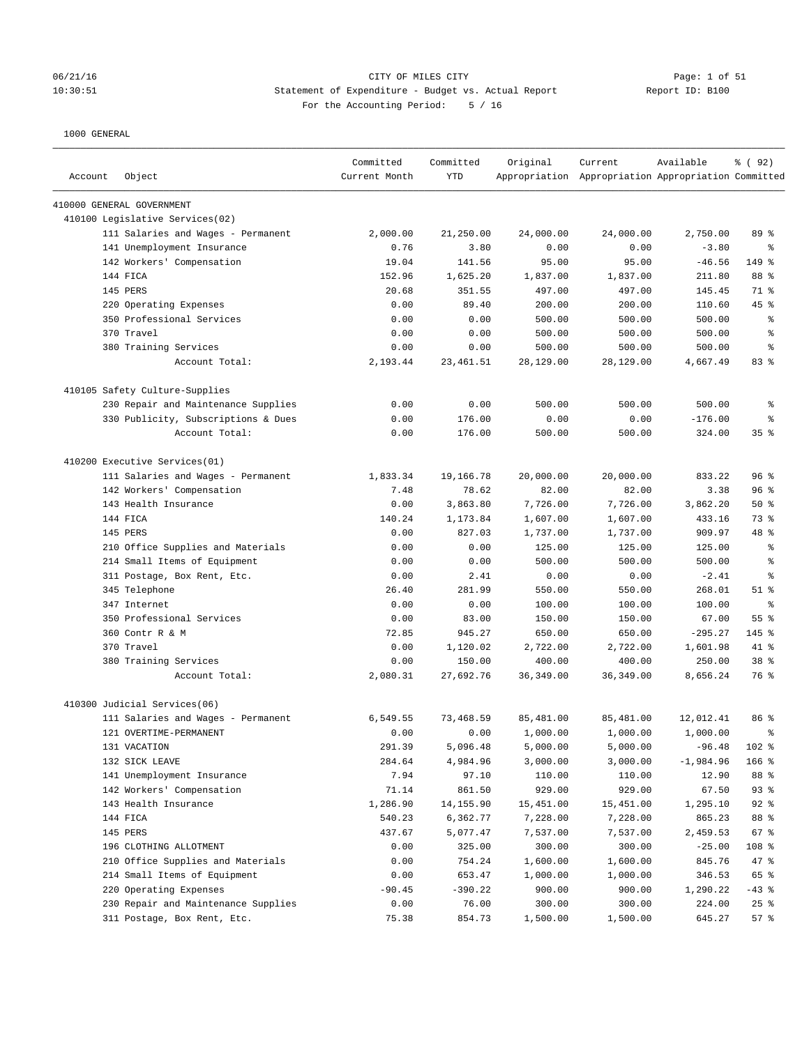CITY OF MILES CITY

Statement of Expenditure - Budget vs. Actual Report

Report ID: B100

For the Accounting Period: 5 / 16

1000 GENERAL

| Account | Object | Committed Current Month | Committed YTD | Original Appropriation | Current Appropriation | Available Appropriation | % ( 92) Committed |
|---|---|---|---|---|---|---|---|
| 410000 GENERAL GOVERNMENT | | | | | | | |
| 410100 Legislative Services(02) | | | | | | | |
| | 111 Salaries and Wages - Permanent | 2,000.00 | 21,250.00 | 24,000.00 | 24,000.00 | 2,750.00 | 89 % |
| | 141 Unemployment Insurance | 0.76 | 3.80 | 0.00 | 0.00 | -3.80 | % |
| | 142 Workers' Compensation | 19.04 | 141.56 | 95.00 | 95.00 | -46.56 | 149 % |
| | 144 FICA | 152.96 | 1,625.20 | 1,837.00 | 1,837.00 | 211.80 | 88 % |
| | 145 PERS | 20.68 | 351.55 | 497.00 | 497.00 | 145.45 | 71 % |
| | 220 Operating Expenses | 0.00 | 89.40 | 200.00 | 200.00 | 110.60 | 45 % |
| | 350 Professional Services | 0.00 | 0.00 | 500.00 | 500.00 | 500.00 | % |
| | 370 Travel | 0.00 | 0.00 | 500.00 | 500.00 | 500.00 | % |
| | 380 Training Services | 0.00 | 0.00 | 500.00 | 500.00 | 500.00 | % |
| | Account Total: | 2,193.44 | 23,461.51 | 28,129.00 | 28,129.00 | 4,667.49 | 83 % |
| 410105 Safety Culture-Supplies | | | | | | | |
| | 230 Repair and Maintenance Supplies | 0.00 | 0.00 | 500.00 | 500.00 | 500.00 | % |
| | 330 Publicity, Subscriptions & Dues | 0.00 | 176.00 | 0.00 | 0.00 | -176.00 | % |
| | Account Total: | 0.00 | 176.00 | 500.00 | 500.00 | 324.00 | 35 % |
| 410200 Executive Services(01) | | | | | | | |
| | 111 Salaries and Wages - Permanent | 1,833.34 | 19,166.78 | 20,000.00 | 20,000.00 | 833.22 | 96 % |
| | 142 Workers' Compensation | 7.48 | 78.62 | 82.00 | 82.00 | 3.38 | 96 % |
| | 143 Health Insurance | 0.00 | 3,863.80 | 7,726.00 | 7,726.00 | 3,862.20 | 50 % |
| | 144 FICA | 140.24 | 1,173.84 | 1,607.00 | 1,607.00 | 433.16 | 73 % |
| | 145 PERS | 0.00 | 827.03 | 1,737.00 | 1,737.00 | 909.97 | 48 % |
| | 210 Office Supplies and Materials | 0.00 | 0.00 | 125.00 | 125.00 | 125.00 | % |
| | 214 Small Items of Equipment | 0.00 | 0.00 | 500.00 | 500.00 | 500.00 | % |
| | 311 Postage, Box Rent, Etc. | 0.00 | 2.41 | 0.00 | 0.00 | -2.41 | % |
| | 345 Telephone | 26.40 | 281.99 | 550.00 | 550.00 | 268.01 | 51 % |
| | 347 Internet | 0.00 | 0.00 | 100.00 | 100.00 | 100.00 | % |
| | 350 Professional Services | 0.00 | 83.00 | 150.00 | 150.00 | 67.00 | 55 % |
| | 360 Contr R & M | 72.85 | 945.27 | 650.00 | 650.00 | -295.27 | 145 % |
| | 370 Travel | 0.00 | 1,120.02 | 2,722.00 | 2,722.00 | 1,601.98 | 41 % |
| | 380 Training Services | 0.00 | 150.00 | 400.00 | 400.00 | 250.00 | 38 % |
| | Account Total: | 2,080.31 | 27,692.76 | 36,349.00 | 36,349.00 | 8,656.24 | 76 % |
| 410300 Judicial Services(06) | | | | | | | |
| | 111 Salaries and Wages - Permanent | 6,549.55 | 73,468.59 | 85,481.00 | 85,481.00 | 12,012.41 | 86 % |
| | 121 OVERTIME-PERMANENT | 0.00 | 0.00 | 1,000.00 | 1,000.00 | 1,000.00 | % |
| | 131 VACATION | 291.39 | 5,096.48 | 5,000.00 | 5,000.00 | -96.48 | 102 % |
| | 132 SICK LEAVE | 284.64 | 4,984.96 | 3,000.00 | 3,000.00 | -1,984.96 | 166 % |
| | 141 Unemployment Insurance | 7.94 | 97.10 | 110.00 | 110.00 | 12.90 | 88 % |
| | 142 Workers' Compensation | 71.14 | 861.50 | 929.00 | 929.00 | 67.50 | 93 % |
| | 143 Health Insurance | 1,286.90 | 14,155.90 | 15,451.00 | 15,451.00 | 1,295.10 | 92 % |
| | 144 FICA | 540.23 | 6,362.77 | 7,228.00 | 7,228.00 | 865.23 | 88 % |
| | 145 PERS | 437.67 | 5,077.47 | 7,537.00 | 7,537.00 | 2,459.53 | 67 % |
| | 196 CLOTHING ALLOTMENT | 0.00 | 325.00 | 300.00 | 300.00 | -25.00 | 108 % |
| | 210 Office Supplies and Materials | 0.00 | 754.24 | 1,600.00 | 1,600.00 | 845.76 | 47 % |
| | 214 Small Items of Equipment | 0.00 | 653.47 | 1,000.00 | 1,000.00 | 346.53 | 65 % |
| | 220 Operating Expenses | -90.45 | -390.22 | 900.00 | 900.00 | 1,290.22 | -43 % |
| | 230 Repair and Maintenance Supplies | 0.00 | 76.00 | 300.00 | 300.00 | 224.00 | 25 % |
| | 311 Postage, Box Rent, Etc. | 75.38 | 854.73 | 1,500.00 | 1,500.00 | 645.27 | 57 % |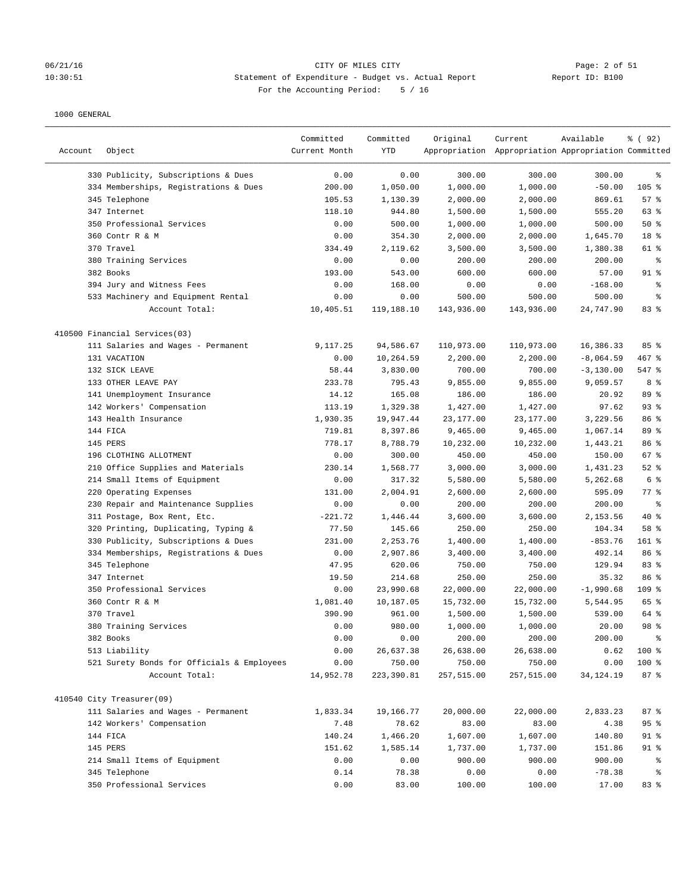CITY OF MILES CITY

Statement of Expenditure - Budget vs. Actual Report

For the Accounting Period: 5 / 16

1000 GENERAL

| Account | Object | Committed Current Month | Committed YTD | Original Appropriation | Current Appropriation | Available Appropriation | % ( 92) Committed |
|---|---|---|---|---|---|---|---|
| | 330 Publicity, Subscriptions & Dues | 0.00 | 0.00 | 300.00 | 300.00 | 300.00 | % |
| | 334 Memberships, Registrations & Dues | 200.00 | 1,050.00 | 1,000.00 | 1,000.00 | -50.00 | 105 % |
| | 345 Telephone | 105.53 | 1,130.39 | 2,000.00 | 2,000.00 | 869.61 | 57 % |
| | 347 Internet | 118.10 | 944.80 | 1,500.00 | 1,500.00 | 555.20 | 63 % |
| | 350 Professional Services | 0.00 | 500.00 | 1,000.00 | 1,000.00 | 500.00 | 50 % |
| | 360 Contr R & M | 0.00 | 354.30 | 2,000.00 | 2,000.00 | 1,645.70 | 18 % |
| | 370 Travel | 334.49 | 2,119.62 | 3,500.00 | 3,500.00 | 1,380.38 | 61 % |
| | 380 Training Services | 0.00 | 0.00 | 200.00 | 200.00 | 200.00 | % |
| | 382 Books | 193.00 | 543.00 | 600.00 | 600.00 | 57.00 | 91 % |
| | 394 Jury and Witness Fees | 0.00 | 168.00 | 0.00 | 0.00 | -168.00 | % |
| | 533 Machinery and Equipment Rental | 0.00 | 0.00 | 500.00 | 500.00 | 500.00 | % |
| | Account Total: | 10,405.51 | 119,188.10 | 143,936.00 | 143,936.00 | 24,747.90 | 83 % |
| 410500 Financial Services(03) | | | | | | | |
| | 111 Salaries and Wages - Permanent | 9,117.25 | 94,586.67 | 110,973.00 | 110,973.00 | 16,386.33 | 85 % |
| | 131 VACATION | 0.00 | 10,264.59 | 2,200.00 | 2,200.00 | -8,064.59 | 467 % |
| | 132 SICK LEAVE | 58.44 | 3,830.00 | 700.00 | 700.00 | -3,130.00 | 547 % |
| | 133 OTHER LEAVE PAY | 233.78 | 795.43 | 9,855.00 | 9,855.00 | 9,059.57 | 8 % |
| | 141 Unemployment Insurance | 14.12 | 165.08 | 186.00 | 186.00 | 20.92 | 89 % |
| | 142 Workers' Compensation | 113.19 | 1,329.38 | 1,427.00 | 1,427.00 | 97.62 | 93 % |
| | 143 Health Insurance | 1,930.35 | 19,947.44 | 23,177.00 | 23,177.00 | 3,229.56 | 86 % |
| | 144 FICA | 719.81 | 8,397.86 | 9,465.00 | 9,465.00 | 1,067.14 | 89 % |
| | 145 PERS | 778.17 | 8,788.79 | 10,232.00 | 10,232.00 | 1,443.21 | 86 % |
| | 196 CLOTHING ALLOTMENT | 0.00 | 300.00 | 450.00 | 450.00 | 150.00 | 67 % |
| | 210 Office Supplies and Materials | 230.14 | 1,568.77 | 3,000.00 | 3,000.00 | 1,431.23 | 52 % |
| | 214 Small Items of Equipment | 0.00 | 317.32 | 5,580.00 | 5,580.00 | 5,262.68 | 6 % |
| | 220 Operating Expenses | 131.00 | 2,004.91 | 2,600.00 | 2,600.00 | 595.09 | 77 % |
| | 230 Repair and Maintenance Supplies | 0.00 | 0.00 | 200.00 | 200.00 | 200.00 | % |
| | 311 Postage, Box Rent, Etc. | -221.72 | 1,446.44 | 3,600.00 | 3,600.00 | 2,153.56 | 40 % |
| | 320 Printing, Duplicating, Typing & | 77.50 | 145.66 | 250.00 | 250.00 | 104.34 | 58 % |
| | 330 Publicity, Subscriptions & Dues | 231.00 | 2,253.76 | 1,400.00 | 1,400.00 | -853.76 | 161 % |
| | 334 Memberships, Registrations & Dues | 0.00 | 2,907.86 | 3,400.00 | 3,400.00 | 492.14 | 86 % |
| | 345 Telephone | 47.95 | 620.06 | 750.00 | 750.00 | 129.94 | 83 % |
| | 347 Internet | 19.50 | 214.68 | 250.00 | 250.00 | 35.32 | 86 % |
| | 350 Professional Services | 0.00 | 23,990.68 | 22,000.00 | 22,000.00 | -1,990.68 | 109 % |
| | 360 Contr R & M | 1,081.40 | 10,187.05 | 15,732.00 | 15,732.00 | 5,544.95 | 65 % |
| | 370 Travel | 390.90 | 961.00 | 1,500.00 | 1,500.00 | 539.00 | 64 % |
| | 380 Training Services | 0.00 | 980.00 | 1,000.00 | 1,000.00 | 20.00 | 98 % |
| | 382 Books | 0.00 | 0.00 | 200.00 | 200.00 | 200.00 | % |
| | 513 Liability | 0.00 | 26,637.38 | 26,638.00 | 26,638.00 | 0.62 | 100 % |
| | 521 Surety Bonds for Officials & Employees | 0.00 | 750.00 | 750.00 | 750.00 | 0.00 | 100 % |
| | Account Total: | 14,952.78 | 223,390.81 | 257,515.00 | 257,515.00 | 34,124.19 | 87 % |
| 410540 City Treasurer(09) | | | | | | | |
| | 111 Salaries and Wages - Permanent | 1,833.34 | 19,166.77 | 20,000.00 | 22,000.00 | 2,833.23 | 87 % |
| | 142 Workers' Compensation | 7.48 | 78.62 | 83.00 | 83.00 | 4.38 | 95 % |
| | 144 FICA | 140.24 | 1,466.20 | 1,607.00 | 1,607.00 | 140.80 | 91 % |
| | 145 PERS | 151.62 | 1,585.14 | 1,737.00 | 1,737.00 | 151.86 | 91 % |
| | 214 Small Items of Equipment | 0.00 | 0.00 | 900.00 | 900.00 | 900.00 | % |
| | 345 Telephone | 0.14 | 78.38 | 0.00 | 0.00 | -78.38 | % |
| | 350 Professional Services | 0.00 | 83.00 | 100.00 | 100.00 | 17.00 | 83 % |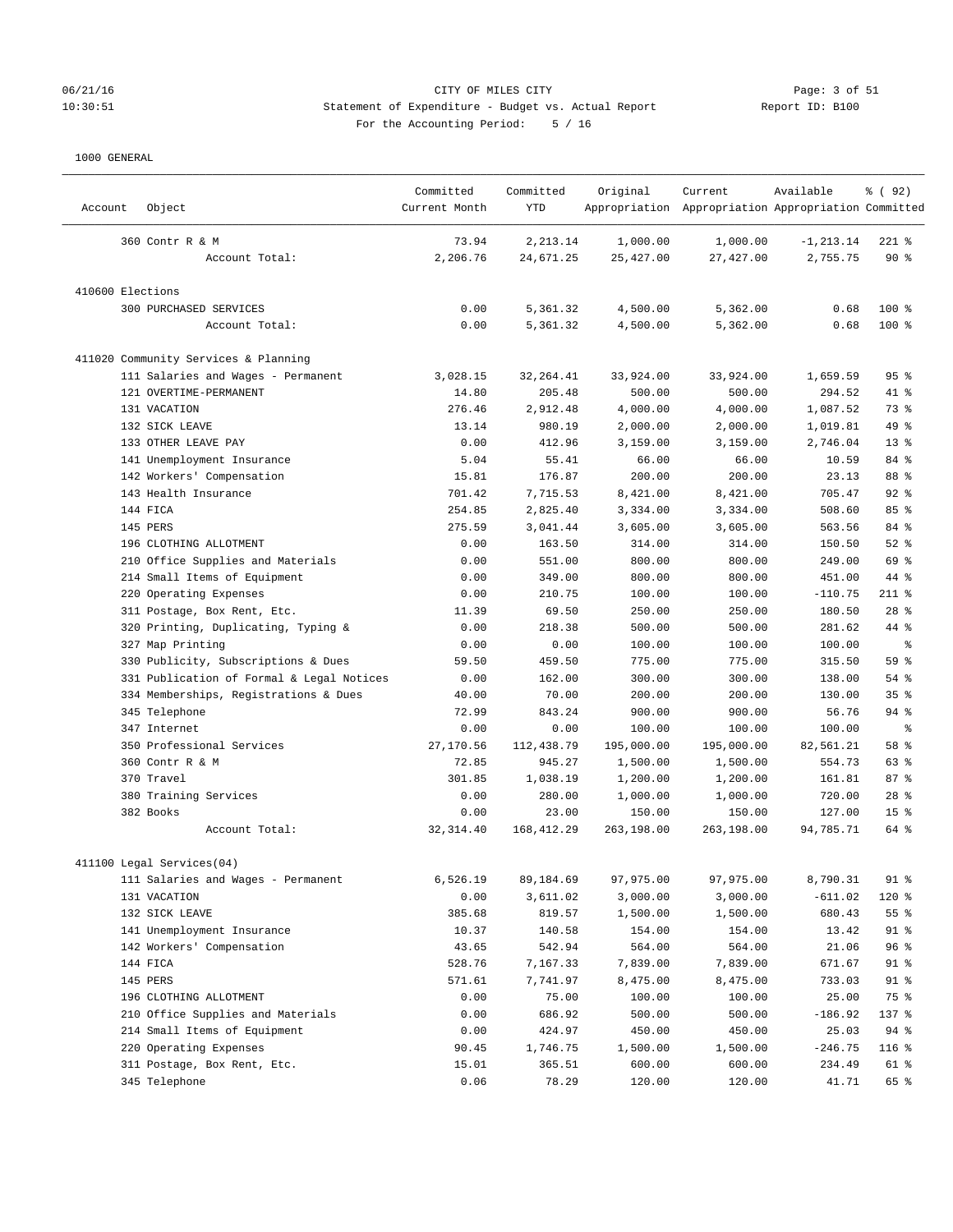CITY OF MILES CITY

Statement of Expenditure - Budget vs. Actual Report

Report ID: B100

For the Accounting Period: 5 / 16

1000 GENERAL

| Account | Object | Committed Current Month | Committed YTD | Original Appropriation | Current Appropriation | Available Appropriation | % ( 92) Committed |
|---|---|---|---|---|---|---|---|
| | 360 Contr R & M | 73.94 | 2,213.14 | 1,000.00 | 1,000.00 | -1,213.14 | 221 % |
| | Account Total: | 2,206.76 | 24,671.25 | 25,427.00 | 27,427.00 | 2,755.75 | 90 % |
| 410600 Elections | | | | | | | |
| | 300 PURCHASED SERVICES | 0.00 | 5,361.32 | 4,500.00 | 5,362.00 | 0.68 | 100 % |
| | Account Total: | 0.00 | 5,361.32 | 4,500.00 | 5,362.00 | 0.68 | 100 % |
| 411020 Community Services & Planning | | | | | | | |
| | 111 Salaries and Wages - Permanent | 3,028.15 | 32,264.41 | 33,924.00 | 33,924.00 | 1,659.59 | 95 % |
| | 121 OVERTIME-PERMANENT | 14.80 | 205.48 | 500.00 | 500.00 | 294.52 | 41 % |
| | 131 VACATION | 276.46 | 2,912.48 | 4,000.00 | 4,000.00 | 1,087.52 | 73 % |
| | 132 SICK LEAVE | 13.14 | 980.19 | 2,000.00 | 2,000.00 | 1,019.81 | 49 % |
| | 133 OTHER LEAVE PAY | 0.00 | 412.96 | 3,159.00 | 3,159.00 | 2,746.04 | 13 % |
| | 141 Unemployment Insurance | 5.04 | 55.41 | 66.00 | 66.00 | 10.59 | 84 % |
| | 142 Workers' Compensation | 15.81 | 176.87 | 200.00 | 200.00 | 23.13 | 88 % |
| | 143 Health Insurance | 701.42 | 7,715.53 | 8,421.00 | 8,421.00 | 705.47 | 92 % |
| | 144 FICA | 254.85 | 2,825.40 | 3,334.00 | 3,334.00 | 508.60 | 85 % |
| | 145 PERS | 275.59 | 3,041.44 | 3,605.00 | 3,605.00 | 563.56 | 84 % |
| | 196 CLOTHING ALLOTMENT | 0.00 | 163.50 | 314.00 | 314.00 | 150.50 | 52 % |
| | 210 Office Supplies and Materials | 0.00 | 551.00 | 800.00 | 800.00 | 249.00 | 69 % |
| | 214 Small Items of Equipment | 0.00 | 349.00 | 800.00 | 800.00 | 451.00 | 44 % |
| | 220 Operating Expenses | 0.00 | 210.75 | 100.00 | 100.00 | -110.75 | 211 % |
| | 311 Postage, Box Rent, Etc. | 11.39 | 69.50 | 250.00 | 250.00 | 180.50 | 28 % |
| | 320 Printing, Duplicating, Typing & | 0.00 | 218.38 | 500.00 | 500.00 | 281.62 | 44 % |
| | 327 Map Printing | 0.00 | 0.00 | 100.00 | 100.00 | 100.00 | % |
| | 330 Publicity, Subscriptions & Dues | 59.50 | 459.50 | 775.00 | 775.00 | 315.50 | 59 % |
| | 331 Publication of Formal & Legal Notices | 0.00 | 162.00 | 300.00 | 300.00 | 138.00 | 54 % |
| | 334 Memberships, Registrations & Dues | 40.00 | 70.00 | 200.00 | 200.00 | 130.00 | 35 % |
| | 345 Telephone | 72.99 | 843.24 | 900.00 | 900.00 | 56.76 | 94 % |
| | 347 Internet | 0.00 | 0.00 | 100.00 | 100.00 | 100.00 | % |
| | 350 Professional Services | 27,170.56 | 112,438.79 | 195,000.00 | 195,000.00 | 82,561.21 | 58 % |
| | 360 Contr R & M | 72.85 | 945.27 | 1,500.00 | 1,500.00 | 554.73 | 63 % |
| | 370 Travel | 301.85 | 1,038.19 | 1,200.00 | 1,200.00 | 161.81 | 87 % |
| | 380 Training Services | 0.00 | 280.00 | 1,000.00 | 1,000.00 | 720.00 | 28 % |
| | 382 Books | 0.00 | 23.00 | 150.00 | 150.00 | 127.00 | 15 % |
| | Account Total: | 32,314.40 | 168,412.29 | 263,198.00 | 263,198.00 | 94,785.71 | 64 % |
| 411100 Legal Services(04) | | | | | | | |
| | 111 Salaries and Wages - Permanent | 6,526.19 | 89,184.69 | 97,975.00 | 97,975.00 | 8,790.31 | 91 % |
| | 131 VACATION | 0.00 | 3,611.02 | 3,000.00 | 3,000.00 | -611.02 | 120 % |
| | 132 SICK LEAVE | 385.68 | 819.57 | 1,500.00 | 1,500.00 | 680.43 | 55 % |
| | 141 Unemployment Insurance | 10.37 | 140.58 | 154.00 | 154.00 | 13.42 | 91 % |
| | 142 Workers' Compensation | 43.65 | 542.94 | 564.00 | 564.00 | 21.06 | 96 % |
| | 144 FICA | 528.76 | 7,167.33 | 7,839.00 | 7,839.00 | 671.67 | 91 % |
| | 145 PERS | 571.61 | 7,741.97 | 8,475.00 | 8,475.00 | 733.03 | 91 % |
| | 196 CLOTHING ALLOTMENT | 0.00 | 75.00 | 100.00 | 100.00 | 25.00 | 75 % |
| | 210 Office Supplies and Materials | 0.00 | 686.92 | 500.00 | 500.00 | -186.92 | 137 % |
| | 214 Small Items of Equipment | 0.00 | 424.97 | 450.00 | 450.00 | 25.03 | 94 % |
| | 220 Operating Expenses | 90.45 | 1,746.75 | 1,500.00 | 1,500.00 | -246.75 | 116 % |
| | 311 Postage, Box Rent, Etc. | 15.01 | 365.51 | 600.00 | 600.00 | 234.49 | 61 % |
| | 345 Telephone | 0.06 | 78.29 | 120.00 | 120.00 | 41.71 | 65 % |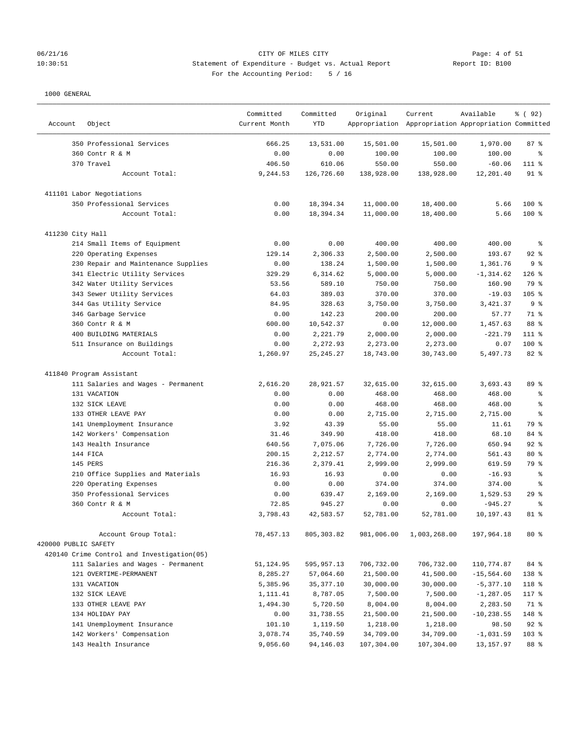CITY OF MILES CITY
Statement of Expenditure - Budget vs. Actual Report
For the Accounting Period: 5 / 16

06/21/16
10:30:51

Report ID: B100

1000 GENERAL

| Account | Object | Committed Current Month | Committed YTD | Original Appropriation | Current Appropriation | Available Appropriation | % ( 92) Committed |
|---|---|---|---|---|---|---|---|
| | 350 Professional Services | 666.25 | 13,531.00 | 15,501.00 | 15,501.00 | 1,970.00 | 87 % |
| | 360 Contr R & M | 0.00 | 0.00 | 100.00 | 100.00 | 100.00 | % |
| | 370 Travel | 406.50 | 610.06 | 550.00 | 550.00 | -60.06 | 111 % |
| | Account Total: | 9,244.53 | 126,726.60 | 138,928.00 | 138,928.00 | 12,201.40 | 91 % |
| 411101 Labor Negotiations | | | | | | | |
| | 350 Professional Services | 0.00 | 18,394.34 | 11,000.00 | 18,400.00 | 5.66 | 100 % |
| | Account Total: | 0.00 | 18,394.34 | 11,000.00 | 18,400.00 | 5.66 | 100 % |
| 411230 City Hall | | | | | | | |
| | 214 Small Items of Equipment | 0.00 | 0.00 | 400.00 | 400.00 | 400.00 | % |
| | 220 Operating Expenses | 129.14 | 2,306.33 | 2,500.00 | 2,500.00 | 193.67 | 92 % |
| | 230 Repair and Maintenance Supplies | 0.00 | 138.24 | 1,500.00 | 1,500.00 | 1,361.76 | 9 % |
| | 341 Electric Utility Services | 329.29 | 6,314.62 | 5,000.00 | 5,000.00 | -1,314.62 | 126 % |
| | 342 Water Utility Services | 53.56 | 589.10 | 750.00 | 750.00 | 160.90 | 79 % |
| | 343 Sewer Utility Services | 64.03 | 389.03 | 370.00 | 370.00 | -19.03 | 105 % |
| | 344 Gas Utility Service | 84.95 | 328.63 | 3,750.00 | 3,750.00 | 3,421.37 | 9 % |
| | 346 Garbage Service | 0.00 | 142.23 | 200.00 | 200.00 | 57.77 | 71 % |
| | 360 Contr R & M | 600.00 | 10,542.37 | 0.00 | 12,000.00 | 1,457.63 | 88 % |
| | 400 BUILDING MATERIALS | 0.00 | 2,221.79 | 2,000.00 | 2,000.00 | -221.79 | 111 % |
| | 511 Insurance on Buildings | 0.00 | 2,272.93 | 2,273.00 | 2,273.00 | 0.07 | 100 % |
| | Account Total: | 1,260.97 | 25,245.27 | 18,743.00 | 30,743.00 | 5,497.73 | 82 % |
| 411840 Program Assistant | | | | | | | |
| | 111 Salaries and Wages - Permanent | 2,616.20 | 28,921.57 | 32,615.00 | 32,615.00 | 3,693.43 | 89 % |
| | 131 VACATION | 0.00 | 0.00 | 468.00 | 468.00 | 468.00 | % |
| | 132 SICK LEAVE | 0.00 | 0.00 | 468.00 | 468.00 | 468.00 | % |
| | 133 OTHER LEAVE PAY | 0.00 | 0.00 | 2,715.00 | 2,715.00 | 2,715.00 | % |
| | 141 Unemployment Insurance | 3.92 | 43.39 | 55.00 | 55.00 | 11.61 | 79 % |
| | 142 Workers' Compensation | 31.46 | 349.90 | 418.00 | 418.00 | 68.10 | 84 % |
| | 143 Health Insurance | 640.56 | 7,075.06 | 7,726.00 | 7,726.00 | 650.94 | 92 % |
| | 144 FICA | 200.15 | 2,212.57 | 2,774.00 | 2,774.00 | 561.43 | 80 % |
| | 145 PERS | 216.36 | 2,379.41 | 2,999.00 | 2,999.00 | 619.59 | 79 % |
| | 210 Office Supplies and Materials | 16.93 | 16.93 | 0.00 | 0.00 | -16.93 | % |
| | 220 Operating Expenses | 0.00 | 0.00 | 374.00 | 374.00 | 374.00 | % |
| | 350 Professional Services | 0.00 | 639.47 | 2,169.00 | 2,169.00 | 1,529.53 | 29 % |
| | 360 Contr R & M | 72.85 | 945.27 | 0.00 | 0.00 | -945.27 | % |
| | Account Total: | 3,798.43 | 42,583.57 | 52,781.00 | 52,781.00 | 10,197.43 | 81 % |
| | Account Group Total: | 78,457.13 | 805,303.82 | 981,006.00 | 1,003,268.00 | 197,964.18 | 80 % |
| 420000 PUBLIC SAFETY | | | | | | | |
| 420140 Crime Control and Investigation(05) | | | | | | | |
| | 111 Salaries and Wages - Permanent | 51,124.95 | 595,957.13 | 706,732.00 | 706,732.00 | 110,774.87 | 84 % |
| | 121 OVERTIME-PERMANENT | 8,285.27 | 57,064.60 | 21,500.00 | 41,500.00 | -15,564.60 | 138 % |
| | 131 VACATION | 5,385.96 | 35,377.10 | 30,000.00 | 30,000.00 | -5,377.10 | 118 % |
| | 132 SICK LEAVE | 1,111.41 | 8,787.05 | 7,500.00 | 7,500.00 | -1,287.05 | 117 % |
| | 133 OTHER LEAVE PAY | 1,494.30 | 5,720.50 | 8,004.00 | 8,004.00 | 2,283.50 | 71 % |
| | 134 HOLIDAY PAY | 0.00 | 31,738.55 | 21,500.00 | 21,500.00 | -10,238.55 | 148 % |
| | 141 Unemployment Insurance | 101.10 | 1,119.50 | 1,218.00 | 1,218.00 | 98.50 | 92 % |
| | 142 Workers' Compensation | 3,078.74 | 35,740.59 | 34,709.00 | 34,709.00 | -1,031.59 | 103 % |
| | 143 Health Insurance | 9,056.60 | 94,146.03 | 107,304.00 | 107,304.00 | 13,157.97 | 88 % |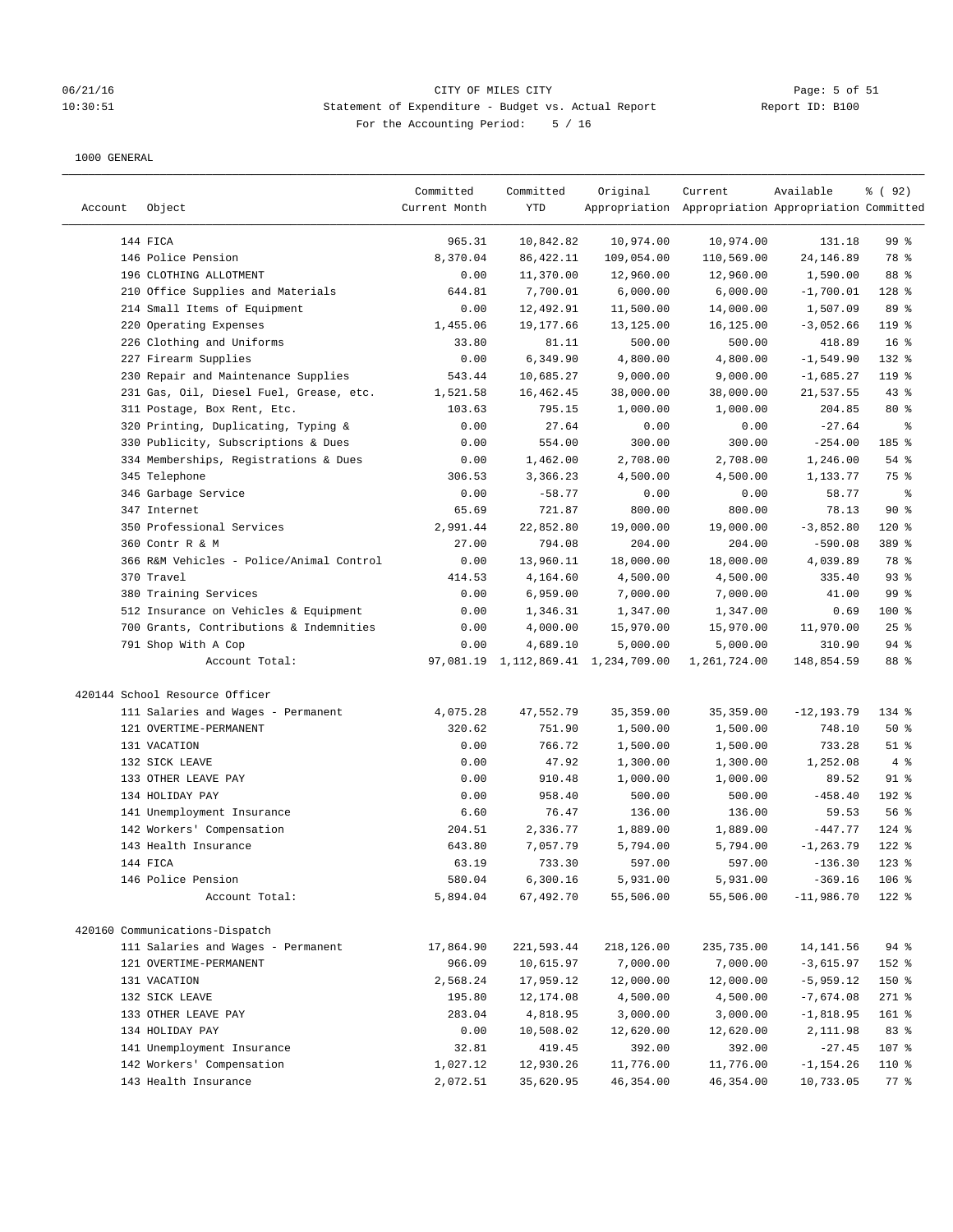CITY OF MILES CITY

Statement of Expenditure - Budget vs. Actual Report

For the Accounting Period: 5 / 16

1000 GENERAL

| Account | Object | Committed Current Month | Committed YTD | Original Appropriation | Current Appropriation | Available Appropriation | % ( 92) Committed |
|---|---|---|---|---|---|---|---|
| | 144 FICA | 965.31 | 10,842.82 | 10,974.00 | 10,974.00 | 131.18 | 99 % |
| | 146 Police Pension | 8,370.04 | 86,422.11 | 109,054.00 | 110,569.00 | 24,146.89 | 78 % |
| | 196 CLOTHING ALLOTMENT | 0.00 | 11,370.00 | 12,960.00 | 12,960.00 | 1,590.00 | 88 % |
| | 210 Office Supplies and Materials | 644.81 | 7,700.01 | 6,000.00 | 6,000.00 | -1,700.01 | 128 % |
| | 214 Small Items of Equipment | 0.00 | 12,492.91 | 11,500.00 | 14,000.00 | 1,507.09 | 89 % |
| | 220 Operating Expenses | 1,455.06 | 19,177.66 | 13,125.00 | 16,125.00 | -3,052.66 | 119 % |
| | 226 Clothing and Uniforms | 33.80 | 81.11 | 500.00 | 500.00 | 418.89 | 16 % |
| | 227 Firearm Supplies | 0.00 | 6,349.90 | 4,800.00 | 4,800.00 | -1,549.90 | 132 % |
| | 230 Repair and Maintenance Supplies | 543.44 | 10,685.27 | 9,000.00 | 9,000.00 | -1,685.27 | 119 % |
| | 231 Gas, Oil, Diesel Fuel, Grease, etc. | 1,521.58 | 16,462.45 | 38,000.00 | 38,000.00 | 21,537.55 | 43 % |
| | 311 Postage, Box Rent, Etc. | 103.63 | 795.15 | 1,000.00 | 1,000.00 | 204.85 | 80 % |
| | 320 Printing, Duplicating, Typing & | 0.00 | 27.64 | 0.00 | 0.00 | -27.64 | % |
| | 330 Publicity, Subscriptions & Dues | 0.00 | 554.00 | 300.00 | 300.00 | -254.00 | 185 % |
| | 334 Memberships, Registrations & Dues | 0.00 | 1,462.00 | 2,708.00 | 2,708.00 | 1,246.00 | 54 % |
| | 345 Telephone | 306.53 | 3,366.23 | 4,500.00 | 4,500.00 | 1,133.77 | 75 % |
| | 346 Garbage Service | 0.00 | -58.77 | 0.00 | 0.00 | 58.77 | % |
| | 347 Internet | 65.69 | 721.87 | 800.00 | 800.00 | 78.13 | 90 % |
| | 350 Professional Services | 2,991.44 | 22,852.80 | 19,000.00 | 19,000.00 | -3,852.80 | 120 % |
| | 360 Contr R & M | 27.00 | 794.08 | 204.00 | 204.00 | -590.08 | 389 % |
| | 366 R&M Vehicles - Police/Animal Control | 0.00 | 13,960.11 | 18,000.00 | 18,000.00 | 4,039.89 | 78 % |
| | 370 Travel | 414.53 | 4,164.60 | 4,500.00 | 4,500.00 | 335.40 | 93 % |
| | 380 Training Services | 0.00 | 6,959.00 | 7,000.00 | 7,000.00 | 41.00 | 99 % |
| | 512 Insurance on Vehicles & Equipment | 0.00 | 1,346.31 | 1,347.00 | 1,347.00 | 0.69 | 100 % |
| | 700 Grants, Contributions & Indemnities | 0.00 | 4,000.00 | 15,970.00 | 15,970.00 | 11,970.00 | 25 % |
| | 791 Shop With A Cop | 0.00 | 4,689.10 | 5,000.00 | 5,000.00 | 310.90 | 94 % |
| | Account Total: | 97,081.19 | 1,112,869.41 | 1,234,709.00 | 1,261,724.00 | 148,854.59 | 88 % |
| 420144 School Resource Officer | | | | | | | |
| | 111 Salaries and Wages - Permanent | 4,075.28 | 47,552.79 | 35,359.00 | 35,359.00 | -12,193.79 | 134 % |
| | 121 OVERTIME-PERMANENT | 320.62 | 751.90 | 1,500.00 | 1,500.00 | 748.10 | 50 % |
| | 131 VACATION | 0.00 | 766.72 | 1,500.00 | 1,500.00 | 733.28 | 51 % |
| | 132 SICK LEAVE | 0.00 | 47.92 | 1,300.00 | 1,300.00 | 1,252.08 | 4 % |
| | 133 OTHER LEAVE PAY | 0.00 | 910.48 | 1,000.00 | 1,000.00 | 89.52 | 91 % |
| | 134 HOLIDAY PAY | 0.00 | 958.40 | 500.00 | 500.00 | -458.40 | 192 % |
| | 141 Unemployment Insurance | 6.60 | 76.47 | 136.00 | 136.00 | 59.53 | 56 % |
| | 142 Workers' Compensation | 204.51 | 2,336.77 | 1,889.00 | 1,889.00 | -447.77 | 124 % |
| | 143 Health Insurance | 643.80 | 7,057.79 | 5,794.00 | 5,794.00 | -1,263.79 | 122 % |
| | 144 FICA | 63.19 | 733.30 | 597.00 | 597.00 | -136.30 | 123 % |
| | 146 Police Pension | 580.04 | 6,300.16 | 5,931.00 | 5,931.00 | -369.16 | 106 % |
| | Account Total: | 5,894.04 | 67,492.70 | 55,506.00 | 55,506.00 | -11,986.70 | 122 % |
| 420160 Communications-Dispatch | | | | | | | |
| | 111 Salaries and Wages - Permanent | 17,864.90 | 221,593.44 | 218,126.00 | 235,735.00 | 14,141.56 | 94 % |
| | 121 OVERTIME-PERMANENT | 966.09 | 10,615.97 | 7,000.00 | 7,000.00 | -3,615.97 | 152 % |
| | 131 VACATION | 2,568.24 | 17,959.12 | 12,000.00 | 12,000.00 | -5,959.12 | 150 % |
| | 132 SICK LEAVE | 195.80 | 12,174.08 | 4,500.00 | 4,500.00 | -7,674.08 | 271 % |
| | 133 OTHER LEAVE PAY | 283.04 | 4,818.95 | 3,000.00 | 3,000.00 | -1,818.95 | 161 % |
| | 134 HOLIDAY PAY | 0.00 | 10,508.02 | 12,620.00 | 12,620.00 | 2,111.98 | 83 % |
| | 141 Unemployment Insurance | 32.81 | 419.45 | 392.00 | 392.00 | -27.45 | 107 % |
| | 142 Workers' Compensation | 1,027.12 | 12,930.26 | 11,776.00 | 11,776.00 | -1,154.26 | 110 % |
| | 143 Health Insurance | 2,072.51 | 35,620.95 | 46,354.00 | 46,354.00 | 10,733.05 | 77 % |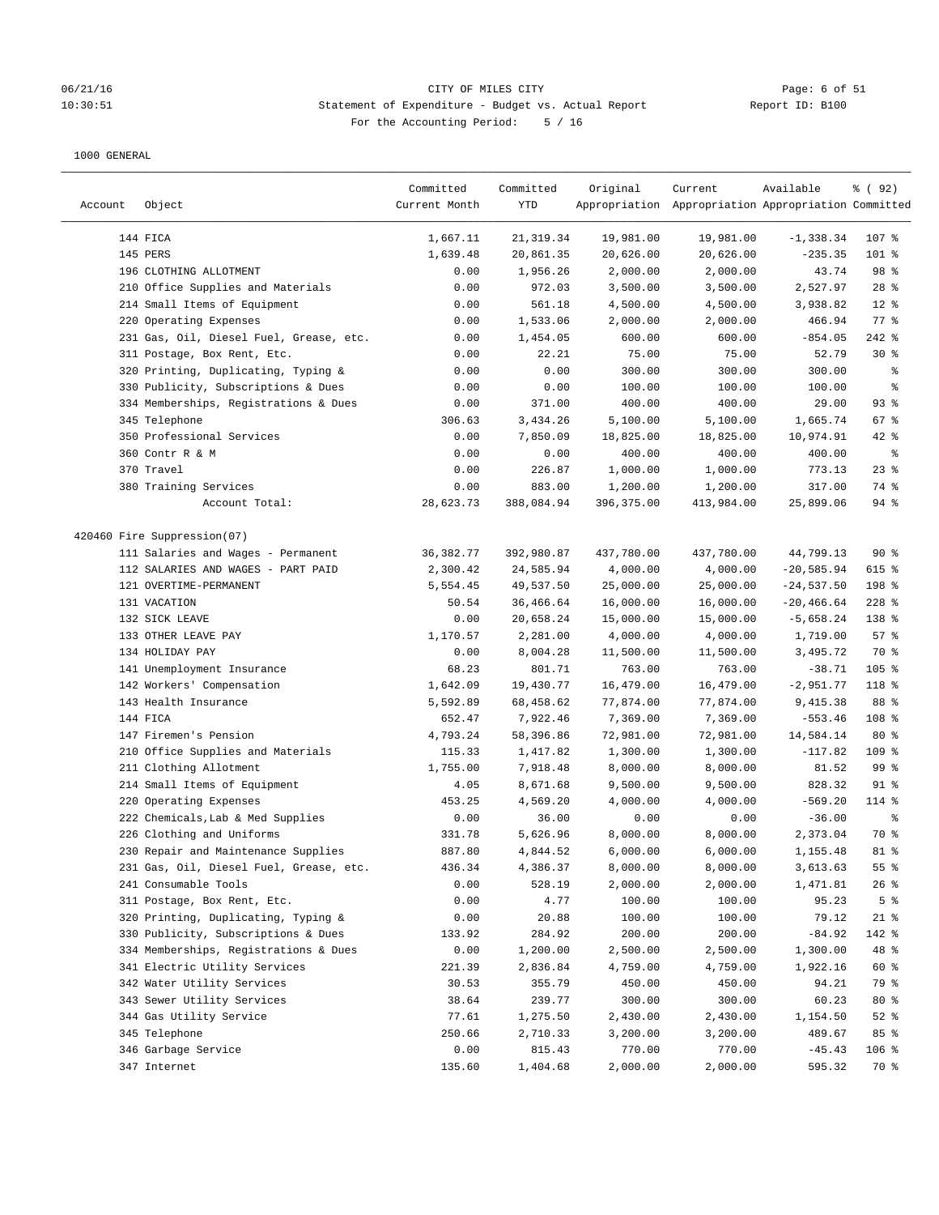CITY OF MILES CITY

Statement of Expenditure - Budget vs. Actual Report

For the Accounting Period: 5 / 16

1000 GENERAL

| Account | Object | Committed Current Month | Committed YTD | Original Appropriation | Current Appropriation | Available Appropriation | % ( 92) Committed |
|---|---|---|---|---|---|---|---|
| | 144 FICA | 1,667.11 | 21,319.34 | 19,981.00 | 19,981.00 | -1,338.34 | 107 % |
| | 145 PERS | 1,639.48 | 20,861.35 | 20,626.00 | 20,626.00 | -235.35 | 101 % |
| | 196 CLOTHING ALLOTMENT | 0.00 | 1,956.26 | 2,000.00 | 2,000.00 | 43.74 | 98 % |
| | 210 Office Supplies and Materials | 0.00 | 972.03 | 3,500.00 | 3,500.00 | 2,527.97 | 28 % |
| | 214 Small Items of Equipment | 0.00 | 561.18 | 4,500.00 | 4,500.00 | 3,938.82 | 12 % |
| | 220 Operating Expenses | 0.00 | 1,533.06 | 2,000.00 | 2,000.00 | 466.94 | 77 % |
| | 231 Gas, Oil, Diesel Fuel, Grease, etc. | 0.00 | 1,454.05 | 600.00 | 600.00 | -854.05 | 242 % |
| | 311 Postage, Box Rent, Etc. | 0.00 | 22.21 | 75.00 | 75.00 | 52.79 | 30 % |
| | 320 Printing, Duplicating, Typing & | 0.00 | 0.00 | 300.00 | 300.00 | 300.00 | % |
| | 330 Publicity, Subscriptions & Dues | 0.00 | 0.00 | 100.00 | 100.00 | 100.00 | % |
| | 334 Memberships, Registrations & Dues | 0.00 | 371.00 | 400.00 | 400.00 | 29.00 | 93 % |
| | 345 Telephone | 306.63 | 3,434.26 | 5,100.00 | 5,100.00 | 1,665.74 | 67 % |
| | 350 Professional Services | 0.00 | 7,850.09 | 18,825.00 | 18,825.00 | 10,974.91 | 42 % |
| | 360 Contr R & M | 0.00 | 0.00 | 400.00 | 400.00 | 400.00 | % |
| | 370 Travel | 0.00 | 226.87 | 1,000.00 | 1,000.00 | 773.13 | 23 % |
| | 380 Training Services | 0.00 | 883.00 | 1,200.00 | 1,200.00 | 317.00 | 74 % |
| | Account Total: | 28,623.73 | 388,084.94 | 396,375.00 | 413,984.00 | 25,899.06 | 94 % |
| 420460 Fire Suppression(07) | | | | | | | |
| | 111 Salaries and Wages - Permanent | 36,382.77 | 392,980.87 | 437,780.00 | 437,780.00 | 44,799.13 | 90 % |
| | 112 SALARIES AND WAGES - PART PAID | 2,300.42 | 24,585.94 | 4,000.00 | 4,000.00 | -20,585.94 | 615 % |
| | 121 OVERTIME-PERMANENT | 5,554.45 | 49,537.50 | 25,000.00 | 25,000.00 | -24,537.50 | 198 % |
| | 131 VACATION | 50.54 | 36,466.64 | 16,000.00 | 16,000.00 | -20,466.64 | 228 % |
| | 132 SICK LEAVE | 0.00 | 20,658.24 | 15,000.00 | 15,000.00 | -5,658.24 | 138 % |
| | 133 OTHER LEAVE PAY | 1,170.57 | 2,281.00 | 4,000.00 | 4,000.00 | 1,719.00 | 57 % |
| | 134 HOLIDAY PAY | 0.00 | 8,004.28 | 11,500.00 | 11,500.00 | 3,495.72 | 70 % |
| | 141 Unemployment Insurance | 68.23 | 801.71 | 763.00 | 763.00 | -38.71 | 105 % |
| | 142 Workers' Compensation | 1,642.09 | 19,430.77 | 16,479.00 | 16,479.00 | -2,951.77 | 118 % |
| | 143 Health Insurance | 5,592.89 | 68,458.62 | 77,874.00 | 77,874.00 | 9,415.38 | 88 % |
| | 144 FICA | 652.47 | 7,922.46 | 7,369.00 | 7,369.00 | -553.46 | 108 % |
| | 147 Firemen's Pension | 4,793.24 | 58,396.86 | 72,981.00 | 72,981.00 | 14,584.14 | 80 % |
| | 210 Office Supplies and Materials | 115.33 | 1,417.82 | 1,300.00 | 1,300.00 | -117.82 | 109 % |
| | 211 Clothing Allotment | 1,755.00 | 7,918.48 | 8,000.00 | 8,000.00 | 81.52 | 99 % |
| | 214 Small Items of Equipment | 4.05 | 8,671.68 | 9,500.00 | 9,500.00 | 828.32 | 91 % |
| | 220 Operating Expenses | 453.25 | 4,569.20 | 4,000.00 | 4,000.00 | -569.20 | 114 % |
| | 222 Chemicals,Lab & Med Supplies | 0.00 | 36.00 | 0.00 | 0.00 | -36.00 | % |
| | 226 Clothing and Uniforms | 331.78 | 5,626.96 | 8,000.00 | 8,000.00 | 2,373.04 | 70 % |
| | 230 Repair and Maintenance Supplies | 887.80 | 4,844.52 | 6,000.00 | 6,000.00 | 1,155.48 | 81 % |
| | 231 Gas, Oil, Diesel Fuel, Grease, etc. | 436.34 | 4,386.37 | 8,000.00 | 8,000.00 | 3,613.63 | 55 % |
| | 241 Consumable Tools | 0.00 | 528.19 | 2,000.00 | 2,000.00 | 1,471.81 | 26 % |
| | 311 Postage, Box Rent, Etc. | 0.00 | 4.77 | 100.00 | 100.00 | 95.23 | 5 % |
| | 320 Printing, Duplicating, Typing & | 0.00 | 20.88 | 100.00 | 100.00 | 79.12 | 21 % |
| | 330 Publicity, Subscriptions & Dues | 133.92 | 284.92 | 200.00 | 200.00 | -84.92 | 142 % |
| | 334 Memberships, Registrations & Dues | 0.00 | 1,200.00 | 2,500.00 | 2,500.00 | 1,300.00 | 48 % |
| | 341 Electric Utility Services | 221.39 | 2,836.84 | 4,759.00 | 4,759.00 | 1,922.16 | 60 % |
| | 342 Water Utility Services | 30.53 | 355.79 | 450.00 | 450.00 | 94.21 | 79 % |
| | 343 Sewer Utility Services | 38.64 | 239.77 | 300.00 | 300.00 | 60.23 | 80 % |
| | 344 Gas Utility Service | 77.61 | 1,275.50 | 2,430.00 | 2,430.00 | 1,154.50 | 52 % |
| | 345 Telephone | 250.66 | 2,710.33 | 3,200.00 | 3,200.00 | 489.67 | 85 % |
| | 346 Garbage Service | 0.00 | 815.43 | 770.00 | 770.00 | -45.43 | 106 % |
| | 347 Internet | 135.60 | 1,404.68 | 2,000.00 | 2,000.00 | 595.32 | 70 % |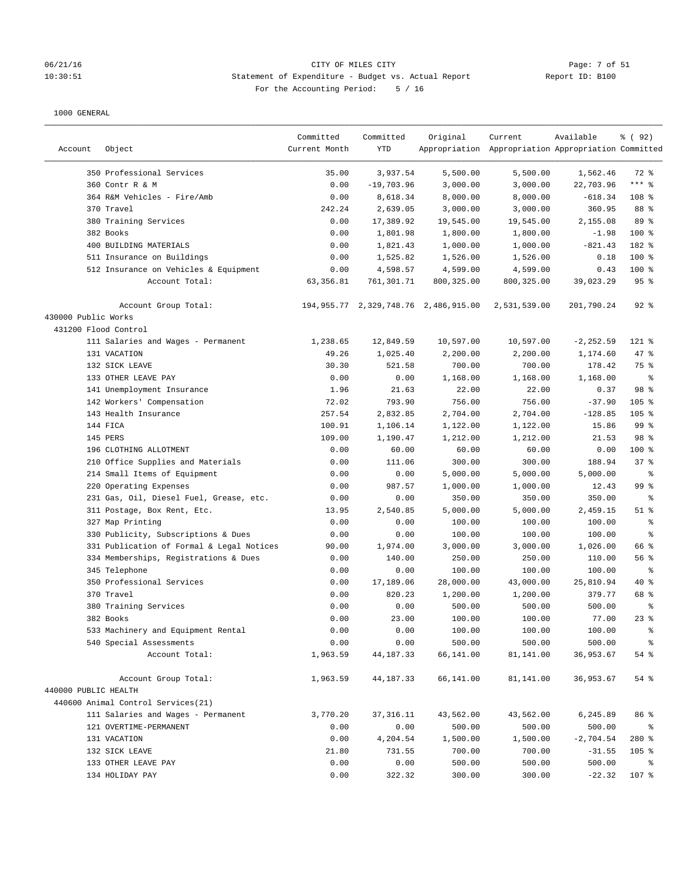CITY OF MILES CITY

Statement of Expenditure - Budget vs. Actual Report

For the Accounting Period: 5 / 16

06/21/16 10:30:51 Report ID: B100

1000 GENERAL

| Account | Object | Committed Current Month | Committed YTD | Original Appropriation | Current Appropriation | Available Appropriation | % ( 92) Committed |
|---|---|---|---|---|---|---|---|
| | 350 Professional Services | 35.00 | 3,937.54 | 5,500.00 | 5,500.00 | 1,562.46 | 72 % |
| | 360 Contr R & M | 0.00 | -19,703.96 | 3,000.00 | 3,000.00 | 22,703.96 | *** % |
| | 364 R&M Vehicles - Fire/Amb | 0.00 | 8,618.34 | 8,000.00 | 8,000.00 | -618.34 | 108 % |
| | 370 Travel | 242.24 | 2,639.05 | 3,000.00 | 3,000.00 | 360.95 | 88 % |
| | 380 Training Services | 0.00 | 17,389.92 | 19,545.00 | 19,545.00 | 2,155.08 | 89 % |
| | 382 Books | 0.00 | 1,801.98 | 1,800.00 | 1,800.00 | -1.98 | 100 % |
| | 400 BUILDING MATERIALS | 0.00 | 1,821.43 | 1,000.00 | 1,000.00 | -821.43 | 182 % |
| | 511 Insurance on Buildings | 0.00 | 1,525.82 | 1,526.00 | 1,526.00 | 0.18 | 100 % |
| | 512 Insurance on Vehicles & Equipment | 0.00 | 4,598.57 | 4,599.00 | 4,599.00 | 0.43 | 100 % |
| | Account Total: | 63,356.81 | 761,301.71 | 800,325.00 | 800,325.00 | 39,023.29 | 95 % |
| | Account Group Total: | 194,955.77 | 2,329,748.76 | 2,486,915.00 | 2,531,539.00 | 201,790.24 | 92 % |
| 430000 Public Works | | | | | | | |
| 431200 Flood Control | | | | | | | |
| | 111 Salaries and Wages - Permanent | 1,238.65 | 12,849.59 | 10,597.00 | 10,597.00 | -2,252.59 | 121 % |
| | 131 VACATION | 49.26 | 1,025.40 | 2,200.00 | 2,200.00 | 1,174.60 | 47 % |
| | 132 SICK LEAVE | 30.30 | 521.58 | 700.00 | 700.00 | 178.42 | 75 % |
| | 133 OTHER LEAVE PAY | 0.00 | 0.00 | 1,168.00 | 1,168.00 | 1,168.00 | % |
| | 141 Unemployment Insurance | 1.96 | 21.63 | 22.00 | 22.00 | 0.37 | 98 % |
| | 142 Workers' Compensation | 72.02 | 793.90 | 756.00 | 756.00 | -37.90 | 105 % |
| | 143 Health Insurance | 257.54 | 2,832.85 | 2,704.00 | 2,704.00 | -128.85 | 105 % |
| | 144 FICA | 100.91 | 1,106.14 | 1,122.00 | 1,122.00 | 15.86 | 99 % |
| | 145 PERS | 109.00 | 1,190.47 | 1,212.00 | 1,212.00 | 21.53 | 98 % |
| | 196 CLOTHING ALLOTMENT | 0.00 | 60.00 | 60.00 | 60.00 | 0.00 | 100 % |
| | 210 Office Supplies and Materials | 0.00 | 111.06 | 300.00 | 300.00 | 188.94 | 37 % |
| | 214 Small Items of Equipment | 0.00 | 0.00 | 5,000.00 | 5,000.00 | 5,000.00 | % |
| | 220 Operating Expenses | 0.00 | 987.57 | 1,000.00 | 1,000.00 | 12.43 | 99 % |
| | 231 Gas, Oil, Diesel Fuel, Grease, etc. | 0.00 | 0.00 | 350.00 | 350.00 | 350.00 | % |
| | 311 Postage, Box Rent, Etc. | 13.95 | 2,540.85 | 5,000.00 | 5,000.00 | 2,459.15 | 51 % |
| | 327 Map Printing | 0.00 | 0.00 | 100.00 | 100.00 | 100.00 | % |
| | 330 Publicity, Subscriptions & Dues | 0.00 | 0.00 | 100.00 | 100.00 | 100.00 | % |
| | 331 Publication of Formal & Legal Notices | 90.00 | 1,974.00 | 3,000.00 | 3,000.00 | 1,026.00 | 66 % |
| | 334 Memberships, Registrations & Dues | 0.00 | 140.00 | 250.00 | 250.00 | 110.00 | 56 % |
| | 345 Telephone | 0.00 | 0.00 | 100.00 | 100.00 | 100.00 | % |
| | 350 Professional Services | 0.00 | 17,189.06 | 28,000.00 | 43,000.00 | 25,810.94 | 40 % |
| | 370 Travel | 0.00 | 820.23 | 1,200.00 | 1,200.00 | 379.77 | 68 % |
| | 380 Training Services | 0.00 | 0.00 | 500.00 | 500.00 | 500.00 | % |
| | 382 Books | 0.00 | 23.00 | 100.00 | 100.00 | 77.00 | 23 % |
| | 533 Machinery and Equipment Rental | 0.00 | 0.00 | 100.00 | 100.00 | 100.00 | % |
| | 540 Special Assessments | 0.00 | 0.00 | 500.00 | 500.00 | 500.00 | % |
| | Account Total: | 1,963.59 | 44,187.33 | 66,141.00 | 81,141.00 | 36,953.67 | 54 % |
| | Account Group Total: | 1,963.59 | 44,187.33 | 66,141.00 | 81,141.00 | 36,953.67 | 54 % |
| 440000 PUBLIC HEALTH | | | | | | | |
| 440600 Animal Control Services(21) | | | | | | | |
| | 111 Salaries and Wages - Permanent | 3,770.20 | 37,316.11 | 43,562.00 | 43,562.00 | 6,245.89 | 86 % |
| | 121 OVERTIME-PERMANENT | 0.00 | 0.00 | 500.00 | 500.00 | 500.00 | % |
| | 131 VACATION | 0.00 | 4,204.54 | 1,500.00 | 1,500.00 | -2,704.54 | 280 % |
| | 132 SICK LEAVE | 21.80 | 731.55 | 700.00 | 700.00 | -31.55 | 105 % |
| | 133 OTHER LEAVE PAY | 0.00 | 0.00 | 500.00 | 500.00 | 500.00 | % |
| | 134 HOLIDAY PAY | 0.00 | 322.32 | 300.00 | 300.00 | -22.32 | 107 % |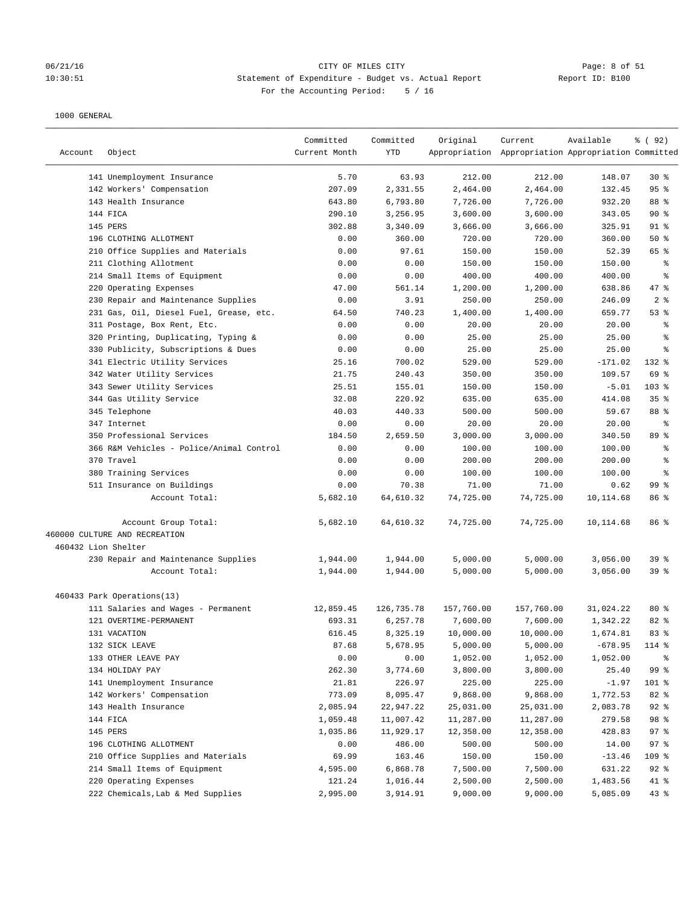CITY OF MILES CITY
Statement of Expenditure - Budget vs. Actual Report
For the Accounting Period: 5 / 16

1000 GENERAL

| Account | Object | Committed Current Month | Committed YTD | Original Appropriation | Current Appropriation | Available Appropriation | % ( 92) Committed |
|---|---|---|---|---|---|---|---|
| | 141 Unemployment Insurance | 5.70 | 63.93 | 212.00 | 212.00 | 148.07 | 30 % |
| | 142 Workers' Compensation | 207.09 | 2,331.55 | 2,464.00 | 2,464.00 | 132.45 | 95 % |
| | 143 Health Insurance | 643.80 | 6,793.80 | 7,726.00 | 7,726.00 | 932.20 | 88 % |
| | 144 FICA | 290.10 | 3,256.95 | 3,600.00 | 3,600.00 | 343.05 | 90 % |
| | 145 PERS | 302.88 | 3,340.09 | 3,666.00 | 3,666.00 | 325.91 | 91 % |
| | 196 CLOTHING ALLOTMENT | 0.00 | 360.00 | 720.00 | 720.00 | 360.00 | 50 % |
| | 210 Office Supplies and Materials | 0.00 | 97.61 | 150.00 | 150.00 | 52.39 | 65 % |
| | 211 Clothing Allotment | 0.00 | 0.00 | 150.00 | 150.00 | 150.00 | % |
| | 214 Small Items of Equipment | 0.00 | 0.00 | 400.00 | 400.00 | 400.00 | % |
| | 220 Operating Expenses | 47.00 | 561.14 | 1,200.00 | 1,200.00 | 638.86 | 47 % |
| | 230 Repair and Maintenance Supplies | 0.00 | 3.91 | 250.00 | 250.00 | 246.09 | 2 % |
| | 231 Gas, Oil, Diesel Fuel, Grease, etc. | 64.50 | 740.23 | 1,400.00 | 1,400.00 | 659.77 | 53 % |
| | 311 Postage, Box Rent, Etc. | 0.00 | 0.00 | 20.00 | 20.00 | 20.00 | % |
| | 320 Printing, Duplicating, Typing & | 0.00 | 0.00 | 25.00 | 25.00 | 25.00 | % |
| | 330 Publicity, Subscriptions & Dues | 0.00 | 0.00 | 25.00 | 25.00 | 25.00 | % |
| | 341 Electric Utility Services | 25.16 | 700.02 | 529.00 | 529.00 | -171.02 | 132 % |
| | 342 Water Utility Services | 21.75 | 240.43 | 350.00 | 350.00 | 109.57 | 69 % |
| | 343 Sewer Utility Services | 25.51 | 155.01 | 150.00 | 150.00 | -5.01 | 103 % |
| | 344 Gas Utility Service | 32.08 | 220.92 | 635.00 | 635.00 | 414.08 | 35 % |
| | 345 Telephone | 40.03 | 440.33 | 500.00 | 500.00 | 59.67 | 88 % |
| | 347 Internet | 0.00 | 0.00 | 20.00 | 20.00 | 20.00 | % |
| | 350 Professional Services | 184.50 | 2,659.50 | 3,000.00 | 3,000.00 | 340.50 | 89 % |
| | 366 R&M Vehicles - Police/Animal Control | 0.00 | 0.00 | 100.00 | 100.00 | 100.00 | % |
| | 370 Travel | 0.00 | 0.00 | 200.00 | 200.00 | 200.00 | % |
| | 380 Training Services | 0.00 | 0.00 | 100.00 | 100.00 | 100.00 | % |
| | 511 Insurance on Buildings | 0.00 | 70.38 | 71.00 | 71.00 | 0.62 | 99 % |
| | Account Total: | 5,682.10 | 64,610.32 | 74,725.00 | 74,725.00 | 10,114.68 | 86 % |
| | Account Group Total: | 5,682.10 | 64,610.32 | 74,725.00 | 74,725.00 | 10,114.68 | 86 % |
| 460000 CULTURE AND RECREATION | | | | | | | |
| 460432 Lion Shelter | | | | | | | |
| | 230 Repair and Maintenance Supplies | 1,944.00 | 1,944.00 | 5,000.00 | 5,000.00 | 3,056.00 | 39 % |
| | Account Total: | 1,944.00 | 1,944.00 | 5,000.00 | 5,000.00 | 3,056.00 | 39 % |
| 460433 Park Operations(13) | | | | | | | |
| | 111 Salaries and Wages - Permanent | 12,859.45 | 126,735.78 | 157,760.00 | 157,760.00 | 31,024.22 | 80 % |
| | 121 OVERTIME-PERMANENT | 693.31 | 6,257.78 | 7,600.00 | 7,600.00 | 1,342.22 | 82 % |
| | 131 VACATION | 616.45 | 8,325.19 | 10,000.00 | 10,000.00 | 1,674.81 | 83 % |
| | 132 SICK LEAVE | 87.68 | 5,678.95 | 5,000.00 | 5,000.00 | -678.95 | 114 % |
| | 133 OTHER LEAVE PAY | 0.00 | 0.00 | 1,052.00 | 1,052.00 | 1,052.00 | % |
| | 134 HOLIDAY PAY | 262.30 | 3,774.60 | 3,800.00 | 3,800.00 | 25.40 | 99 % |
| | 141 Unemployment Insurance | 21.81 | 226.97 | 225.00 | 225.00 | -1.97 | 101 % |
| | 142 Workers' Compensation | 773.09 | 8,095.47 | 9,868.00 | 9,868.00 | 1,772.53 | 82 % |
| | 143 Health Insurance | 2,085.94 | 22,947.22 | 25,031.00 | 25,031.00 | 2,083.78 | 92 % |
| | 144 FICA | 1,059.48 | 11,007.42 | 11,287.00 | 11,287.00 | 279.58 | 98 % |
| | 145 PERS | 1,035.86 | 11,929.17 | 12,358.00 | 12,358.00 | 428.83 | 97 % |
| | 196 CLOTHING ALLOTMENT | 0.00 | 486.00 | 500.00 | 500.00 | 14.00 | 97 % |
| | 210 Office Supplies and Materials | 69.99 | 163.46 | 150.00 | 150.00 | -13.46 | 109 % |
| | 214 Small Items of Equipment | 4,595.00 | 6,868.78 | 7,500.00 | 7,500.00 | 631.22 | 92 % |
| | 220 Operating Expenses | 121.24 | 1,016.44 | 2,500.00 | 2,500.00 | 1,483.56 | 41 % |
| | 222 Chemicals,Lab & Med Supplies | 2,995.00 | 3,914.91 | 9,000.00 | 9,000.00 | 5,085.09 | 43 % |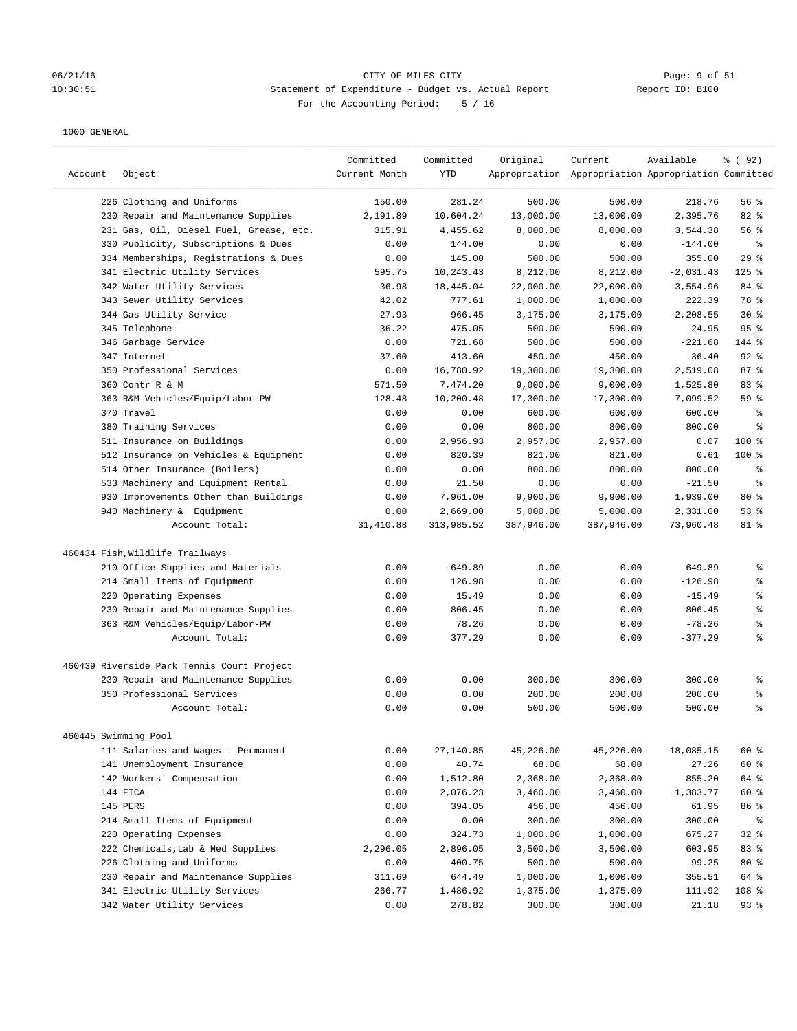CITY OF MILES CITY
Statement of Expenditure - Budget vs. Actual Report
Report ID: B100
For the Accounting Period: 5 / 16

1000 GENERAL

| Account | Object | Committed Current Month | Committed YTD | Original Appropriation | Current Appropriation | Available Appropriation | % ( 92) Committed |
|---|---|---|---|---|---|---|---|
| | 226 Clothing and Uniforms | 150.00 | 281.24 | 500.00 | 500.00 | 218.76 | 56 % |
| | 230 Repair and Maintenance Supplies | 2,191.89 | 10,604.24 | 13,000.00 | 13,000.00 | 2,395.76 | 82 % |
| | 231 Gas, Oil, Diesel Fuel, Grease, etc. | 315.91 | 4,455.62 | 8,000.00 | 8,000.00 | 3,544.38 | 56 % |
| | 330 Publicity, Subscriptions & Dues | 0.00 | 144.00 | 0.00 | 0.00 | -144.00 | % |
| | 334 Memberships, Registrations & Dues | 0.00 | 145.00 | 500.00 | 500.00 | 355.00 | 29 % |
| | 341 Electric Utility Services | 595.75 | 10,243.43 | 8,212.00 | 8,212.00 | -2,031.43 | 125 % |
| | 342 Water Utility Services | 36.98 | 18,445.04 | 22,000.00 | 22,000.00 | 3,554.96 | 84 % |
| | 343 Sewer Utility Services | 42.02 | 777.61 | 1,000.00 | 1,000.00 | 222.39 | 78 % |
| | 344 Gas Utility Service | 27.93 | 966.45 | 3,175.00 | 3,175.00 | 2,208.55 | 30 % |
| | 345 Telephone | 36.22 | 475.05 | 500.00 | 500.00 | 24.95 | 95 % |
| | 346 Garbage Service | 0.00 | 721.68 | 500.00 | 500.00 | -221.68 | 144 % |
| | 347 Internet | 37.60 | 413.60 | 450.00 | 450.00 | 36.40 | 92 % |
| | 350 Professional Services | 0.00 | 16,780.92 | 19,300.00 | 19,300.00 | 2,519.08 | 87 % |
| | 360 Contr R & M | 571.50 | 7,474.20 | 9,000.00 | 9,000.00 | 1,525.80 | 83 % |
| | 363 R&M Vehicles/Equip/Labor-PW | 128.48 | 10,200.48 | 17,300.00 | 17,300.00 | 7,099.52 | 59 % |
| | 370 Travel | 0.00 | 0.00 | 600.00 | 600.00 | 600.00 | % |
| | 380 Training Services | 0.00 | 0.00 | 800.00 | 800.00 | 800.00 | % |
| | 511 Insurance on Buildings | 0.00 | 2,956.93 | 2,957.00 | 2,957.00 | 0.07 | 100 % |
| | 512 Insurance on Vehicles & Equipment | 0.00 | 820.39 | 821.00 | 821.00 | 0.61 | 100 % |
| | 514 Other Insurance (Boilers) | 0.00 | 0.00 | 800.00 | 800.00 | 800.00 | % |
| | 533 Machinery and Equipment Rental | 0.00 | 21.50 | 0.00 | 0.00 | -21.50 | % |
| | 930 Improvements Other than Buildings | 0.00 | 7,961.00 | 9,900.00 | 9,900.00 | 1,939.00 | 80 % |
| | 940 Machinery & Equipment | 0.00 | 2,669.00 | 5,000.00 | 5,000.00 | 2,331.00 | 53 % |
| | Account Total: | 31,410.88 | 313,985.52 | 387,946.00 | 387,946.00 | 73,960.48 | 81 % |
| 460434 | Fish,Wildlife Trailways | | | | | | |
| | 210 Office Supplies and Materials | 0.00 | -649.89 | 0.00 | 0.00 | 649.89 | % |
| | 214 Small Items of Equipment | 0.00 | 126.98 | 0.00 | 0.00 | -126.98 | % |
| | 220 Operating Expenses | 0.00 | 15.49 | 0.00 | 0.00 | -15.49 | % |
| | 230 Repair and Maintenance Supplies | 0.00 | 806.45 | 0.00 | 0.00 | -806.45 | % |
| | 363 R&M Vehicles/Equip/Labor-PW | 0.00 | 78.26 | 0.00 | 0.00 | -78.26 | % |
| | Account Total: | 0.00 | 377.29 | 0.00 | 0.00 | -377.29 | % |
| 460439 | Riverside Park Tennis Court Project | | | | | | |
| | 230 Repair and Maintenance Supplies | 0.00 | 0.00 | 300.00 | 300.00 | 300.00 | % |
| | 350 Professional Services | 0.00 | 0.00 | 200.00 | 200.00 | 200.00 | % |
| | Account Total: | 0.00 | 0.00 | 500.00 | 500.00 | 500.00 | % |
| 460445 | Swimming Pool | | | | | | |
| | 111 Salaries and Wages - Permanent | 0.00 | 27,140.85 | 45,226.00 | 45,226.00 | 18,085.15 | 60 % |
| | 141 Unemployment Insurance | 0.00 | 40.74 | 68.00 | 68.00 | 27.26 | 60 % |
| | 142 Workers' Compensation | 0.00 | 1,512.80 | 2,368.00 | 2,368.00 | 855.20 | 64 % |
| | 144 FICA | 0.00 | 2,076.23 | 3,460.00 | 3,460.00 | 1,383.77 | 60 % |
| | 145 PERS | 0.00 | 394.05 | 456.00 | 456.00 | 61.95 | 86 % |
| | 214 Small Items of Equipment | 0.00 | 0.00 | 300.00 | 300.00 | 300.00 | % |
| | 220 Operating Expenses | 0.00 | 324.73 | 1,000.00 | 1,000.00 | 675.27 | 32 % |
| | 222 Chemicals,Lab & Med Supplies | 2,296.05 | 2,896.05 | 3,500.00 | 3,500.00 | 603.95 | 83 % |
| | 226 Clothing and Uniforms | 0.00 | 400.75 | 500.00 | 500.00 | 99.25 | 80 % |
| | 230 Repair and Maintenance Supplies | 311.69 | 644.49 | 1,000.00 | 1,000.00 | 355.51 | 64 % |
| | 341 Electric Utility Services | 266.77 | 1,486.92 | 1,375.00 | 1,375.00 | -111.92 | 108 % |
| | 342 Water Utility Services | 0.00 | 278.82 | 300.00 | 300.00 | 21.18 | 93 % |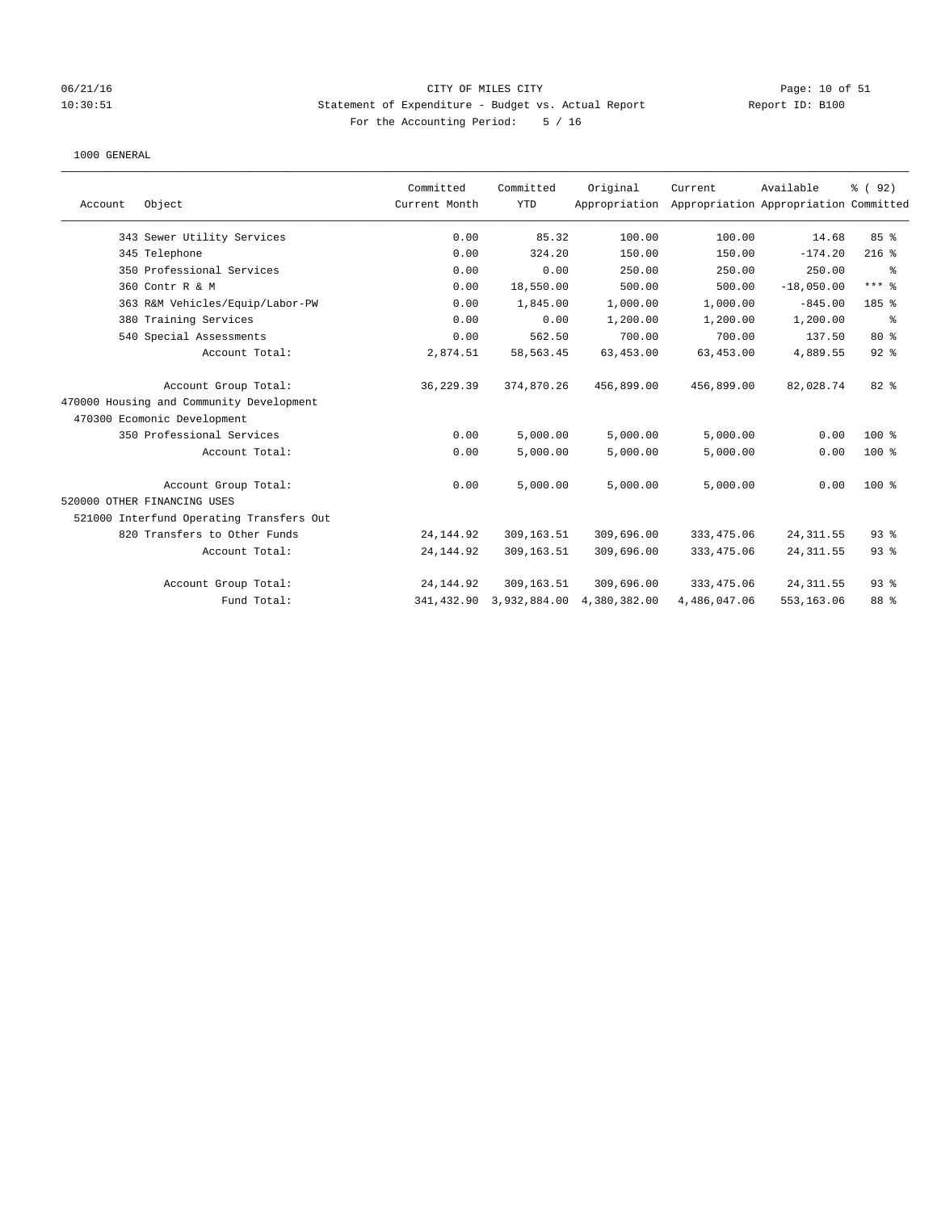CITY OF MILES CITY
Statement of Expenditure - Budget vs. Actual Report
For the Accounting Period: 5 / 16

Report ID: B100

1000 GENERAL

| Account | Object | Committed Current Month | Committed YTD | Original Appropriation | Current Appropriation | Available Appropriation | % ( 92) Committed |
|---|---|---|---|---|---|---|---|
| 343 | Sewer Utility Services | 0.00 | 85.32 | 100.00 | 100.00 | 14.68 | 85 % |
| 345 | Telephone | 0.00 | 324.20 | 150.00 | 150.00 | -174.20 | 216 % |
| 350 | Professional Services | 0.00 | 0.00 | 250.00 | 250.00 | 250.00 | % |
| 360 | Contr R & M | 0.00 | 18,550.00 | 500.00 | 500.00 | -18,050.00 | *** % |
| 363 | R&M Vehicles/Equip/Labor-PW | 0.00 | 1,845.00 | 1,000.00 | 1,000.00 | -845.00 | 185 % |
| 380 | Training Services | 0.00 | 0.00 | 1,200.00 | 1,200.00 | 1,200.00 | % |
| 540 | Special Assessments | 0.00 | 562.50 | 700.00 | 700.00 | 137.50 | 80 % |
| | Account Total: | 2,874.51 | 58,563.45 | 63,453.00 | 63,453.00 | 4,889.55 | 92 % |
| | Account Group Total: | 36,229.39 | 374,870.26 | 456,899.00 | 456,899.00 | 82,028.74 | 82 % |
| 470000 Housing and Community Development | | | | | | | |
| 470300 Ecomonic Development | | | | | | | |
| 350 | Professional Services | 0.00 | 5,000.00 | 5,000.00 | 5,000.00 | 0.00 | 100 % |
| | Account Total: | 0.00 | 5,000.00 | 5,000.00 | 5,000.00 | 0.00 | 100 % |
| | Account Group Total: | 0.00 | 5,000.00 | 5,000.00 | 5,000.00 | 0.00 | 100 % |
| 520000 OTHER FINANCING USES | | | | | | | |
| 521000 Interfund Operating Transfers Out | | | | | | | |
| 820 | Transfers to Other Funds | 24,144.92 | 309,163.51 | 309,696.00 | 333,475.06 | 24,311.55 | 93 % |
| | Account Total: | 24,144.92 | 309,163.51 | 309,696.00 | 333,475.06 | 24,311.55 | 93 % |
| | Account Group Total: | 24,144.92 | 309,163.51 | 309,696.00 | 333,475.06 | 24,311.55 | 93 % |
| | Fund Total: | 341,432.90 | 3,932,884.00 | 4,380,382.00 | 4,486,047.06 | 553,163.06 | 88 % |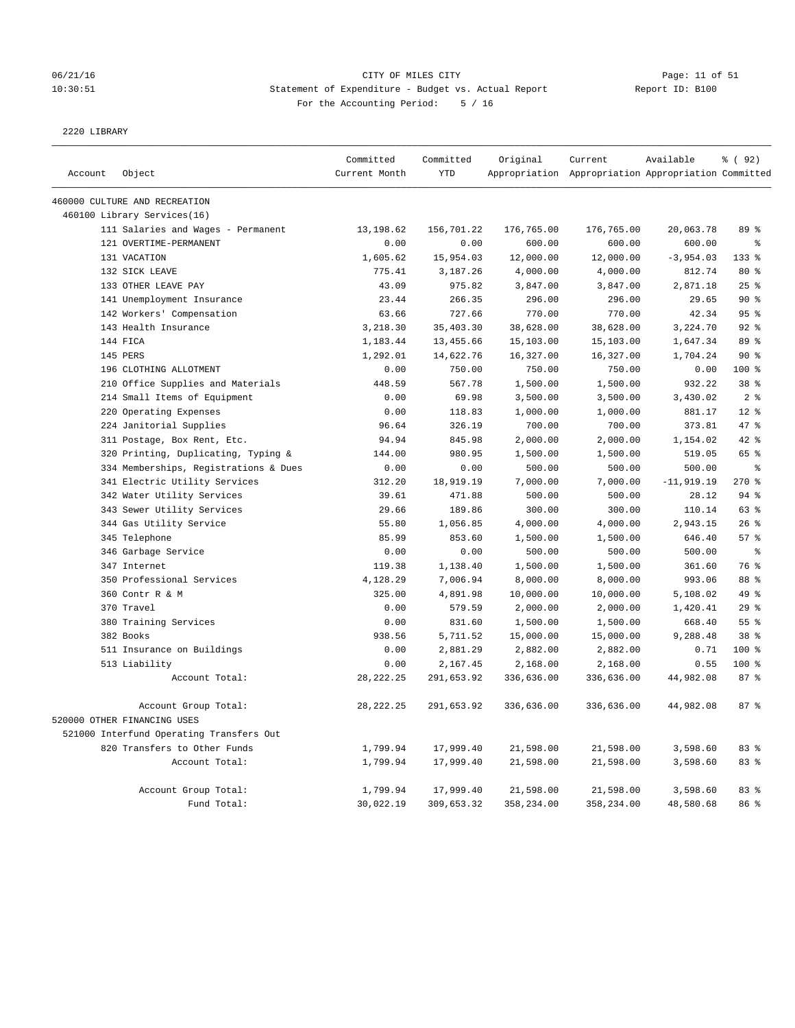CITY OF MILES CITY

Statement of Expenditure - Budget vs. Actual Report

Report ID: B100

For the Accounting Period: 5 / 16

06/21/16 10:30:51

2220 LIBRARY

| Account | Object | Committed Current Month | Committed YTD | Original Appropriation | Current Appropriation | Available Appropriation | % ( 92) Committed |
|---|---|---|---|---|---|---|---|
| 460000 CULTURE AND RECREATION | | | | | | | |
| 460100 Library Services(16) | | | | | | | |
| | 111 Salaries and Wages - Permanent | 13,198.62 | 156,701.22 | 176,765.00 | 176,765.00 | 20,063.78 | 89 % |
| | 121 OVERTIME-PERMANENT | 0.00 | 0.00 | 600.00 | 600.00 | 600.00 | % |
| | 131 VACATION | 1,605.62 | 15,954.03 | 12,000.00 | 12,000.00 | -3,954.03 | 133 % |
| | 132 SICK LEAVE | 775.41 | 3,187.26 | 4,000.00 | 4,000.00 | 812.74 | 80 % |
| | 133 OTHER LEAVE PAY | 43.09 | 975.82 | 3,847.00 | 3,847.00 | 2,871.18 | 25 % |
| | 141 Unemployment Insurance | 23.44 | 266.35 | 296.00 | 296.00 | 29.65 | 90 % |
| | 142 Workers' Compensation | 63.66 | 727.66 | 770.00 | 770.00 | 42.34 | 95 % |
| | 143 Health Insurance | 3,218.30 | 35,403.30 | 38,628.00 | 38,628.00 | 3,224.70 | 92 % |
| | 144 FICA | 1,183.44 | 13,455.66 | 15,103.00 | 15,103.00 | 1,647.34 | 89 % |
| | 145 PERS | 1,292.01 | 14,622.76 | 16,327.00 | 16,327.00 | 1,704.24 | 90 % |
| | 196 CLOTHING ALLOTMENT | 0.00 | 750.00 | 750.00 | 750.00 | 0.00 | 100 % |
| | 210 Office Supplies and Materials | 448.59 | 567.78 | 1,500.00 | 1,500.00 | 932.22 | 38 % |
| | 214 Small Items of Equipment | 0.00 | 69.98 | 3,500.00 | 3,500.00 | 3,430.02 | 2 % |
| | 220 Operating Expenses | 0.00 | 118.83 | 1,000.00 | 1,000.00 | 881.17 | 12 % |
| | 224 Janitorial Supplies | 96.64 | 326.19 | 700.00 | 700.00 | 373.81 | 47 % |
| | 311 Postage, Box Rent, Etc. | 94.94 | 845.98 | 2,000.00 | 2,000.00 | 1,154.02 | 42 % |
| | 320 Printing, Duplicating, Typing & | 144.00 | 980.95 | 1,500.00 | 1,500.00 | 519.05 | 65 % |
| | 334 Memberships, Registrations & Dues | 0.00 | 0.00 | 500.00 | 500.00 | 500.00 | % |
| | 341 Electric Utility Services | 312.20 | 18,919.19 | 7,000.00 | 7,000.00 | -11,919.19 | 270 % |
| | 342 Water Utility Services | 39.61 | 471.88 | 500.00 | 500.00 | 28.12 | 94 % |
| | 343 Sewer Utility Services | 29.66 | 189.86 | 300.00 | 300.00 | 110.14 | 63 % |
| | 344 Gas Utility Service | 55.80 | 1,056.85 | 4,000.00 | 4,000.00 | 2,943.15 | 26 % |
| | 345 Telephone | 85.99 | 853.60 | 1,500.00 | 1,500.00 | 646.40 | 57 % |
| | 346 Garbage Service | 0.00 | 0.00 | 500.00 | 500.00 | 500.00 | % |
| | 347 Internet | 119.38 | 1,138.40 | 1,500.00 | 1,500.00 | 361.60 | 76 % |
| | 350 Professional Services | 4,128.29 | 7,006.94 | 8,000.00 | 8,000.00 | 993.06 | 88 % |
| | 360 Contr R & M | 325.00 | 4,891.98 | 10,000.00 | 10,000.00 | 5,108.02 | 49 % |
| | 370 Travel | 0.00 | 579.59 | 2,000.00 | 2,000.00 | 1,420.41 | 29 % |
| | 380 Training Services | 0.00 | 831.60 | 1,500.00 | 1,500.00 | 668.40 | 55 % |
| | 382 Books | 938.56 | 5,711.52 | 15,000.00 | 15,000.00 | 9,288.48 | 38 % |
| | 511 Insurance on Buildings | 0.00 | 2,881.29 | 2,882.00 | 2,882.00 | 0.71 | 100 % |
| | 513 Liability | 0.00 | 2,167.45 | 2,168.00 | 2,168.00 | 0.55 | 100 % |
| | Account Total: | 28,222.25 | 291,653.92 | 336,636.00 | 336,636.00 | 44,982.08 | 87 % |
| | Account Group Total: | 28,222.25 | 291,653.92 | 336,636.00 | 336,636.00 | 44,982.08 | 87 % |
| 520000 OTHER FINANCING USES | | | | | | | |
| 521000 Interfund Operating Transfers Out | | | | | | | |
| | 820 Transfers to Other Funds | 1,799.94 | 17,999.40 | 21,598.00 | 21,598.00 | 3,598.60 | 83 % |
| | Account Total: | 1,799.94 | 17,999.40 | 21,598.00 | 21,598.00 | 3,598.60 | 83 % |
| | Account Group Total: | 1,799.94 | 17,999.40 | 21,598.00 | 21,598.00 | 3,598.60 | 83 % |
| | Fund Total: | 30,022.19 | 309,653.32 | 358,234.00 | 358,234.00 | 48,580.68 | 86 % |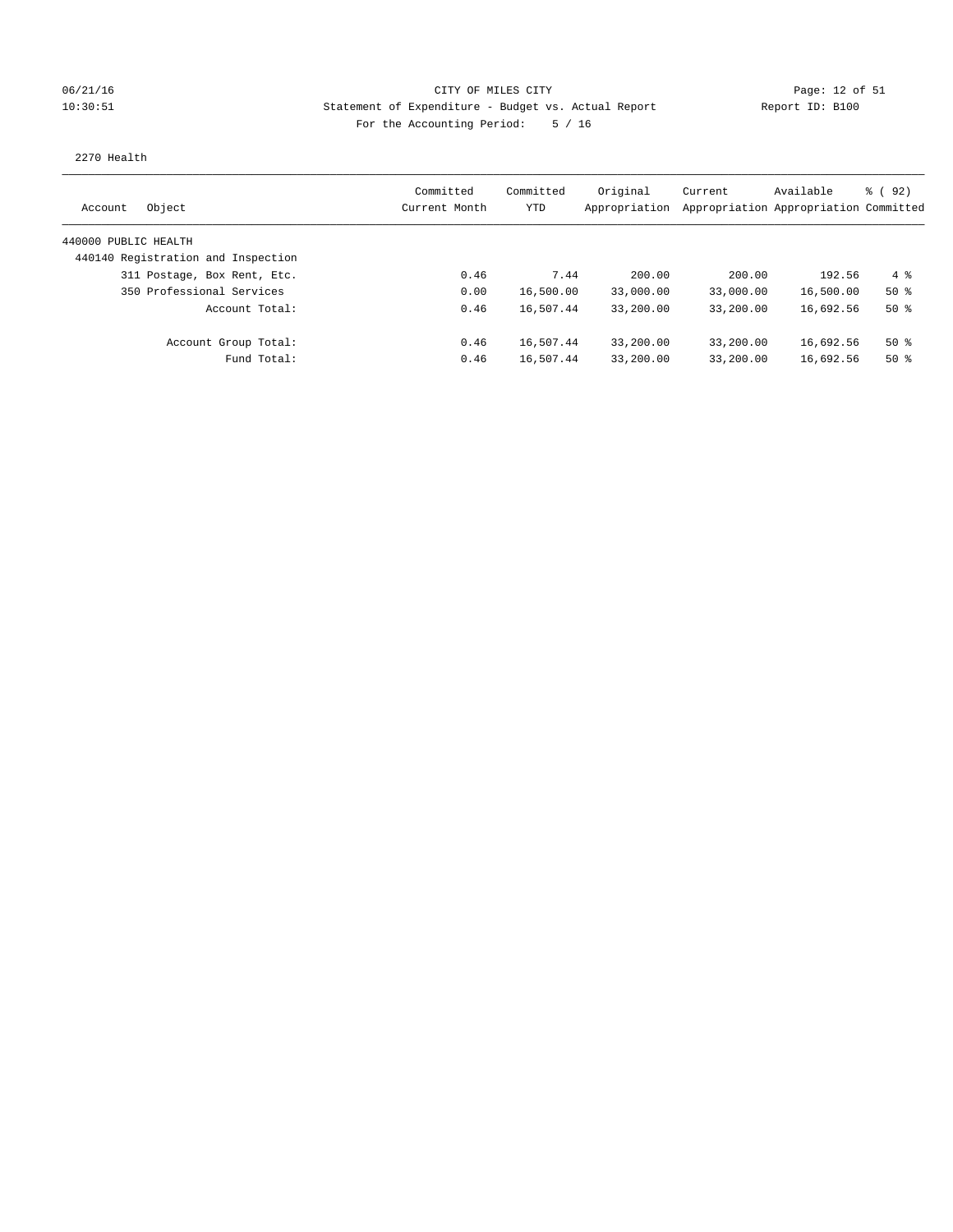CITY OF MILES CITY

Statement of Expenditure - Budget vs. Actual Report

Report ID: B100

For the Accounting Period: 5 / 16

06/21/16 10:30:51

2270 Health

| Account Object | Committed Current Month | Committed YTD | Original Appropriation | Current Appropriation | Available Appropriation | % ( 92) Committed |
|---|---|---|---|---|---|---|
| 440000 PUBLIC HEALTH | | | | | | |
| 440140 Registration and Inspection | | | | | | |
| 311 Postage, Box Rent, Etc. | 0.46 | 7.44 | 200.00 | 200.00 | 192.56 | 4 % |
| 350 Professional Services | 0.00 | 16,500.00 | 33,000.00 | 33,000.00 | 16,500.00 | 50 % |
| Account Total: | 0.46 | 16,507.44 | 33,200.00 | 33,200.00 | 16,692.56 | 50 % |
| Account Group Total: | 0.46 | 16,507.44 | 33,200.00 | 33,200.00 | 16,692.56 | 50 % |
| Fund Total: | 0.46 | 16,507.44 | 33,200.00 | 33,200.00 | 16,692.56 | 50 % |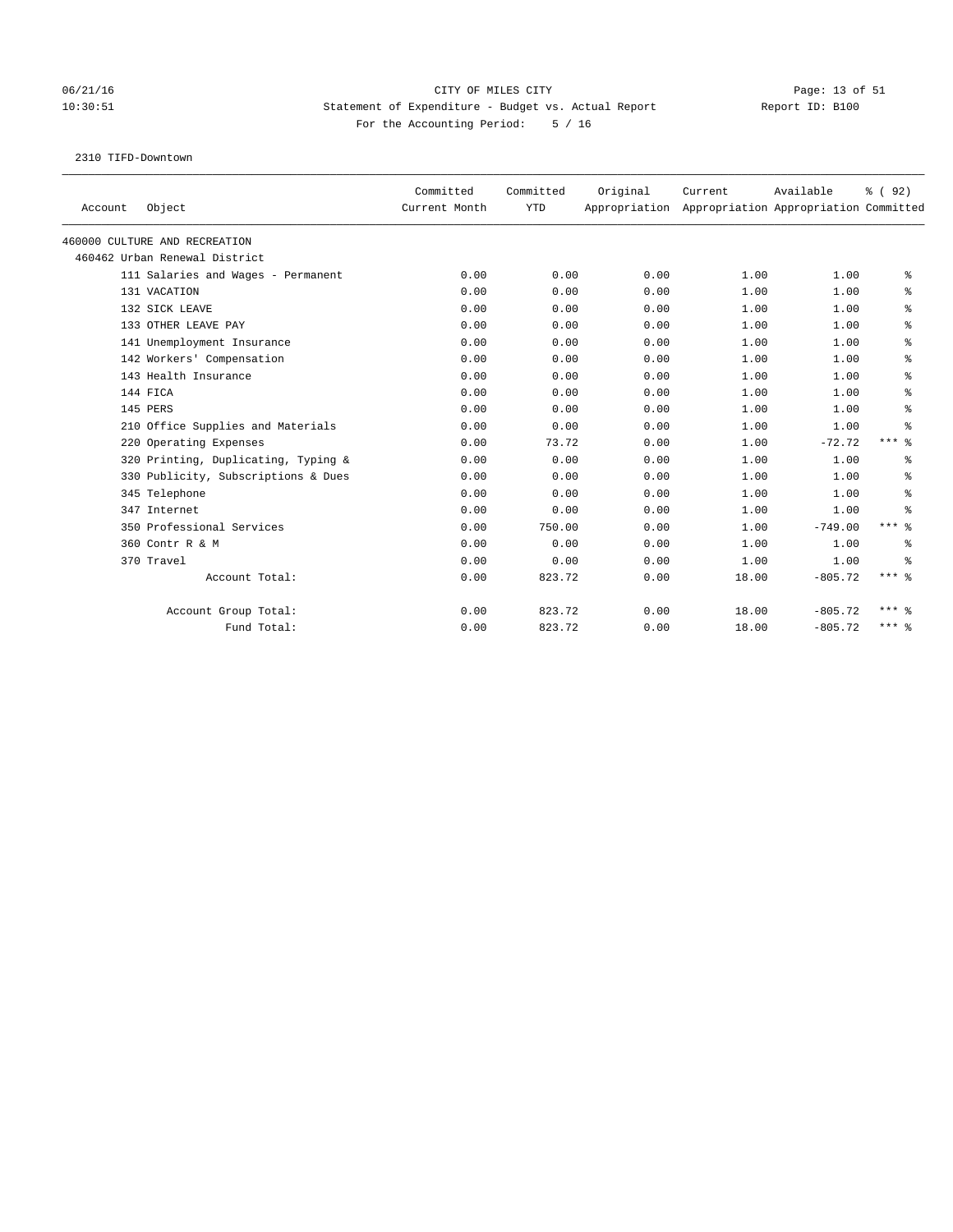CITY OF MILES CITY
Statement of Expenditure - Budget vs. Actual Report
For the Accounting Period: 5 / 16

06/21/16
10:30:51

Report ID: B100

2310 TIFD-Downtown

| Account | Object | Committed Current Month | Committed YTD | Original Appropriation | Current Appropriation | Available Appropriation | % ( 92) Committed |
|---|---|---|---|---|---|---|---|
| 460000 CULTURE AND RECREATION | | | | | | | |
| 460462 Urban Renewal District | | | | | | | |
| | 111 Salaries and Wages - Permanent | 0.00 | 0.00 | 0.00 | 1.00 | 1.00 | % |
| | 131 VACATION | 0.00 | 0.00 | 0.00 | 1.00 | 1.00 | % |
| | 132 SICK LEAVE | 0.00 | 0.00 | 0.00 | 1.00 | 1.00 | % |
| | 133 OTHER LEAVE PAY | 0.00 | 0.00 | 0.00 | 1.00 | 1.00 | % |
| | 141 Unemployment Insurance | 0.00 | 0.00 | 0.00 | 1.00 | 1.00 | % |
| | 142 Workers' Compensation | 0.00 | 0.00 | 0.00 | 1.00 | 1.00 | % |
| | 143 Health Insurance | 0.00 | 0.00 | 0.00 | 1.00 | 1.00 | % |
| | 144 FICA | 0.00 | 0.00 | 0.00 | 1.00 | 1.00 | % |
| | 145 PERS | 0.00 | 0.00 | 0.00 | 1.00 | 1.00 | % |
| | 210 Office Supplies and Materials | 0.00 | 0.00 | 0.00 | 1.00 | 1.00 | % |
| | 220 Operating Expenses | 0.00 | 73.72 | 0.00 | 1.00 | -72.72 | *** % |
| | 320 Printing, Duplicating, Typing & | 0.00 | 0.00 | 0.00 | 1.00 | 1.00 | % |
| | 330 Publicity, Subscriptions & Dues | 0.00 | 0.00 | 0.00 | 1.00 | 1.00 | % |
| | 345 Telephone | 0.00 | 0.00 | 0.00 | 1.00 | 1.00 | % |
| | 347 Internet | 0.00 | 0.00 | 0.00 | 1.00 | 1.00 | % |
| | 350 Professional Services | 0.00 | 750.00 | 0.00 | 1.00 | -749.00 | *** % |
| | 360 Contr R & M | 0.00 | 0.00 | 0.00 | 1.00 | 1.00 | % |
| | 370 Travel | 0.00 | 0.00 | 0.00 | 1.00 | 1.00 | % |
| | Account Total: | 0.00 | 823.72 | 0.00 | 18.00 | -805.72 | *** % |
| | Account Group Total: | 0.00 | 823.72 | 0.00 | 18.00 | -805.72 | *** % |
| | Fund Total: | 0.00 | 823.72 | 0.00 | 18.00 | -805.72 | *** % |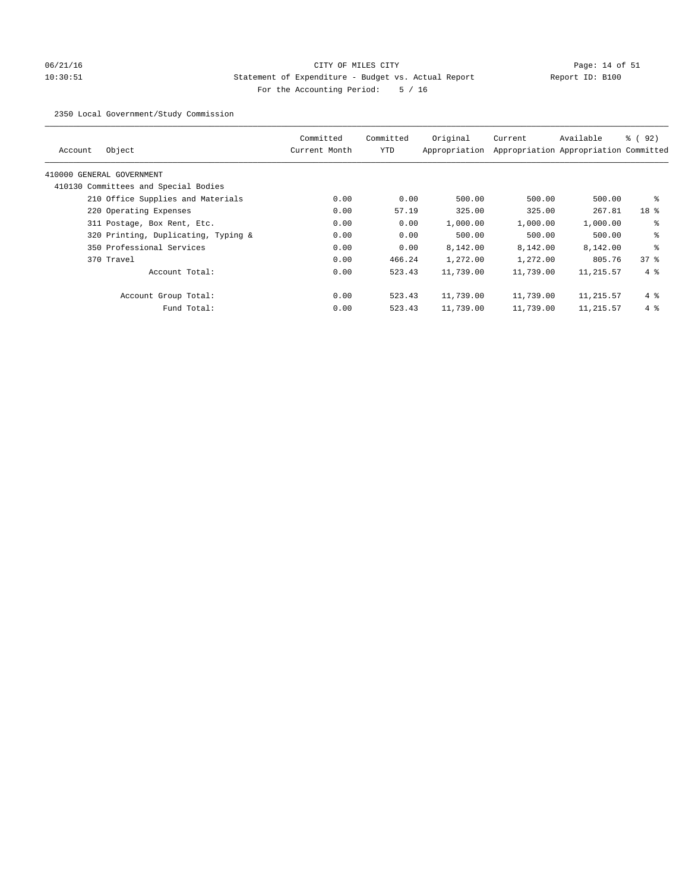CITY OF MILES CITY
Statement of Expenditure - Budget vs. Actual Report
Report ID: B100
For the Accounting Period: 5 / 16

06/21/16
10:30:51

2350 Local Government/Study Commission

| Account | Object | Committed Current Month | Committed YTD | Original Appropriation | Current Appropriation | Available Appropriation | % ( 92) Committed |
|---|---|---|---|---|---|---|---|
| 410000 GENERAL GOVERNMENT | | | | | | | |
| 410130 Committees and Special Bodies | | | | | | | |
| | 210 Office Supplies and Materials | 0.00 | 0.00 | 500.00 | 500.00 | 500.00 | % |
| | 220 Operating Expenses | 0.00 | 57.19 | 325.00 | 325.00 | 267.81 | 18 % |
| | 311 Postage, Box Rent, Etc. | 0.00 | 0.00 | 1,000.00 | 1,000.00 | 1,000.00 | % |
| | 320 Printing, Duplicating, Typing & | 0.00 | 0.00 | 500.00 | 500.00 | 500.00 | % |
| | 350 Professional Services | 0.00 | 0.00 | 8,142.00 | 8,142.00 | 8,142.00 | % |
| | 370 Travel | 0.00 | 466.24 | 1,272.00 | 1,272.00 | 805.76 | 37 % |
| | Account Total: | 0.00 | 523.43 | 11,739.00 | 11,739.00 | 11,215.57 | 4 % |
| | Account Group Total: | 0.00 | 523.43 | 11,739.00 | 11,739.00 | 11,215.57 | 4 % |
| | Fund Total: | 0.00 | 523.43 | 11,739.00 | 11,739.00 | 11,215.57 | 4 % |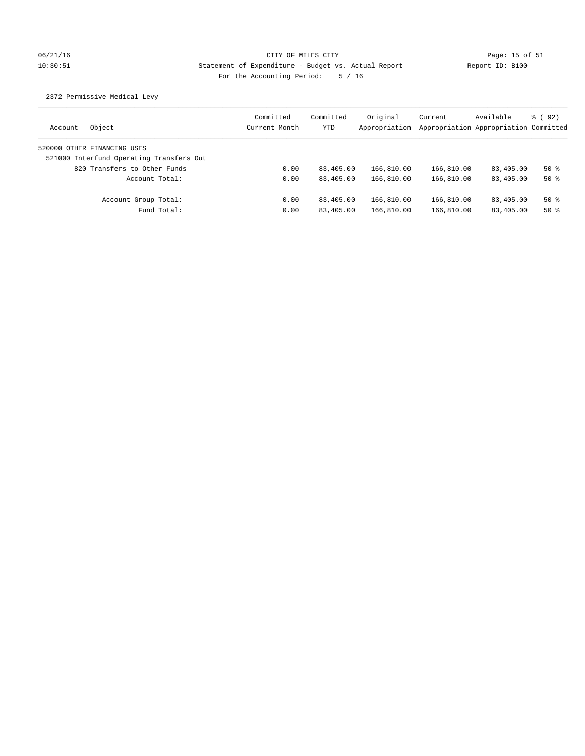CITY OF MILES CITY
Statement of Expenditure - Budget vs. Actual Report
For the Accounting Period: 5 / 16

06/21/16
10:30:51

Report ID: B100

2372 Permissive Medical Levy

| Account Object | Committed Current Month | Committed YTD | Original Appropriation | Current Appropriation | Available Appropriation | % ( 92) Committed |
|---|---|---|---|---|---|---|
| 520000 OTHER FINANCING USES | | | | | | |
| 521000 Interfund Operating Transfers Out | | | | | | |
| 820 Transfers to Other Funds | 0.00 | 83,405.00 | 166,810.00 | 166,810.00 | 83,405.00 | 50 % |
| Account Total: | 0.00 | 83,405.00 | 166,810.00 | 166,810.00 | 83,405.00 | 50 % |
| Account Group Total: | 0.00 | 83,405.00 | 166,810.00 | 166,810.00 | 83,405.00 | 50 % |
| Fund Total: | 0.00 | 83,405.00 | 166,810.00 | 166,810.00 | 83,405.00 | 50 % |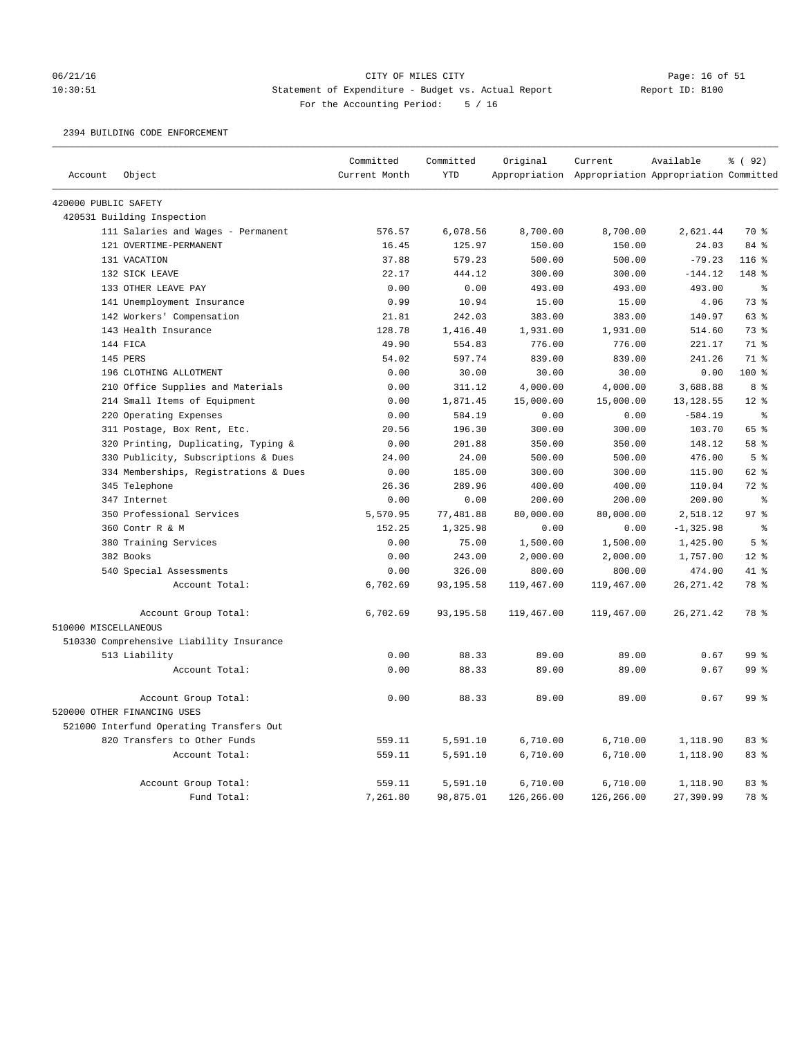CITY OF MILES CITY
Statement of Expenditure - Budget vs. Actual Report
For the Accounting Period: 5 / 16

2394 BUILDING CODE ENFORCEMENT

| Account | Object | Committed Current Month | Committed YTD | Original Appropriation | Current Appropriation | Available Appropriation | % ( 92) Committed |
|---|---|---|---|---|---|---|---|
| 420000 PUBLIC SAFETY | | | | | | | |
| 420531 Building Inspection | | | | | | | |
| | 111 Salaries and Wages - Permanent | 576.57 | 6,078.56 | 8,700.00 | 8,700.00 | 2,621.44 | 70 % |
| | 121 OVERTIME-PERMANENT | 16.45 | 125.97 | 150.00 | 150.00 | 24.03 | 84 % |
| | 131 VACATION | 37.88 | 579.23 | 500.00 | 500.00 | -79.23 | 116 % |
| | 132 SICK LEAVE | 22.17 | 444.12 | 300.00 | 300.00 | -144.12 | 148 % |
| | 133 OTHER LEAVE PAY | 0.00 | 0.00 | 493.00 | 493.00 | 493.00 | % |
| | 141 Unemployment Insurance | 0.99 | 10.94 | 15.00 | 15.00 | 4.06 | 73 % |
| | 142 Workers' Compensation | 21.81 | 242.03 | 383.00 | 383.00 | 140.97 | 63 % |
| | 143 Health Insurance | 128.78 | 1,416.40 | 1,931.00 | 1,931.00 | 514.60 | 73 % |
| | 144 FICA | 49.90 | 554.83 | 776.00 | 776.00 | 221.17 | 71 % |
| | 145 PERS | 54.02 | 597.74 | 839.00 | 839.00 | 241.26 | 71 % |
| | 196 CLOTHING ALLOTMENT | 0.00 | 30.00 | 30.00 | 30.00 | 0.00 | 100 % |
| | 210 Office Supplies and Materials | 0.00 | 311.12 | 4,000.00 | 4,000.00 | 3,688.88 | 8 % |
| | 214 Small Items of Equipment | 0.00 | 1,871.45 | 15,000.00 | 15,000.00 | 13,128.55 | 12 % |
| | 220 Operating Expenses | 0.00 | 584.19 | 0.00 | 0.00 | -584.19 | % |
| | 311 Postage, Box Rent, Etc. | 20.56 | 196.30 | 300.00 | 300.00 | 103.70 | 65 % |
| | 320 Printing, Duplicating, Typing & | 0.00 | 201.88 | 350.00 | 350.00 | 148.12 | 58 % |
| | 330 Publicity, Subscriptions & Dues | 24.00 | 24.00 | 500.00 | 500.00 | 476.00 | 5 % |
| | 334 Memberships, Registrations & Dues | 0.00 | 185.00 | 300.00 | 300.00 | 115.00 | 62 % |
| | 345 Telephone | 26.36 | 289.96 | 400.00 | 400.00 | 110.04 | 72 % |
| | 347 Internet | 0.00 | 0.00 | 200.00 | 200.00 | 200.00 | % |
| | 350 Professional Services | 5,570.95 | 77,481.88 | 80,000.00 | 80,000.00 | 2,518.12 | 97 % |
| | 360 Contr R & M | 152.25 | 1,325.98 | 0.00 | 0.00 | -1,325.98 | % |
| | 380 Training Services | 0.00 | 75.00 | 1,500.00 | 1,500.00 | 1,425.00 | 5 % |
| | 382 Books | 0.00 | 243.00 | 2,000.00 | 2,000.00 | 1,757.00 | 12 % |
| | 540 Special Assessments | 0.00 | 326.00 | 800.00 | 800.00 | 474.00 | 41 % |
| | Account Total: | 6,702.69 | 93,195.58 | 119,467.00 | 119,467.00 | 26,271.42 | 78 % |
| | Account Group Total: | 6,702.69 | 93,195.58 | 119,467.00 | 119,467.00 | 26,271.42 | 78 % |
| 510000 MISCELLANEOUS | | | | | | | |
| 510330 Comprehensive Liability Insurance | | | | | | | |
| | 513 Liability | 0.00 | 88.33 | 89.00 | 89.00 | 0.67 | 99 % |
| | Account Total: | 0.00 | 88.33 | 89.00 | 89.00 | 0.67 | 99 % |
| | Account Group Total: | 0.00 | 88.33 | 89.00 | 89.00 | 0.67 | 99 % |
| 520000 OTHER FINANCING USES | | | | | | | |
| 521000 Interfund Operating Transfers Out | | | | | | | |
| | 820 Transfers to Other Funds | 559.11 | 5,591.10 | 6,710.00 | 6,710.00 | 1,118.90 | 83 % |
| | Account Total: | 559.11 | 5,591.10 | 6,710.00 | 6,710.00 | 1,118.90 | 83 % |
| | Account Group Total: | 559.11 | 5,591.10 | 6,710.00 | 6,710.00 | 1,118.90 | 83 % |
| | Fund Total: | 7,261.80 | 98,875.01 | 126,266.00 | 126,266.00 | 27,390.99 | 78 % |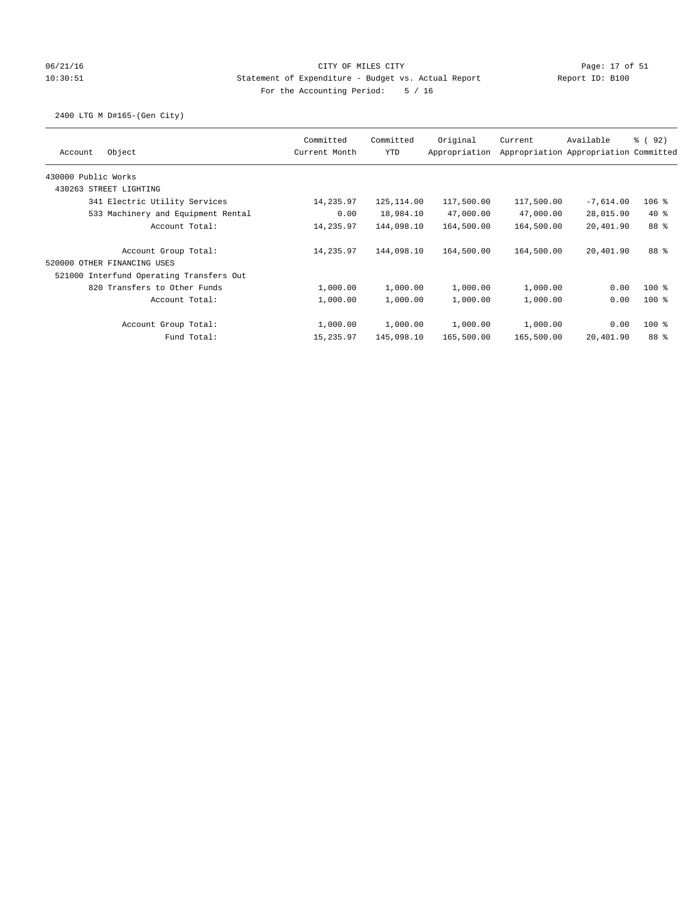CITY OF MILES CITY
Statement of Expenditure - Budget vs. Actual Report
For the Accounting Period: 5 / 16

06/21/16 10:30:51 Report ID: B100

2400 LTG M D#165-(Gen City)

| Account | Object | Committed Current Month | Committed YTD | Original Appropriation | Current Appropriation | Available Appropriation | % ( 92) Committed |
|---|---|---|---|---|---|---|---|
| 430000 Public Works | | | | | | | |
| 430263 STREET LIGHTING | | | | | | | |
| | 341 Electric Utility Services | 14,235.97 | 125,114.00 | 117,500.00 | 117,500.00 | -7,614.00 | 106 % |
| | 533 Machinery and Equipment Rental | 0.00 | 18,984.10 | 47,000.00 | 47,000.00 | 28,015.90 | 40 % |
| | Account Total: | 14,235.97 | 144,098.10 | 164,500.00 | 164,500.00 | 20,401.90 | 88 % |
| | Account Group Total: | 14,235.97 | 144,098.10 | 164,500.00 | 164,500.00 | 20,401.90 | 88 % |
| 520000 OTHER FINANCING USES | | | | | | | |
| 521000 Interfund Operating Transfers Out | | | | | | | |
| | 820 Transfers to Other Funds | 1,000.00 | 1,000.00 | 1,000.00 | 1,000.00 | 0.00 | 100 % |
| | Account Total: | 1,000.00 | 1,000.00 | 1,000.00 | 1,000.00 | 0.00 | 100 % |
| | Account Group Total: | 1,000.00 | 1,000.00 | 1,000.00 | 1,000.00 | 0.00 | 100 % |
| | Fund Total: | 15,235.97 | 145,098.10 | 165,500.00 | 165,500.00 | 20,401.90 | 88 % |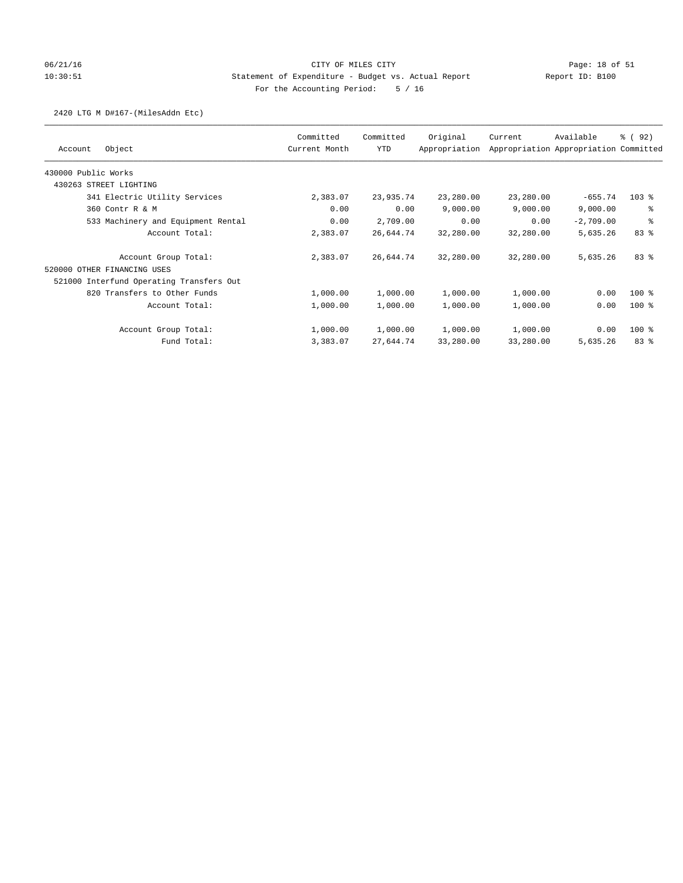CITY OF MILES CITY

Statement of Expenditure - Budget vs. Actual Report

For the Accounting Period: 5 / 16

06/21/16 10:30:51 Report ID: B100

2420 LTG M D#167-(MilesAddn Etc)

| Account Object | Committed Current Month | Committed YTD | Original Appropriation | Current Appropriation | Available Appropriation | % ( 92) Committed |
|---|---|---|---|---|---|---|
| 430000 Public Works | | | | | | |
| 430263 STREET LIGHTING | | | | | | |
| 341 Electric Utility Services | 2,383.07 | 23,935.74 | 23,280.00 | 23,280.00 | -655.74 | 103 % |
| 360 Contr R & M | 0.00 | 0.00 | 9,000.00 | 9,000.00 | 9,000.00 | % |
| 533 Machinery and Equipment Rental | 0.00 | 2,709.00 | 0.00 | 0.00 | -2,709.00 | % |
| Account Total: | 2,383.07 | 26,644.74 | 32,280.00 | 32,280.00 | 5,635.26 | 83 % |
| Account Group Total: | 2,383.07 | 26,644.74 | 32,280.00 | 32,280.00 | 5,635.26 | 83 % |
| 520000 OTHER FINANCING USES | | | | | | |
| 521000 Interfund Operating Transfers Out | | | | | | |
| 820 Transfers to Other Funds | 1,000.00 | 1,000.00 | 1,000.00 | 1,000.00 | 0.00 | 100 % |
| Account Total: | 1,000.00 | 1,000.00 | 1,000.00 | 1,000.00 | 0.00 | 100 % |
| Account Group Total: | 1,000.00 | 1,000.00 | 1,000.00 | 1,000.00 | 0.00 | 100 % |
| Fund Total: | 3,383.07 | 27,644.74 | 33,280.00 | 33,280.00 | 5,635.26 | 83 % |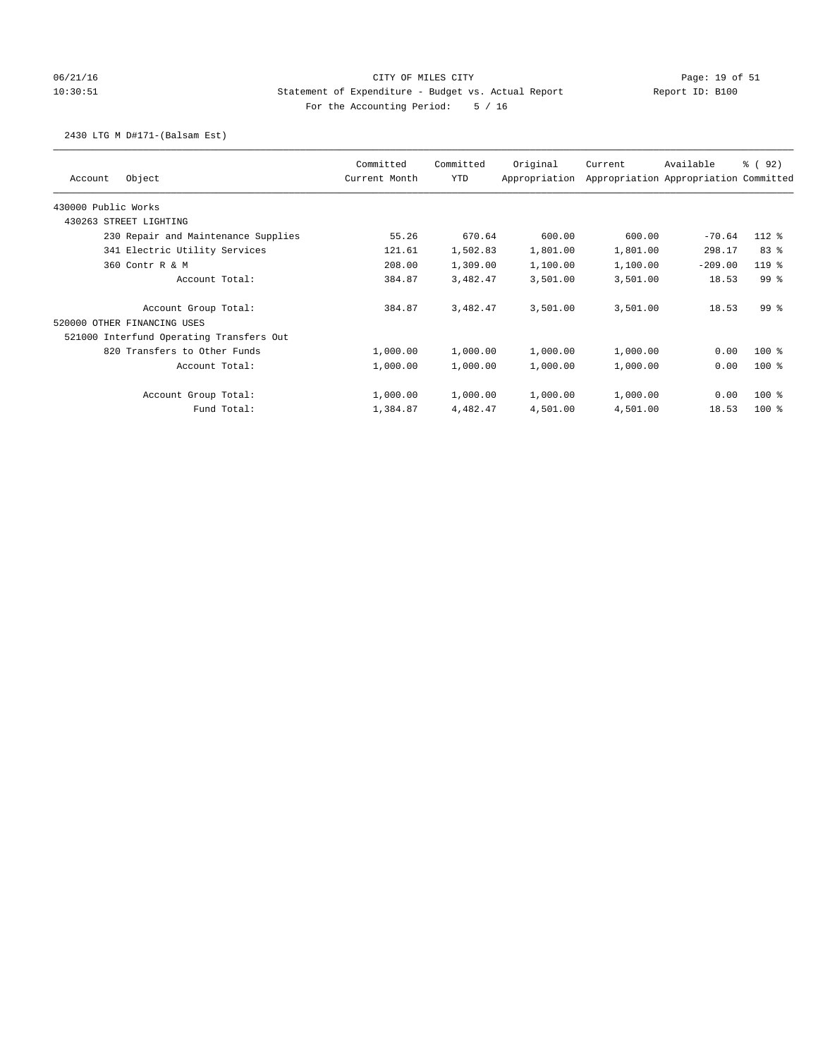CITY OF MILES CITY

Statement of Expenditure - Budget vs. Actual Report

Report ID: B100

For the Accounting Period: 5 / 16

06/21/16 10:30:51

2430 LTG M D#171-(Balsam Est)

| Account | Object | Committed Current Month | Committed YTD | Original Appropriation | Current Appropriation | Available Appropriation | % ( 92) Committed |
|---|---|---|---|---|---|---|---|
| 430000 Public Works | | | | | | | |
| 430263 STREET LIGHTING | | | | | | | |
| | 230 Repair and Maintenance Supplies | 55.26 | 670.64 | 600.00 | 600.00 | -70.64 | 112 % |
| | 341 Electric Utility Services | 121.61 | 1,502.83 | 1,801.00 | 1,801.00 | 298.17 | 83 % |
| | 360 Contr R & M | 208.00 | 1,309.00 | 1,100.00 | 1,100.00 | -209.00 | 119 % |
| | Account Total: | 384.87 | 3,482.47 | 3,501.00 | 3,501.00 | 18.53 | 99 % |
| | Account Group Total: | 384.87 | 3,482.47 | 3,501.00 | 3,501.00 | 18.53 | 99 % |
| 520000 OTHER FINANCING USES | | | | | | | |
| 521000 Interfund Operating Transfers Out | | | | | | | |
| | 820 Transfers to Other Funds | 1,000.00 | 1,000.00 | 1,000.00 | 1,000.00 | 0.00 | 100 % |
| | Account Total: | 1,000.00 | 1,000.00 | 1,000.00 | 1,000.00 | 0.00 | 100 % |
| | Account Group Total: | 1,000.00 | 1,000.00 | 1,000.00 | 1,000.00 | 0.00 | 100 % |
| | Fund Total: | 1,384.87 | 4,482.47 | 4,501.00 | 4,501.00 | 18.53 | 100 % |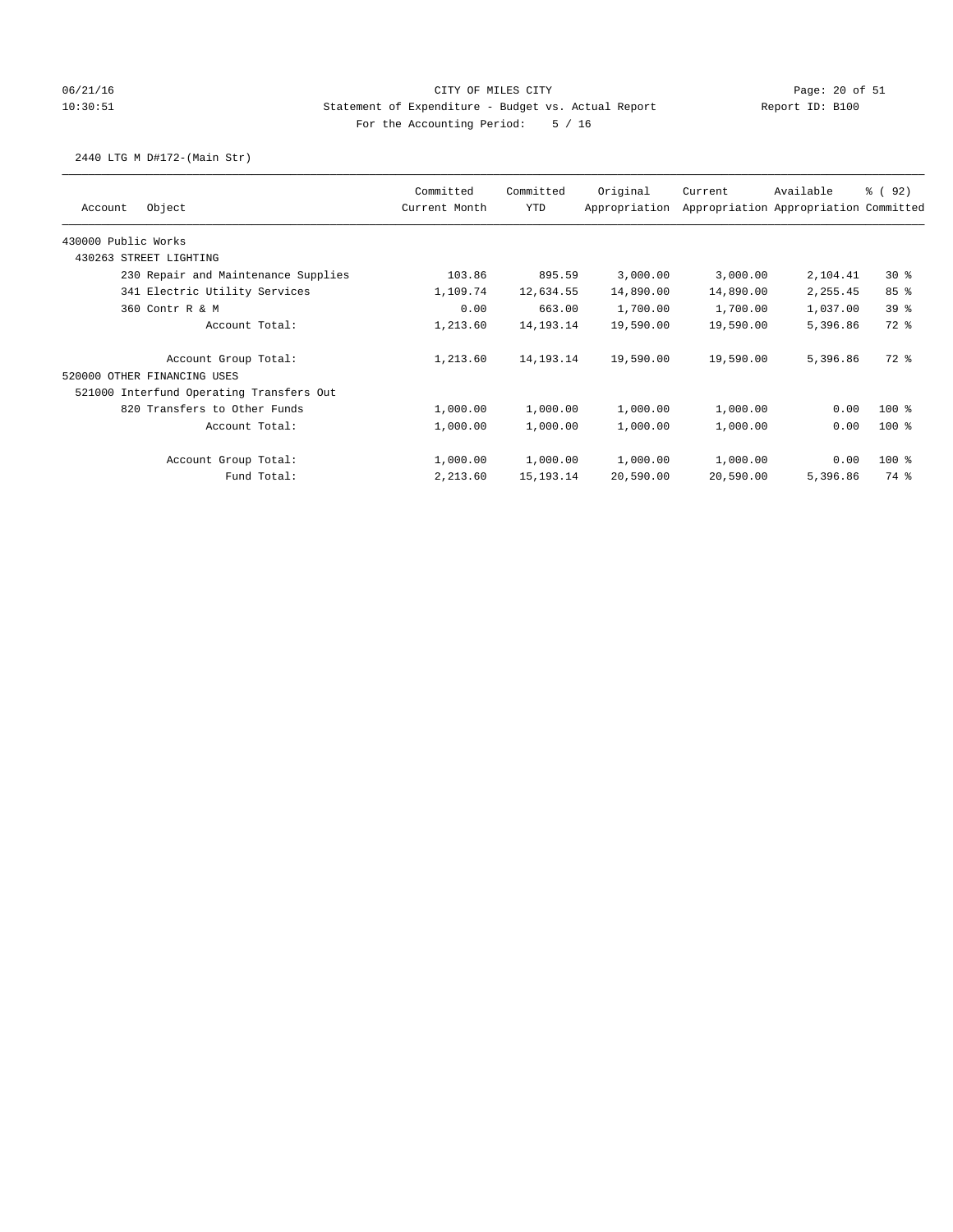CITY OF MILES CITY

Statement of Expenditure - Budget vs. Actual Report

Report ID: B100

For the Accounting Period: 5 / 16

06/21/16
10:30:51

2440 LTG M D#172-(Main Str)

| Account Object | Committed Current Month | Committed YTD | Original Appropriation | Current Appropriation | Available Appropriation | % ( 92) Committed |
|---|---|---|---|---|---|---|
| 430000 Public Works | | | | | | |
| 430263 STREET LIGHTING | | | | | | |
| 230 Repair and Maintenance Supplies | 103.86 | 895.59 | 3,000.00 | 3,000.00 | 2,104.41 | 30 % |
| 341 Electric Utility Services | 1,109.74 | 12,634.55 | 14,890.00 | 14,890.00 | 2,255.45 | 85 % |
| 360 Contr R & M | 0.00 | 663.00 | 1,700.00 | 1,700.00 | 1,037.00 | 39 % |
| Account Total: | 1,213.60 | 14,193.14 | 19,590.00 | 19,590.00 | 5,396.86 | 72 % |
| Account Group Total: | 1,213.60 | 14,193.14 | 19,590.00 | 19,590.00 | 5,396.86 | 72 % |
| 520000 OTHER FINANCING USES | | | | | | |
| 521000 Interfund Operating Transfers Out | | | | | | |
| 820 Transfers to Other Funds | 1,000.00 | 1,000.00 | 1,000.00 | 1,000.00 | 0.00 | 100 % |
| Account Total: | 1,000.00 | 1,000.00 | 1,000.00 | 1,000.00 | 0.00 | 100 % |
| Account Group Total: | 1,000.00 | 1,000.00 | 1,000.00 | 1,000.00 | 0.00 | 100 % |
| Fund Total: | 2,213.60 | 15,193.14 | 20,590.00 | 20,590.00 | 5,396.86 | 74 % |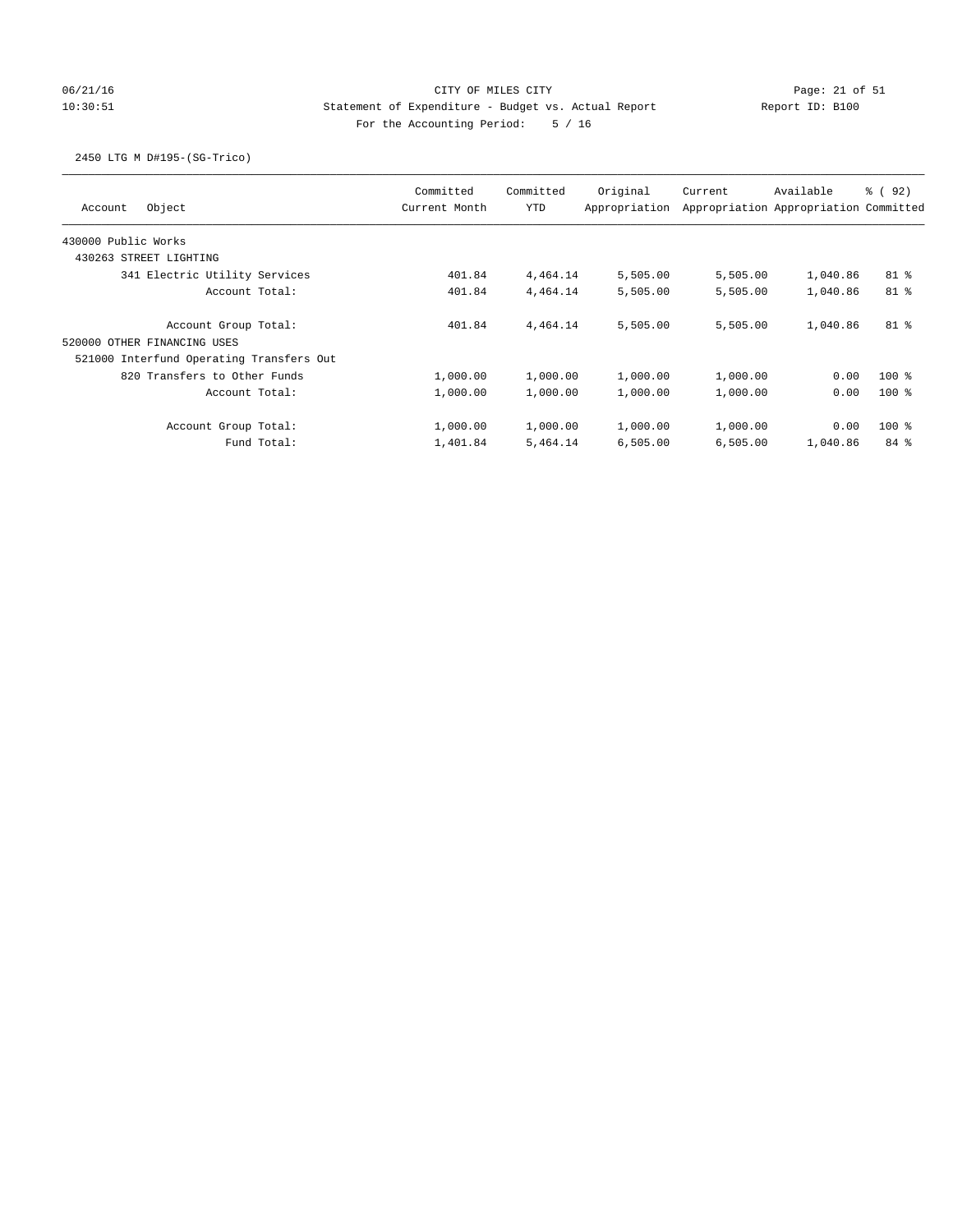CITY OF MILES CITY
Statement of Expenditure - Budget vs. Actual Report
For the Accounting Period: 5 / 16

06/21/16
10:30:51

Report ID: B100

2450 LTG M D#195-(SG-Trico)

| Account Object | Committed Current Month | Committed YTD | Original Appropriation | Current Appropriation | Available Appropriation | % ( 92) Committed |
|---|---|---|---|---|---|---|
| 430000 Public Works | | | | | | |
| 430263 STREET LIGHTING | | | | | | |
| 341 Electric Utility Services | 401.84 | 4,464.14 | 5,505.00 | 5,505.00 | 1,040.86 | 81 % |
| Account Total: | 401.84 | 4,464.14 | 5,505.00 | 5,505.00 | 1,040.86 | 81 % |
| Account Group Total: | 401.84 | 4,464.14 | 5,505.00 | 5,505.00 | 1,040.86 | 81 % |
| 520000 OTHER FINANCING USES | | | | | | |
| 521000 Interfund Operating Transfers Out | | | | | | |
| 820 Transfers to Other Funds | 1,000.00 | 1,000.00 | 1,000.00 | 1,000.00 | 0.00 | 100 % |
| Account Total: | 1,000.00 | 1,000.00 | 1,000.00 | 1,000.00 | 0.00 | 100 % |
| Account Group Total: | 1,000.00 | 1,000.00 | 1,000.00 | 1,000.00 | 0.00 | 100 % |
| Fund Total: | 1,401.84 | 5,464.14 | 6,505.00 | 6,505.00 | 1,040.86 | 84 % |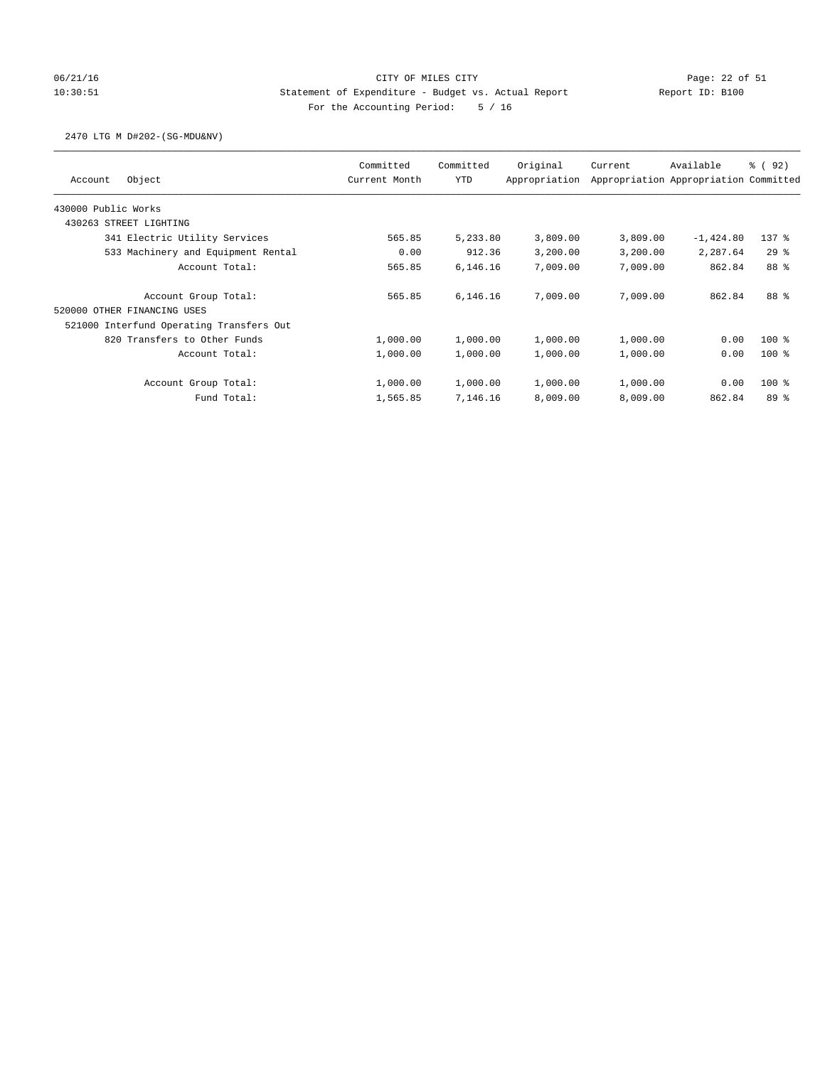CITY OF MILES CITY

Statement of Expenditure - Budget vs. Actual Report

Report ID: B100

For the Accounting Period: 5 / 16

06/21/16 10:30:51

2470 LTG M D#202-(SG-MDU&NV)

| Account Object | Committed Current Month | Committed YTD | Original Appropriation | Current Appropriation | Available Appropriation | % ( 92) Committed |
|---|---|---|---|---|---|---|
| 430000 Public Works | | | | | | |
| 430263 STREET LIGHTING | | | | | | |
| 341 Electric Utility Services | 565.85 | 5,233.80 | 3,809.00 | 3,809.00 | -1,424.80 | 137 % |
| 533 Machinery and Equipment Rental | 0.00 | 912.36 | 3,200.00 | 3,200.00 | 2,287.64 | 29 % |
| Account Total: | 565.85 | 6,146.16 | 7,009.00 | 7,009.00 | 862.84 | 88 % |
| Account Group Total: | 565.85 | 6,146.16 | 7,009.00 | 7,009.00 | 862.84 | 88 % |
| 520000 OTHER FINANCING USES | | | | | | |
| 521000 Interfund Operating Transfers Out | | | | | | |
| 820 Transfers to Other Funds | 1,000.00 | 1,000.00 | 1,000.00 | 1,000.00 | 0.00 | 100 % |
| Account Total: | 1,000.00 | 1,000.00 | 1,000.00 | 1,000.00 | 0.00 | 100 % |
| Account Group Total: | 1,000.00 | 1,000.00 | 1,000.00 | 1,000.00 | 0.00 | 100 % |
| Fund Total: | 1,565.85 | 7,146.16 | 8,009.00 | 8,009.00 | 862.84 | 89 % |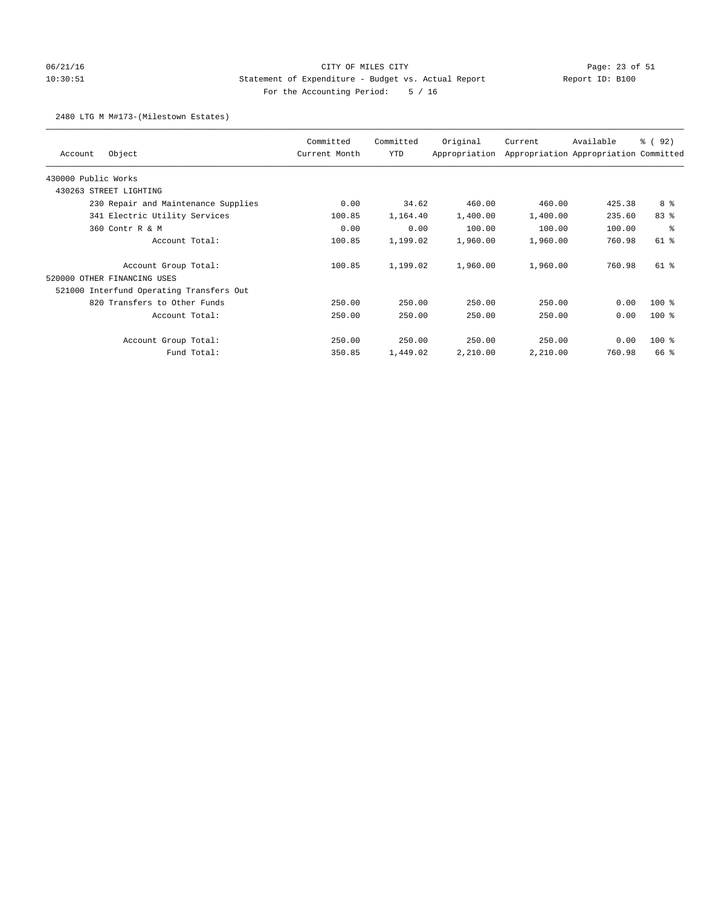CITY OF MILES CITY

Statement of Expenditure - Budget vs. Actual Report

Report ID: B100

For the Accounting Period: 5 / 16

06/21/16 10:30:51

2480 LTG M M#173-(Milestown Estates)

| Account | Object | Committed Current Month | Committed YTD | Original Appropriation | Current Appropriation | Available Appropriation | % ( 92) Committed |
|---|---|---|---|---|---|---|---|
| 430000 Public Works | | | | | | | |
| 430263 STREET LIGHTING | | | | | | | |
| | 230 Repair and Maintenance Supplies | 0.00 | 34.62 | 460.00 | 460.00 | 425.38 | 8 % |
| | 341 Electric Utility Services | 100.85 | 1,164.40 | 1,400.00 | 1,400.00 | 235.60 | 83 % |
| | 360 Contr R & M | 0.00 | 0.00 | 100.00 | 100.00 | 100.00 | % |
| | Account Total: | 100.85 | 1,199.02 | 1,960.00 | 1,960.00 | 760.98 | 61 % |
| | Account Group Total: | 100.85 | 1,199.02 | 1,960.00 | 1,960.00 | 760.98 | 61 % |
| 520000 OTHER FINANCING USES | | | | | | | |
| 521000 Interfund Operating Transfers Out | | | | | | | |
| | 820 Transfers to Other Funds | 250.00 | 250.00 | 250.00 | 250.00 | 0.00 | 100 % |
| | Account Total: | 250.00 | 250.00 | 250.00 | 250.00 | 0.00 | 100 % |
| | Account Group Total: | 250.00 | 250.00 | 250.00 | 250.00 | 0.00 | 100 % |
| | Fund Total: | 350.85 | 1,449.02 | 2,210.00 | 2,210.00 | 760.98 | 66 % |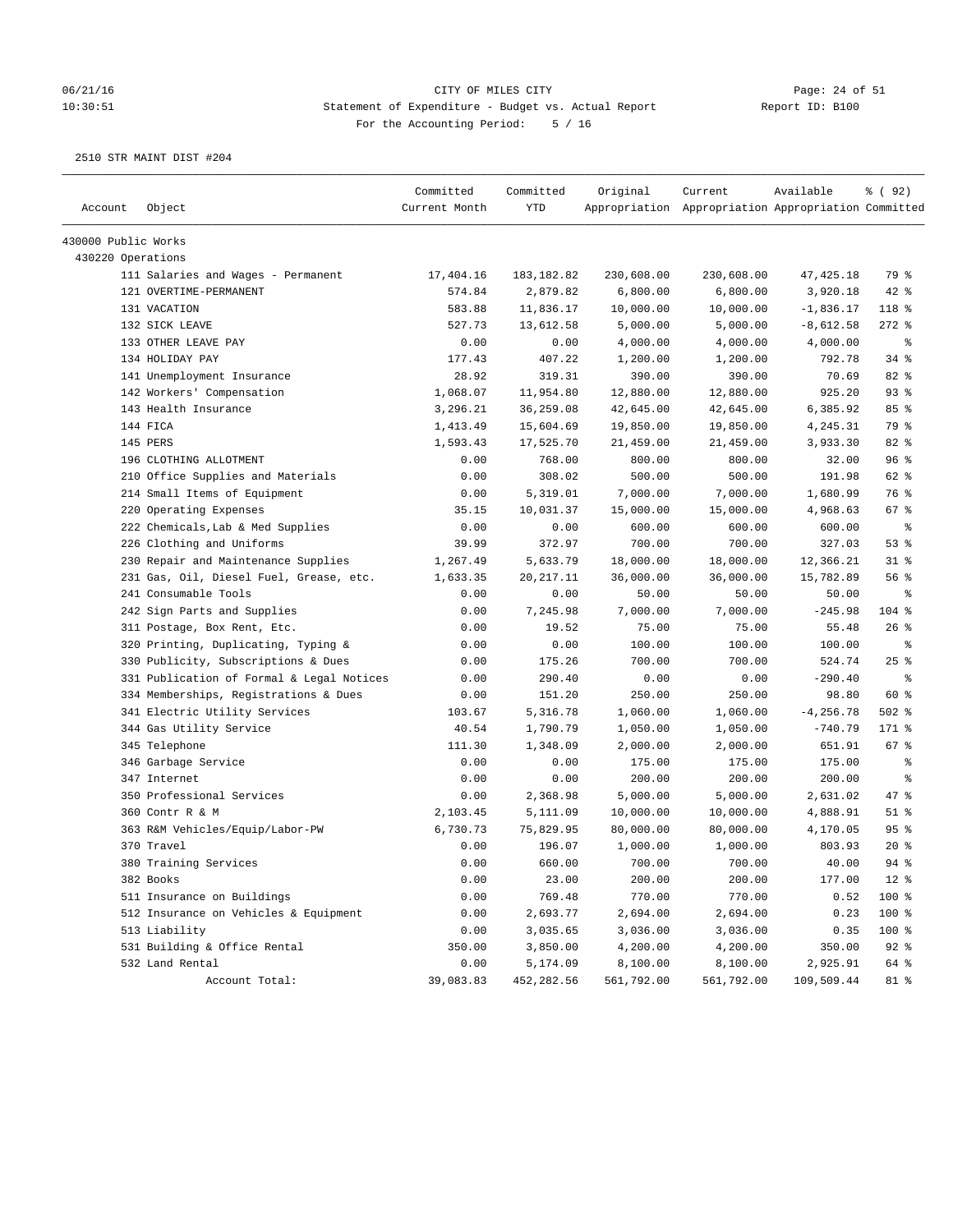CITY OF MILES CITY
Statement of Expenditure - Budget vs. Actual Report
For the Accounting Period: 5 / 16

06/21/16
10:30:51

Report ID: B100

2510 STR MAINT DIST #204

| Account | Object | Committed Current Month | Committed YTD | Original Appropriation | Current Appropriation | Available Appropriation | % ( 92) Committed |
|---|---|---|---|---|---|---|---|
| 430000 Public Works | | | | | | | |
| 430220 Operations | | | | | | | |
| | 111 Salaries and Wages - Permanent | 17,404.16 | 183,182.82 | 230,608.00 | 230,608.00 | 47,425.18 | 79 % |
| | 121 OVERTIME-PERMANENT | 574.84 | 2,879.82 | 6,800.00 | 6,800.00 | 3,920.18 | 42 % |
| | 131 VACATION | 583.88 | 11,836.17 | 10,000.00 | 10,000.00 | -1,836.17 | 118 % |
| | 132 SICK LEAVE | 527.73 | 13,612.58 | 5,000.00 | 5,000.00 | -8,612.58 | 272 % |
| | 133 OTHER LEAVE PAY | 0.00 | 0.00 | 4,000.00 | 4,000.00 | 4,000.00 | % |
| | 134 HOLIDAY PAY | 177.43 | 407.22 | 1,200.00 | 1,200.00 | 792.78 | 34 % |
| | 141 Unemployment Insurance | 28.92 | 319.31 | 390.00 | 390.00 | 70.69 | 82 % |
| | 142 Workers' Compensation | 1,068.07 | 11,954.80 | 12,880.00 | 12,880.00 | 925.20 | 93 % |
| | 143 Health Insurance | 3,296.21 | 36,259.08 | 42,645.00 | 42,645.00 | 6,385.92 | 85 % |
| | 144 FICA | 1,413.49 | 15,604.69 | 19,850.00 | 19,850.00 | 4,245.31 | 79 % |
| | 145 PERS | 1,593.43 | 17,525.70 | 21,459.00 | 21,459.00 | 3,933.30 | 82 % |
| | 196 CLOTHING ALLOTMENT | 0.00 | 768.00 | 800.00 | 800.00 | 32.00 | 96 % |
| | 210 Office Supplies and Materials | 0.00 | 308.02 | 500.00 | 500.00 | 191.98 | 62 % |
| | 214 Small Items of Equipment | 0.00 | 5,319.01 | 7,000.00 | 7,000.00 | 1,680.99 | 76 % |
| | 220 Operating Expenses | 35.15 | 10,031.37 | 15,000.00 | 15,000.00 | 4,968.63 | 67 % |
| | 222 Chemicals, Lab & Med Supplies | 0.00 | 0.00 | 600.00 | 600.00 | 600.00 | % |
| | 226 Clothing and Uniforms | 39.99 | 372.97 | 700.00 | 700.00 | 327.03 | 53 % |
| | 230 Repair and Maintenance Supplies | 1,267.49 | 5,633.79 | 18,000.00 | 18,000.00 | 12,366.21 | 31 % |
| | 231 Gas, Oil, Diesel Fuel, Grease, etc. | 1,633.35 | 20,217.11 | 36,000.00 | 36,000.00 | 15,782.89 | 56 % |
| | 241 Consumable Tools | 0.00 | 0.00 | 50.00 | 50.00 | 50.00 | % |
| | 242 Sign Parts and Supplies | 0.00 | 7,245.98 | 7,000.00 | 7,000.00 | -245.98 | 104 % |
| | 311 Postage, Box Rent, Etc. | 0.00 | 19.52 | 75.00 | 75.00 | 55.48 | 26 % |
| | 320 Printing, Duplicating, Typing & | 0.00 | 0.00 | 100.00 | 100.00 | 100.00 | % |
| | 330 Publicity, Subscriptions & Dues | 0.00 | 175.26 | 700.00 | 700.00 | 524.74 | 25 % |
| | 331 Publication of Formal & Legal Notices | 0.00 | 290.40 | 0.00 | 0.00 | -290.40 | % |
| | 334 Memberships, Registrations & Dues | 0.00 | 151.20 | 250.00 | 250.00 | 98.80 | 60 % |
| | 341 Electric Utility Services | 103.67 | 5,316.78 | 1,060.00 | 1,060.00 | -4,256.78 | 502 % |
| | 344 Gas Utility Service | 40.54 | 1,790.79 | 1,050.00 | 1,050.00 | -740.79 | 171 % |
| | 345 Telephone | 111.30 | 1,348.09 | 2,000.00 | 2,000.00 | 651.91 | 67 % |
| | 346 Garbage Service | 0.00 | 0.00 | 175.00 | 175.00 | 175.00 | % |
| | 347 Internet | 0.00 | 0.00 | 200.00 | 200.00 | 200.00 | % |
| | 350 Professional Services | 0.00 | 2,368.98 | 5,000.00 | 5,000.00 | 2,631.02 | 47 % |
| | 360 Contr R & M | 2,103.45 | 5,111.09 | 10,000.00 | 10,000.00 | 4,888.91 | 51 % |
| | 363 R&M Vehicles/Equip/Labor-PW | 6,730.73 | 75,829.95 | 80,000.00 | 80,000.00 | 4,170.05 | 95 % |
| | 370 Travel | 0.00 | 196.07 | 1,000.00 | 1,000.00 | 803.93 | 20 % |
| | 380 Training Services | 0.00 | 660.00 | 700.00 | 700.00 | 40.00 | 94 % |
| | 382 Books | 0.00 | 23.00 | 200.00 | 200.00 | 177.00 | 12 % |
| | 511 Insurance on Buildings | 0.00 | 769.48 | 770.00 | 770.00 | 0.52 | 100 % |
| | 512 Insurance on Vehicles & Equipment | 0.00 | 2,693.77 | 2,694.00 | 2,694.00 | 0.23 | 100 % |
| | 513 Liability | 0.00 | 3,035.65 | 3,036.00 | 3,036.00 | 0.35 | 100 % |
| | 531 Building & Office Rental | 350.00 | 3,850.00 | 4,200.00 | 4,200.00 | 350.00 | 92 % |
| | 532 Land Rental | 0.00 | 5,174.09 | 8,100.00 | 8,100.00 | 2,925.91 | 64 % |
| | Account Total: | 39,083.83 | 452,282.56 | 561,792.00 | 561,792.00 | 109,509.44 | 81 % |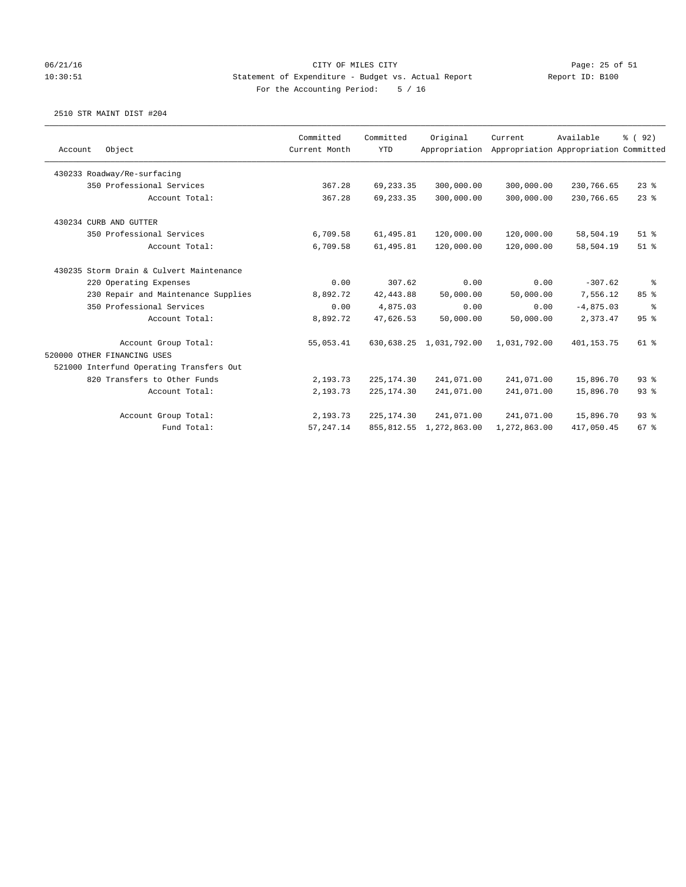CITY OF MILES CITY
Statement of Expenditure - Budget vs. Actual Report
For the Accounting Period: 5 / 16

2510 STR MAINT DIST #204

| Account | Object | Committed Current Month | Committed YTD | Original Appropriation | Current Appropriation | Available Appropriation | % ( 92) Committed |
|---|---|---|---|---|---|---|---|
| 430233 Roadway/Re-surfacing | | | | | | | |
| | 350 Professional Services | 367.28 | 69,233.35 | 300,000.00 | 300,000.00 | 230,766.65 | 23 % |
| | Account Total: | 367.28 | 69,233.35 | 300,000.00 | 300,000.00 | 230,766.65 | 23 % |
| 430234 CURB AND GUTTER | | | | | | | |
| | 350 Professional Services | 6,709.58 | 61,495.81 | 120,000.00 | 120,000.00 | 58,504.19 | 51 % |
| | Account Total: | 6,709.58 | 61,495.81 | 120,000.00 | 120,000.00 | 58,504.19 | 51 % |
| 430235 Storm Drain & Culvert Maintenance | | | | | | | |
| | 220 Operating Expenses | 0.00 | 307.62 | 0.00 | 0.00 | -307.62 | % |
| | 230 Repair and Maintenance Supplies | 8,892.72 | 42,443.88 | 50,000.00 | 50,000.00 | 7,556.12 | 85 % |
| | 350 Professional Services | 0.00 | 4,875.03 | 0.00 | 0.00 | -4,875.03 | % |
| | Account Total: | 8,892.72 | 47,626.53 | 50,000.00 | 50,000.00 | 2,373.47 | 95 % |
| | Account Group Total: | 55,053.41 | 630,638.25 | 1,031,792.00 | 1,031,792.00 | 401,153.75 | 61 % |
| 520000 OTHER FINANCING USES | | | | | | | |
| 521000 Interfund Operating Transfers Out | | | | | | | |
| | 820 Transfers to Other Funds | 2,193.73 | 225,174.30 | 241,071.00 | 241,071.00 | 15,896.70 | 93 % |
| | Account Total: | 2,193.73 | 225,174.30 | 241,071.00 | 241,071.00 | 15,896.70 | 93 % |
| | Account Group Total: | 2,193.73 | 225,174.30 | 241,071.00 | 241,071.00 | 15,896.70 | 93 % |
| | Fund Total: | 57,247.14 | 855,812.55 | 1,272,863.00 | 1,272,863.00 | 417,050.45 | 67 % |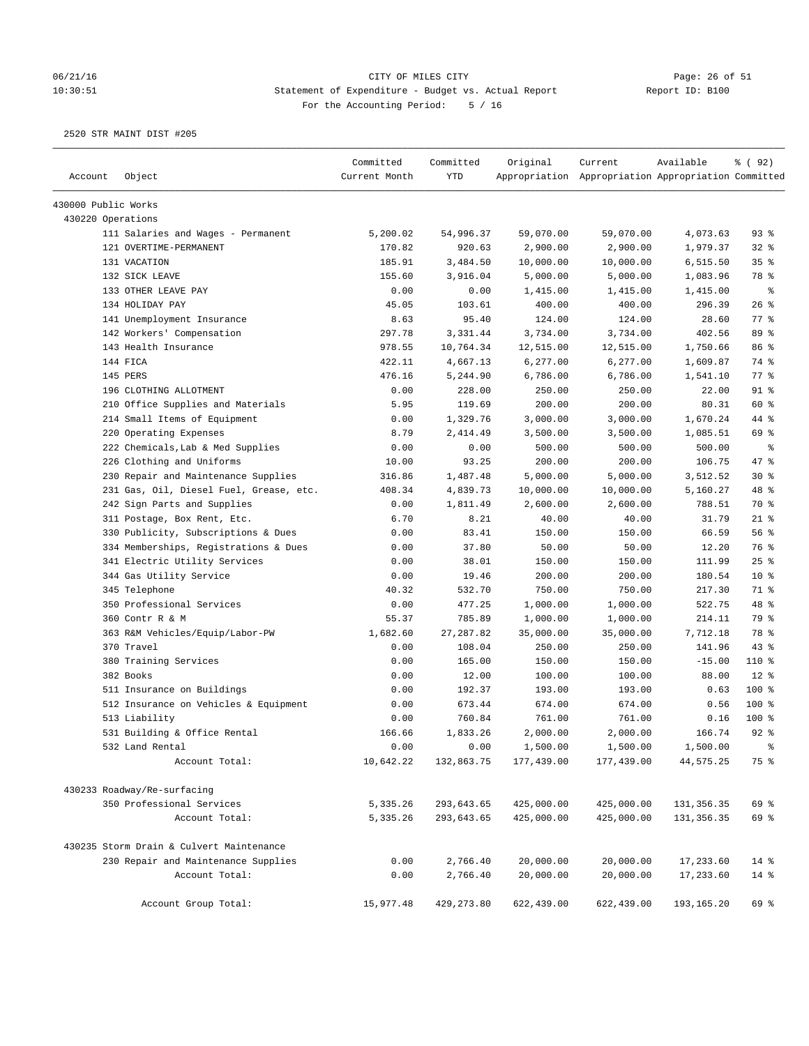CITY OF MILES CITY
Statement of Expenditure - Budget vs. Actual Report
For the Accounting Period: 5 / 16

06/21/16
10:30:51

Report ID: B100

2520 STR MAINT DIST #205

| Account | Object | Committed Current Month | Committed YTD | Original Appropriation | Current Appropriation | Available Appropriation | % ( 92) Committed |
|---|---|---|---|---|---|---|---|
| 430000 Public Works | | | | | | | |
| 430220 Operations | | | | | | | |
| | 111 Salaries and Wages - Permanent | 5,200.02 | 54,996.37 | 59,070.00 | 59,070.00 | 4,073.63 | 93 % |
| | 121 OVERTIME-PERMANENT | 170.82 | 920.63 | 2,900.00 | 2,900.00 | 1,979.37 | 32 % |
| | 131 VACATION | 185.91 | 3,484.50 | 10,000.00 | 10,000.00 | 6,515.50 | 35 % |
| | 132 SICK LEAVE | 155.60 | 3,916.04 | 5,000.00 | 5,000.00 | 1,083.96 | 78 % |
| | 133 OTHER LEAVE PAY | 0.00 | 0.00 | 1,415.00 | 1,415.00 | 1,415.00 | % |
| | 134 HOLIDAY PAY | 45.05 | 103.61 | 400.00 | 400.00 | 296.39 | 26 % |
| | 141 Unemployment Insurance | 8.63 | 95.40 | 124.00 | 124.00 | 28.60 | 77 % |
| | 142 Workers' Compensation | 297.78 | 3,331.44 | 3,734.00 | 3,734.00 | 402.56 | 89 % |
| | 143 Health Insurance | 978.55 | 10,764.34 | 12,515.00 | 12,515.00 | 1,750.66 | 86 % |
| | 144 FICA | 422.11 | 4,667.13 | 6,277.00 | 6,277.00 | 1,609.87 | 74 % |
| | 145 PERS | 476.16 | 5,244.90 | 6,786.00 | 6,786.00 | 1,541.10 | 77 % |
| | 196 CLOTHING ALLOTMENT | 0.00 | 228.00 | 250.00 | 250.00 | 22.00 | 91 % |
| | 210 Office Supplies and Materials | 5.95 | 119.69 | 200.00 | 200.00 | 80.31 | 60 % |
| | 214 Small Items of Equipment | 0.00 | 1,329.76 | 3,000.00 | 3,000.00 | 1,670.24 | 44 % |
| | 220 Operating Expenses | 8.79 | 2,414.49 | 3,500.00 | 3,500.00 | 1,085.51 | 69 % |
| | 222 Chemicals,Lab & Med Supplies | 0.00 | 0.00 | 500.00 | 500.00 | 500.00 | % |
| | 226 Clothing and Uniforms | 10.00 | 93.25 | 200.00 | 200.00 | 106.75 | 47 % |
| | 230 Repair and Maintenance Supplies | 316.86 | 1,487.48 | 5,000.00 | 5,000.00 | 3,512.52 | 30 % |
| | 231 Gas, Oil, Diesel Fuel, Grease, etc. | 408.34 | 4,839.73 | 10,000.00 | 10,000.00 | 5,160.27 | 48 % |
| | 242 Sign Parts and Supplies | 0.00 | 1,811.49 | 2,600.00 | 2,600.00 | 788.51 | 70 % |
| | 311 Postage, Box Rent, Etc. | 6.70 | 8.21 | 40.00 | 40.00 | 31.79 | 21 % |
| | 330 Publicity, Subscriptions & Dues | 0.00 | 83.41 | 150.00 | 150.00 | 66.59 | 56 % |
| | 334 Memberships, Registrations & Dues | 0.00 | 37.80 | 50.00 | 50.00 | 12.20 | 76 % |
| | 341 Electric Utility Services | 0.00 | 38.01 | 150.00 | 150.00 | 111.99 | 25 % |
| | 344 Gas Utility Service | 0.00 | 19.46 | 200.00 | 200.00 | 180.54 | 10 % |
| | 345 Telephone | 40.32 | 532.70 | 750.00 | 750.00 | 217.30 | 71 % |
| | 350 Professional Services | 0.00 | 477.25 | 1,000.00 | 1,000.00 | 522.75 | 48 % |
| | 360 Contr R & M | 55.37 | 785.89 | 1,000.00 | 1,000.00 | 214.11 | 79 % |
| | 363 R&M Vehicles/Equip/Labor-PW | 1,682.60 | 27,287.82 | 35,000.00 | 35,000.00 | 7,712.18 | 78 % |
| | 370 Travel | 0.00 | 108.04 | 250.00 | 250.00 | 141.96 | 43 % |
| | 380 Training Services | 0.00 | 165.00 | 150.00 | 150.00 | -15.00 | 110 % |
| | 382 Books | 0.00 | 12.00 | 100.00 | 100.00 | 88.00 | 12 % |
| | 511 Insurance on Buildings | 0.00 | 192.37 | 193.00 | 193.00 | 0.63 | 100 % |
| | 512 Insurance on Vehicles & Equipment | 0.00 | 673.44 | 674.00 | 674.00 | 0.56 | 100 % |
| | 513 Liability | 0.00 | 760.84 | 761.00 | 761.00 | 0.16 | 100 % |
| | 531 Building & Office Rental | 166.66 | 1,833.26 | 2,000.00 | 2,000.00 | 166.74 | 92 % |
| | 532 Land Rental | 0.00 | 0.00 | 1,500.00 | 1,500.00 | 1,500.00 | % |
| | Account Total: | 10,642.22 | 132,863.75 | 177,439.00 | 177,439.00 | 44,575.25 | 75 % |
| 430233 Roadway/Re-surfacing | | | | | | | |
| | 350 Professional Services | 5,335.26 | 293,643.65 | 425,000.00 | 425,000.00 | 131,356.35 | 69 % |
| | Account Total: | 5,335.26 | 293,643.65 | 425,000.00 | 425,000.00 | 131,356.35 | 69 % |
| 430235 Storm Drain & Culvert Maintenance | | | | | | | |
| | 230 Repair and Maintenance Supplies | 0.00 | 2,766.40 | 20,000.00 | 20,000.00 | 17,233.60 | 14 % |
| | Account Total: | 0.00 | 2,766.40 | 20,000.00 | 20,000.00 | 17,233.60 | 14 % |
| | Account Group Total: | 15,977.48 | 429,273.80 | 622,439.00 | 622,439.00 | 193,165.20 | 69 % |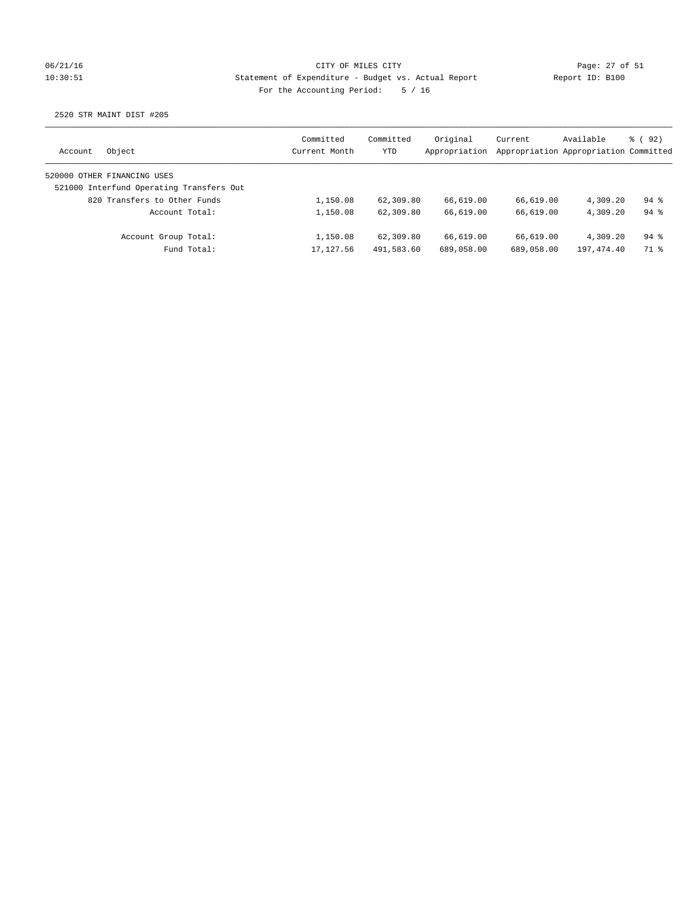CITY OF MILES CITY
Statement of Expenditure - Budget vs. Actual Report
For the Accounting Period: 5 / 16

06/21/16
10:30:51

Report ID: B100

2520 STR MAINT DIST #205

| Account Object | Committed Current Month | Committed YTD | Original Appropriation | Current Appropriation | Available Appropriation | % ( 92) Committed |
|---|---|---|---|---|---|---|
| 520000 OTHER FINANCING USES | | | | | | |
| 521000 Interfund Operating Transfers Out | | | | | | |
| 820 Transfers to Other Funds | 1,150.08 | 62,309.80 | 66,619.00 | 66,619.00 | 4,309.20 | 94 % |
| Account Total: | 1,150.08 | 62,309.80 | 66,619.00 | 66,619.00 | 4,309.20 | 94 % |
| Account Group Total: | 1,150.08 | 62,309.80 | 66,619.00 | 66,619.00 | 4,309.20 | 94 % |
| Fund Total: | 17,127.56 | 491,583.60 | 689,058.00 | 689,058.00 | 197,474.40 | 71 % |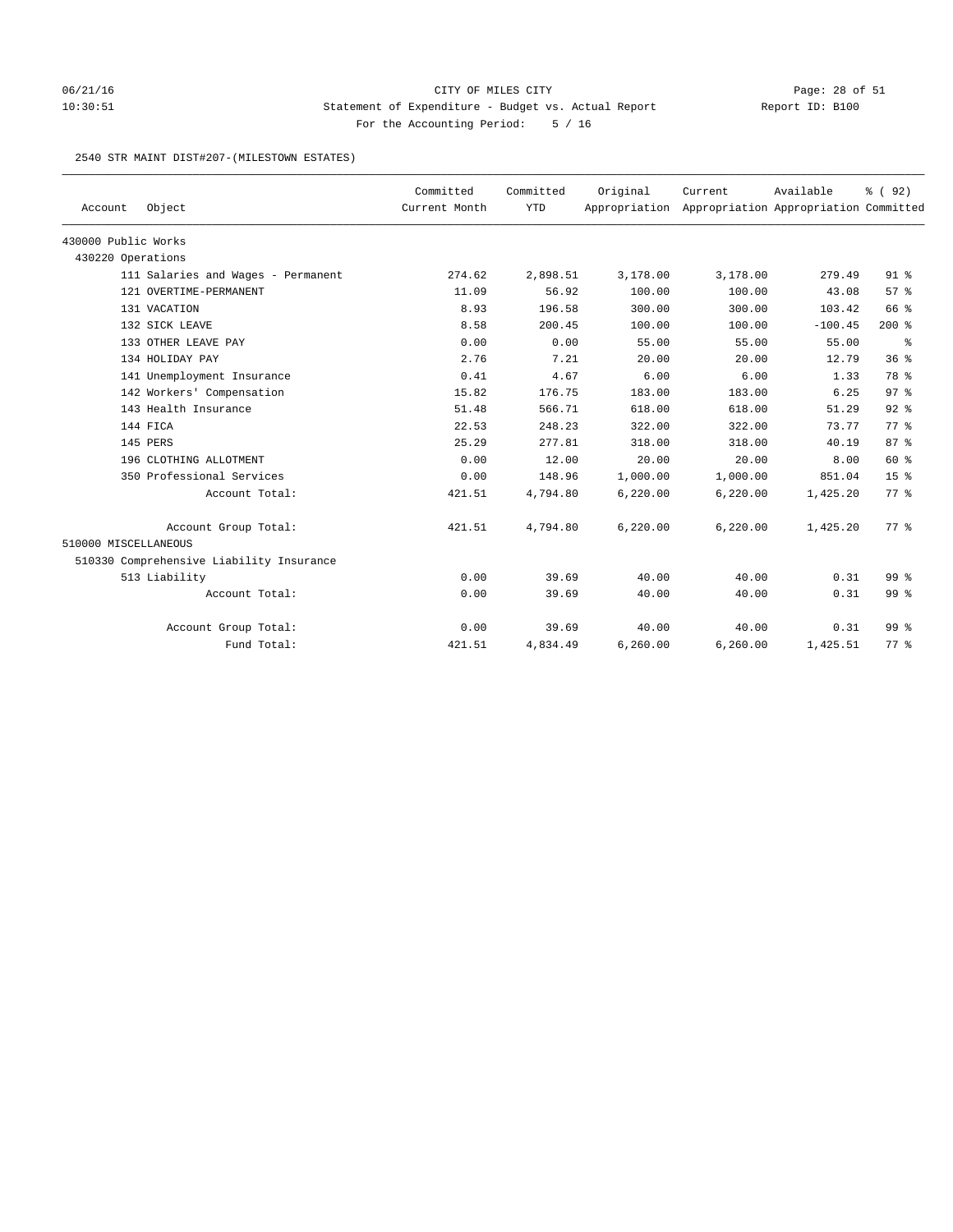CITY OF MILES CITY
Statement of Expenditure - Budget vs. Actual Report
For the Accounting Period: 5 / 16

2540 STR MAINT DIST#207-(MILESTOWN ESTATES)

| Account | Object | Committed Current Month | Committed YTD | Original Appropriation | Current Appropriation | Available Appropriation | % ( 92) Committed |
|---|---|---|---|---|---|---|---|
| 430000 Public Works | | | | | | | |
| 430220 Operations | | | | | | | |
| | 111 Salaries and Wages - Permanent | 274.62 | 2,898.51 | 3,178.00 | 3,178.00 | 279.49 | 91 % |
| | 121 OVERTIME-PERMANENT | 11.09 | 56.92 | 100.00 | 100.00 | 43.08 | 57 % |
| | 131 VACATION | 8.93 | 196.58 | 300.00 | 300.00 | 103.42 | 66 % |
| | 132 SICK LEAVE | 8.58 | 200.45 | 100.00 | 100.00 | -100.45 | 200 % |
| | 133 OTHER LEAVE PAY | 0.00 | 0.00 | 55.00 | 55.00 | 55.00 | % |
| | 134 HOLIDAY PAY | 2.76 | 7.21 | 20.00 | 20.00 | 12.79 | 36 % |
| | 141 Unemployment Insurance | 0.41 | 4.67 | 6.00 | 6.00 | 1.33 | 78 % |
| | 142 Workers' Compensation | 15.82 | 176.75 | 183.00 | 183.00 | 6.25 | 97 % |
| | 143 Health Insurance | 51.48 | 566.71 | 618.00 | 618.00 | 51.29 | 92 % |
| | 144 FICA | 22.53 | 248.23 | 322.00 | 322.00 | 73.77 | 77 % |
| | 145 PERS | 25.29 | 277.81 | 318.00 | 318.00 | 40.19 | 87 % |
| | 196 CLOTHING ALLOTMENT | 0.00 | 12.00 | 20.00 | 20.00 | 8.00 | 60 % |
| | 350 Professional Services | 0.00 | 148.96 | 1,000.00 | 1,000.00 | 851.04 | 15 % |
| | Account Total: | 421.51 | 4,794.80 | 6,220.00 | 6,220.00 | 1,425.20 | 77 % |
| | Account Group Total: | 421.51 | 4,794.80 | 6,220.00 | 6,220.00 | 1,425.20 | 77 % |
| 510000 MISCELLANEOUS | | | | | | | |
| 510330 Comprehensive Liability Insurance | | | | | | | |
| | 513 Liability | 0.00 | 39.69 | 40.00 | 40.00 | 0.31 | 99 % |
| | Account Total: | 0.00 | 39.69 | 40.00 | 40.00 | 0.31 | 99 % |
| | Account Group Total: | 0.00 | 39.69 | 40.00 | 40.00 | 0.31 | 99 % |
| | Fund Total: | 421.51 | 4,834.49 | 6,260.00 | 6,260.00 | 1,425.51 | 77 % |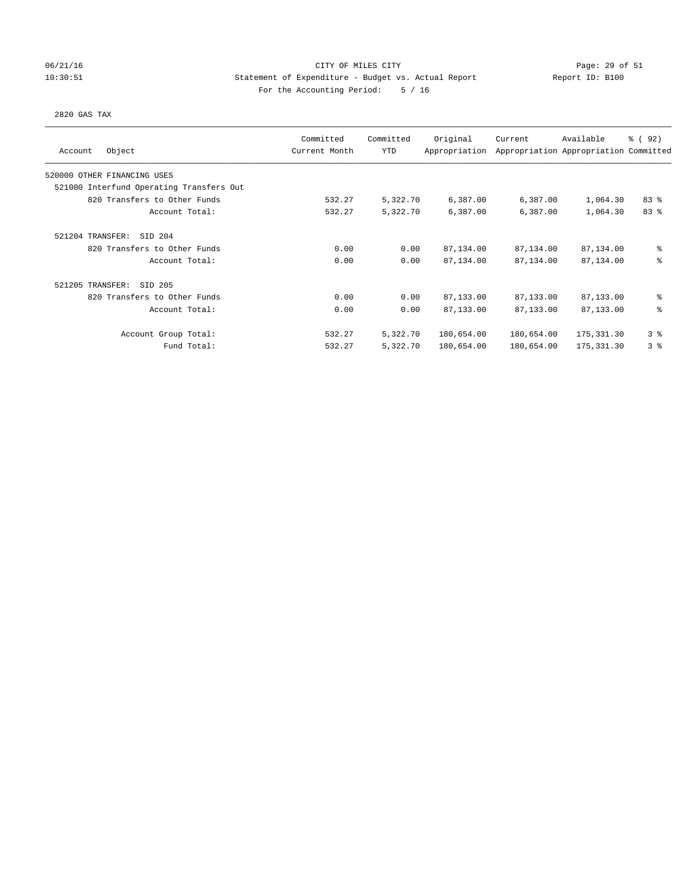CITY OF MILES CITY
Statement of Expenditure - Budget vs. Actual Report
For the Accounting Period: 5 / 16

06/21/16
10:30:51

Report ID: B100

2820 GAS TAX

| Account Object | Committed Current Month | Committed YTD | Original Appropriation | Current Appropriation | Available Appropriation | % ( 92) Committed |
|---|---|---|---|---|---|---|
| 520000 OTHER FINANCING USES | | | | | | |
| 521000 Interfund Operating Transfers Out | | | | | | |
| 820 Transfers to Other Funds | 532.27 | 5,322.70 | 6,387.00 | 6,387.00 | 1,064.30 | 83 % |
| Account Total: | 532.27 | 5,322.70 | 6,387.00 | 6,387.00 | 1,064.30 | 83 % |
| 521204 TRANSFER: SID 204 | | | | | | |
| 820 Transfers to Other Funds | 0.00 | 0.00 | 87,134.00 | 87,134.00 | 87,134.00 | % |
| Account Total: | 0.00 | 0.00 | 87,134.00 | 87,134.00 | 87,134.00 | % |
| 521205 TRANSFER: SID 205 | | | | | | |
| 820 Transfers to Other Funds | 0.00 | 0.00 | 87,133.00 | 87,133.00 | 87,133.00 | % |
| Account Total: | 0.00 | 0.00 | 87,133.00 | 87,133.00 | 87,133.00 | % |
| Account Group Total: | 532.27 | 5,322.70 | 180,654.00 | 180,654.00 | 175,331.30 | 3 % |
| Fund Total: | 532.27 | 5,322.70 | 180,654.00 | 180,654.00 | 175,331.30 | 3 % |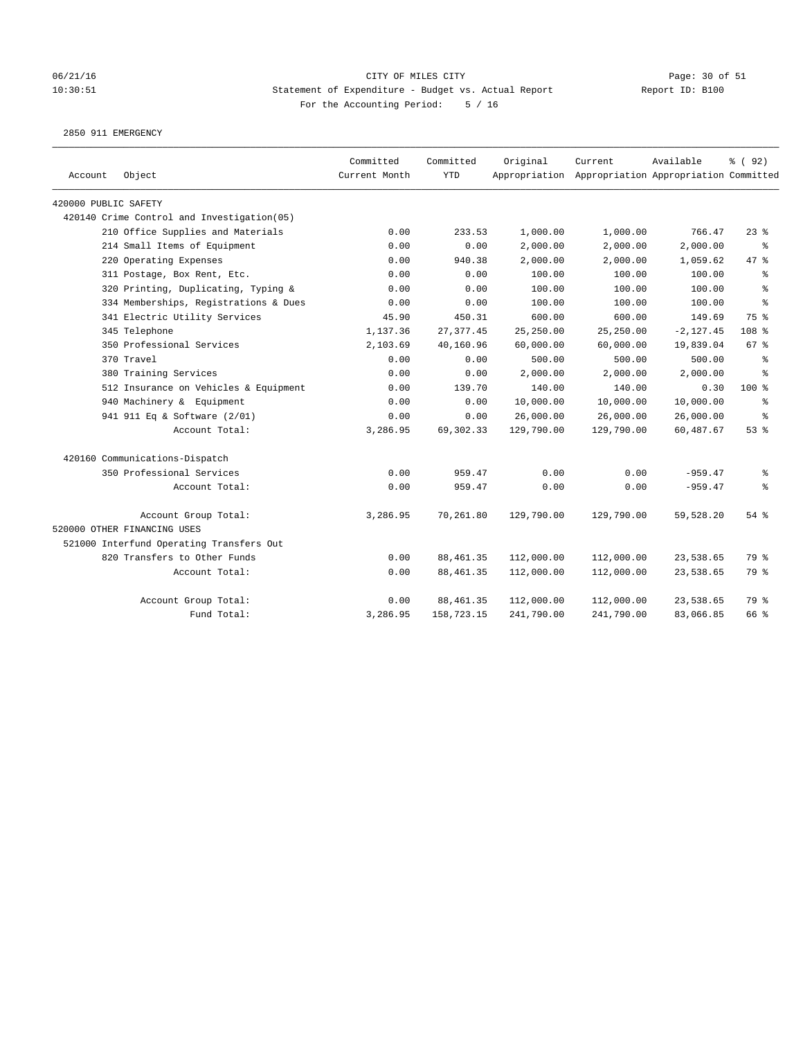CITY OF MILES CITY

Statement of Expenditure - Budget vs. Actual Report

Report ID: B100

06/21/16 10:30:51

For the Accounting Period: 5 / 16

2850 911 EMERGENCY

| Account Object | Committed Current Month | Committed YTD | Original Appropriation | Current Appropriation | Available Appropriation | % ( 92) Committed |
|---|---|---|---|---|---|---|
| 420000 PUBLIC SAFETY | | | | | | |
| 420140 Crime Control and Investigation(05) | | | | | | |
| 210 Office Supplies and Materials | 0.00 | 233.53 | 1,000.00 | 1,000.00 | 766.47 | 23 % |
| 214 Small Items of Equipment | 0.00 | 0.00 | 2,000.00 | 2,000.00 | 2,000.00 | % |
| 220 Operating Expenses | 0.00 | 940.38 | 2,000.00 | 2,000.00 | 1,059.62 | 47 % |
| 311 Postage, Box Rent, Etc. | 0.00 | 0.00 | 100.00 | 100.00 | 100.00 | % |
| 320 Printing, Duplicating, Typing & | 0.00 | 0.00 | 100.00 | 100.00 | 100.00 | % |
| 334 Memberships, Registrations & Dues | 0.00 | 0.00 | 100.00 | 100.00 | 100.00 | % |
| 341 Electric Utility Services | 45.90 | 450.31 | 600.00 | 600.00 | 149.69 | 75 % |
| 345 Telephone | 1,137.36 | 27,377.45 | 25,250.00 | 25,250.00 | -2,127.45 | 108 % |
| 350 Professional Services | 2,103.69 | 40,160.96 | 60,000.00 | 60,000.00 | 19,839.04 | 67 % |
| 370 Travel | 0.00 | 0.00 | 500.00 | 500.00 | 500.00 | % |
| 380 Training Services | 0.00 | 0.00 | 2,000.00 | 2,000.00 | 2,000.00 | % |
| 512 Insurance on Vehicles & Equipment | 0.00 | 139.70 | 140.00 | 140.00 | 0.30 | 100 % |
| 940 Machinery & Equipment | 0.00 | 0.00 | 10,000.00 | 10,000.00 | 10,000.00 | % |
| 941 911 Eq & Software (2/01) | 0.00 | 0.00 | 26,000.00 | 26,000.00 | 26,000.00 | % |
| Account Total: | 3,286.95 | 69,302.33 | 129,790.00 | 129,790.00 | 60,487.67 | 53 % |
| 420160 Communications-Dispatch | | | | | | |
| 350 Professional Services | 0.00 | 959.47 | 0.00 | 0.00 | -959.47 | % |
| Account Total: | 0.00 | 959.47 | 0.00 | 0.00 | -959.47 | % |
| Account Group Total: | 3,286.95 | 70,261.80 | 129,790.00 | 129,790.00 | 59,528.20 | 54 % |
| 520000 OTHER FINANCING USES | | | | | | |
| 521000 Interfund Operating Transfers Out | | | | | | |
| 820 Transfers to Other Funds | 0.00 | 88,461.35 | 112,000.00 | 112,000.00 | 23,538.65 | 79 % |
| Account Total: | 0.00 | 88,461.35 | 112,000.00 | 112,000.00 | 23,538.65 | 79 % |
| Account Group Total: | 0.00 | 88,461.35 | 112,000.00 | 112,000.00 | 23,538.65 | 79 % |
| Fund Total: | 3,286.95 | 158,723.15 | 241,790.00 | 241,790.00 | 83,066.85 | 66 % |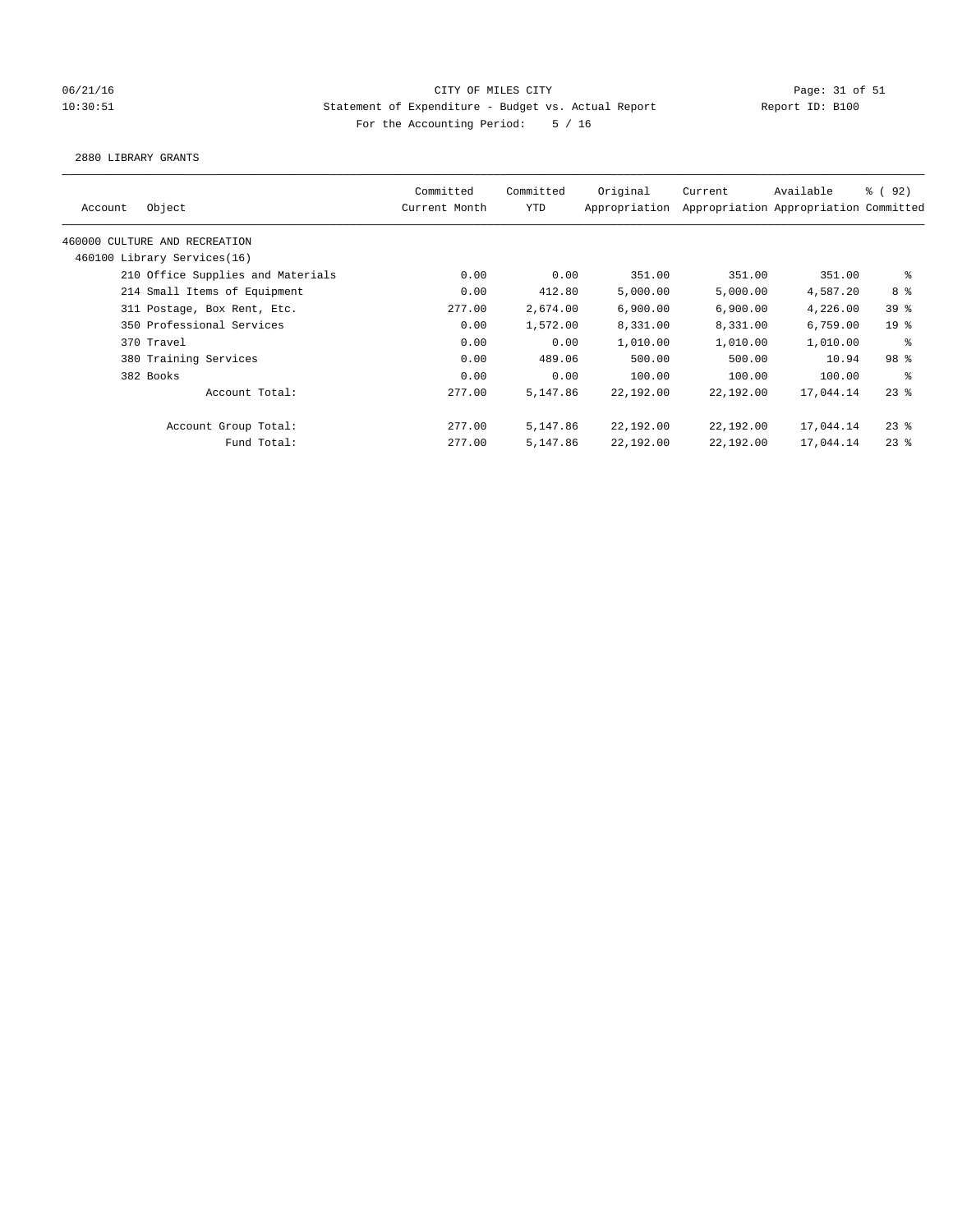CITY OF MILES CITY
Statement of Expenditure - Budget vs. Actual Report
For the Accounting Period: 5 / 16

06/21/16
10:30:51

Report ID: B100

2880 LIBRARY GRANTS

| Account | Object | Committed Current Month | Committed YTD | Original Appropriation | Current Appropriation | Available Appropriation | % ( 92) Committed |
|---|---|---|---|---|---|---|---|
| 460000 CULTURE AND RECREATION | | | | | | | |
| 460100 Library Services(16) | | | | | | | |
| | 210 Office Supplies and Materials | 0.00 | 0.00 | 351.00 | 351.00 | 351.00 | % |
| | 214 Small Items of Equipment | 0.00 | 412.80 | 5,000.00 | 5,000.00 | 4,587.20 | 8 % |
| | 311 Postage, Box Rent, Etc. | 277.00 | 2,674.00 | 6,900.00 | 6,900.00 | 4,226.00 | 39 % |
| | 350 Professional Services | 0.00 | 1,572.00 | 8,331.00 | 8,331.00 | 6,759.00 | 19 % |
| | 370 Travel | 0.00 | 0.00 | 1,010.00 | 1,010.00 | 1,010.00 | % |
| | 380 Training Services | 0.00 | 489.06 | 500.00 | 500.00 | 10.94 | 98 % |
| | 382 Books | 0.00 | 0.00 | 100.00 | 100.00 | 100.00 | % |
| | Account Total: | 277.00 | 5,147.86 | 22,192.00 | 22,192.00 | 17,044.14 | 23 % |
| | Account Group Total: | 277.00 | 5,147.86 | 22,192.00 | 22,192.00 | 17,044.14 | 23 % |
| | Fund Total: | 277.00 | 5,147.86 | 22,192.00 | 22,192.00 | 17,044.14 | 23 % |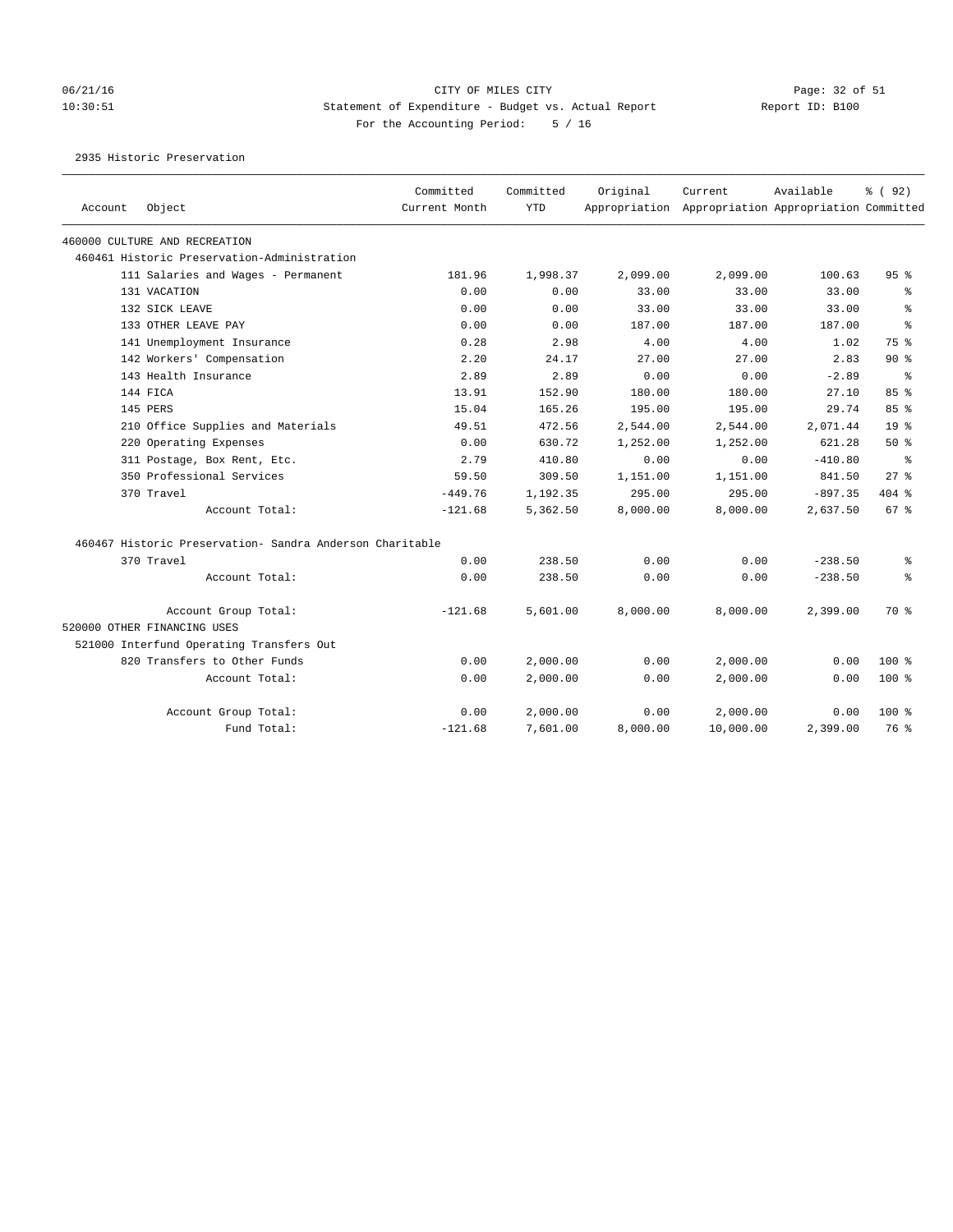06/21/16 CITY OF MILES CITY
10:30:51 Statement of Expenditure - Budget vs. Actual Report Report ID: B100
For the Accounting Period: 5 / 16

2935 Historic Preservation

| Account | Object | Committed Current Month | Committed YTD | Original Appropriation | Current Appropriation | Available Appropriation | % ( 92) Committed |
|---|---|---|---|---|---|---|---|
| 460000 CULTURE AND RECREATION | | | | | | | |
| 460461 Historic Preservation-Administration | | | | | | | |
| | 111 Salaries and Wages - Permanent | 181.96 | 1,998.37 | 2,099.00 | 2,099.00 | 100.63 | 95 % |
| | 131 VACATION | 0.00 | 0.00 | 33.00 | 33.00 | 33.00 | % |
| | 132 SICK LEAVE | 0.00 | 0.00 | 33.00 | 33.00 | 33.00 | % |
| | 133 OTHER LEAVE PAY | 0.00 | 0.00 | 187.00 | 187.00 | 187.00 | % |
| | 141 Unemployment Insurance | 0.28 | 2.98 | 4.00 | 4.00 | 1.02 | 75 % |
| | 142 Workers' Compensation | 2.20 | 24.17 | 27.00 | 27.00 | 2.83 | 90 % |
| | 143 Health Insurance | 2.89 | 2.89 | 0.00 | 0.00 | -2.89 | % |
| | 144 FICA | 13.91 | 152.90 | 180.00 | 180.00 | 27.10 | 85 % |
| | 145 PERS | 15.04 | 165.26 | 195.00 | 195.00 | 29.74 | 85 % |
| | 210 Office Supplies and Materials | 49.51 | 472.56 | 2,544.00 | 2,544.00 | 2,071.44 | 19 % |
| | 220 Operating Expenses | 0.00 | 630.72 | 1,252.00 | 1,252.00 | 621.28 | 50 % |
| | 311 Postage, Box Rent, Etc. | 2.79 | 410.80 | 0.00 | 0.00 | -410.80 | % |
| | 350 Professional Services | 59.50 | 309.50 | 1,151.00 | 1,151.00 | 841.50 | 27 % |
| | 370 Travel | -449.76 | 1,192.35 | 295.00 | 295.00 | -897.35 | 404 % |
| | Account Total: | -121.68 | 5,362.50 | 8,000.00 | 8,000.00 | 2,637.50 | 67 % |
| 460467 Historic Preservation- Sandra Anderson Charitable | | | | | | | |
| | 370 Travel | 0.00 | 238.50 | 0.00 | 0.00 | -238.50 | % |
| | Account Total: | 0.00 | 238.50 | 0.00 | 0.00 | -238.50 | % |
| | Account Group Total: | -121.68 | 5,601.00 | 8,000.00 | 8,000.00 | 2,399.00 | 70 % |
| 520000 OTHER FINANCING USES | | | | | | | |
| 521000 Interfund Operating Transfers Out | | | | | | | |
| | 820 Transfers to Other Funds | 0.00 | 2,000.00 | 0.00 | 2,000.00 | 0.00 | 100 % |
| | Account Total: | 0.00 | 2,000.00 | 0.00 | 2,000.00 | 0.00 | 100 % |
| | Account Group Total: | 0.00 | 2,000.00 | 0.00 | 2,000.00 | 0.00 | 100 % |
| | Fund Total: | -121.68 | 7,601.00 | 8,000.00 | 10,000.00 | 2,399.00 | 76 % |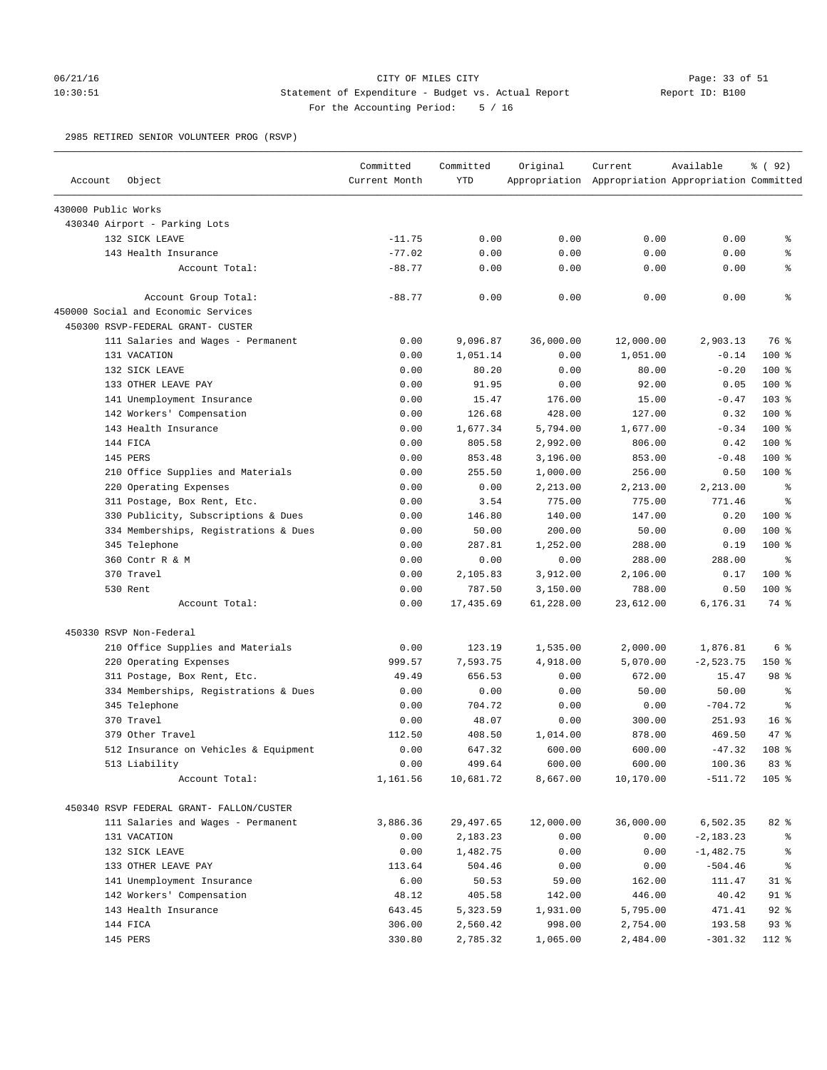CITY OF MILES CITY
Statement of Expenditure - Budget vs. Actual Report
For the Accounting Period: 5 / 16

06/21/16
10:30:51

Report ID: B100

2985 RETIRED SENIOR VOLUNTEER PROG (RSVP)

| Account | Object | Committed Current Month | Committed YTD | Original Appropriation | Current Appropriation | Available Appropriation | % ( 92) Committed |
|---|---|---|---|---|---|---|---|
| 430000 Public Works | | | | | | | |
| 430340 Airport - Parking Lots | | | | | | | |
| | 132 SICK LEAVE | -11.75 | 0.00 | 0.00 | 0.00 | 0.00 | % |
| | 143 Health Insurance | -77.02 | 0.00 | 0.00 | 0.00 | 0.00 | % |
| | Account Total: | -88.77 | 0.00 | 0.00 | 0.00 | 0.00 | % |
| | Account Group Total: | -88.77 | 0.00 | 0.00 | 0.00 | 0.00 | % |
| 450000 Social and Economic Services | | | | | | | |
| 450300 RSVP-FEDERAL GRANT- CUSTER | | | | | | | |
| | 111 Salaries and Wages - Permanent | 0.00 | 9,096.87 | 36,000.00 | 12,000.00 | 2,903.13 | 76 % |
| | 131 VACATION | 0.00 | 1,051.14 | 0.00 | 1,051.00 | -0.14 | 100 % |
| | 132 SICK LEAVE | 0.00 | 80.20 | 0.00 | 80.00 | -0.20 | 100 % |
| | 133 OTHER LEAVE PAY | 0.00 | 91.95 | 0.00 | 92.00 | 0.05 | 100 % |
| | 141 Unemployment Insurance | 0.00 | 15.47 | 176.00 | 15.00 | -0.47 | 103 % |
| | 142 Workers' Compensation | 0.00 | 126.68 | 428.00 | 127.00 | 0.32 | 100 % |
| | 143 Health Insurance | 0.00 | 1,677.34 | 5,794.00 | 1,677.00 | -0.34 | 100 % |
| | 144 FICA | 0.00 | 805.58 | 2,992.00 | 806.00 | 0.42 | 100 % |
| | 145 PERS | 0.00 | 853.48 | 3,196.00 | 853.00 | -0.48 | 100 % |
| | 210 Office Supplies and Materials | 0.00 | 255.50 | 1,000.00 | 256.00 | 0.50 | 100 % |
| | 220 Operating Expenses | 0.00 | 0.00 | 2,213.00 | 2,213.00 | 2,213.00 | % |
| | 311 Postage, Box Rent, Etc. | 0.00 | 3.54 | 775.00 | 775.00 | 771.46 | % |
| | 330 Publicity, Subscriptions & Dues | 0.00 | 146.80 | 140.00 | 147.00 | 0.20 | 100 % |
| | 334 Memberships, Registrations & Dues | 0.00 | 50.00 | 200.00 | 50.00 | 0.00 | 100 % |
| | 345 Telephone | 0.00 | 287.81 | 1,252.00 | 288.00 | 0.19 | 100 % |
| | 360 Contr R & M | 0.00 | 0.00 | 0.00 | 288.00 | 288.00 | % |
| | 370 Travel | 0.00 | 2,105.83 | 3,912.00 | 2,106.00 | 0.17 | 100 % |
| | 530 Rent | 0.00 | 787.50 | 3,150.00 | 788.00 | 0.50 | 100 % |
| | Account Total: | 0.00 | 17,435.69 | 61,228.00 | 23,612.00 | 6,176.31 | 74 % |
| 450330 RSVP Non-Federal | | | | | | | |
| | 210 Office Supplies and Materials | 0.00 | 123.19 | 1,535.00 | 2,000.00 | 1,876.81 | 6 % |
| | 220 Operating Expenses | 999.57 | 7,593.75 | 4,918.00 | 5,070.00 | -2,523.75 | 150 % |
| | 311 Postage, Box Rent, Etc. | 49.49 | 656.53 | 0.00 | 672.00 | 15.47 | 98 % |
| | 334 Memberships, Registrations & Dues | 0.00 | 0.00 | 0.00 | 50.00 | 50.00 | % |
| | 345 Telephone | 0.00 | 704.72 | 0.00 | 0.00 | -704.72 | % |
| | 370 Travel | 0.00 | 48.07 | 0.00 | 300.00 | 251.93 | 16 % |
| | 379 Other Travel | 112.50 | 408.50 | 1,014.00 | 878.00 | 469.50 | 47 % |
| | 512 Insurance on Vehicles & Equipment | 0.00 | 647.32 | 600.00 | 600.00 | -47.32 | 108 % |
| | 513 Liability | 0.00 | 499.64 | 600.00 | 600.00 | 100.36 | 83 % |
| | Account Total: | 1,161.56 | 10,681.72 | 8,667.00 | 10,170.00 | -511.72 | 105 % |
| 450340 RSVP FEDERAL GRANT- FALLON/CUSTER | | | | | | | |
| | 111 Salaries and Wages - Permanent | 3,886.36 | 29,497.65 | 12,000.00 | 36,000.00 | 6,502.35 | 82 % |
| | 131 VACATION | 0.00 | 2,183.23 | 0.00 | 0.00 | -2,183.23 | % |
| | 132 SICK LEAVE | 0.00 | 1,482.75 | 0.00 | 0.00 | -1,482.75 | % |
| | 133 OTHER LEAVE PAY | 113.64 | 504.46 | 0.00 | 0.00 | -504.46 | % |
| | 141 Unemployment Insurance | 6.00 | 50.53 | 59.00 | 162.00 | 111.47 | 31 % |
| | 142 Workers' Compensation | 48.12 | 405.58 | 142.00 | 446.00 | 40.42 | 91 % |
| | 143 Health Insurance | 643.45 | 5,323.59 | 1,931.00 | 5,795.00 | 471.41 | 92 % |
| | 144 FICA | 306.00 | 2,560.42 | 998.00 | 2,754.00 | 193.58 | 93 % |
| | 145 PERS | 330.80 | 2,785.32 | 1,065.00 | 2,484.00 | -301.32 | 112 % |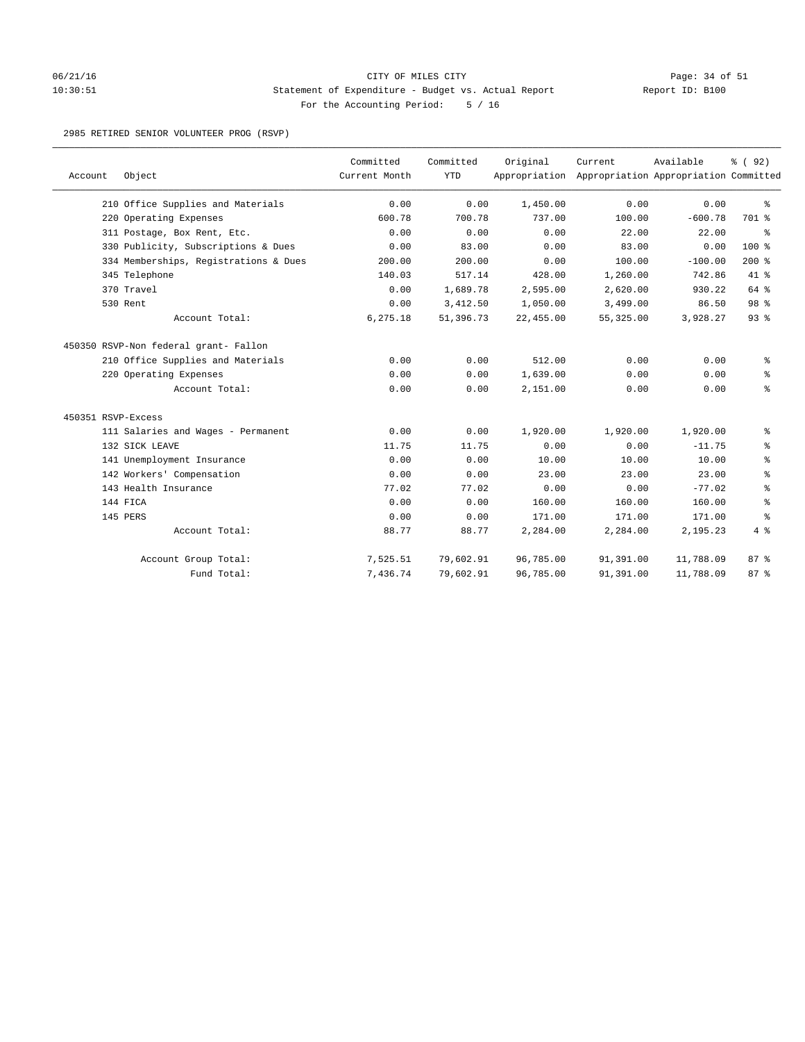CITY OF MILES CITY
Statement of Expenditure - Budget vs. Actual Report
For the Accounting Period: 5 / 16

06/21/16 10:30:51 Report ID: B100

2985 RETIRED SENIOR VOLUNTEER PROG (RSVP)

| Account | Object | Committed Current Month | Committed YTD | Original Appropriation | Current Appropriation | Available Appropriation | % ( 92) Committed |
|---|---|---|---|---|---|---|---|
| | 210 Office Supplies and Materials | 0.00 | 0.00 | 1,450.00 | 0.00 | 0.00 | % |
| | 220 Operating Expenses | 600.78 | 700.78 | 737.00 | 100.00 | -600.78 | 701 % |
| | 311 Postage, Box Rent, Etc. | 0.00 | 0.00 | 0.00 | 22.00 | 22.00 | % |
| | 330 Publicity, Subscriptions & Dues | 0.00 | 83.00 | 0.00 | 83.00 | 0.00 | 100 % |
| | 334 Memberships, Registrations & Dues | 200.00 | 200.00 | 0.00 | 100.00 | -100.00 | 200 % |
| | 345 Telephone | 140.03 | 517.14 | 428.00 | 1,260.00 | 742.86 | 41 % |
| | 370 Travel | 0.00 | 1,689.78 | 2,595.00 | 2,620.00 | 930.22 | 64 % |
| | 530 Rent | 0.00 | 3,412.50 | 1,050.00 | 3,499.00 | 86.50 | 98 % |
| | Account Total: | 6,275.18 | 51,396.73 | 22,455.00 | 55,325.00 | 3,928.27 | 93 % |
| 450350 RSVP-Non federal grant- Fallon | | | | | | | |
| | 210 Office Supplies and Materials | 0.00 | 0.00 | 512.00 | 0.00 | 0.00 | % |
| | 220 Operating Expenses | 0.00 | 0.00 | 1,639.00 | 0.00 | 0.00 | % |
| | Account Total: | 0.00 | 0.00 | 2,151.00 | 0.00 | 0.00 | % |
| 450351 RSVP-Excess | | | | | | | |
| | 111 Salaries and Wages - Permanent | 0.00 | 0.00 | 1,920.00 | 1,920.00 | 1,920.00 | % |
| | 132 SICK LEAVE | 11.75 | 11.75 | 0.00 | 0.00 | -11.75 | % |
| | 141 Unemployment Insurance | 0.00 | 0.00 | 10.00 | 10.00 | 10.00 | % |
| | 142 Workers' Compensation | 0.00 | 0.00 | 23.00 | 23.00 | 23.00 | % |
| | 143 Health Insurance | 77.02 | 77.02 | 0.00 | 0.00 | -77.02 | % |
| | 144 FICA | 0.00 | 0.00 | 160.00 | 160.00 | 160.00 | % |
| | 145 PERS | 0.00 | 0.00 | 171.00 | 171.00 | 171.00 | % |
| | Account Total: | 88.77 | 88.77 | 2,284.00 | 2,284.00 | 2,195.23 | 4 % |
| | Account Group Total: | 7,525.51 | 79,602.91 | 96,785.00 | 91,391.00 | 11,788.09 | 87 % |
| | Fund Total: | 7,436.74 | 79,602.91 | 96,785.00 | 91,391.00 | 11,788.09 | 87 % |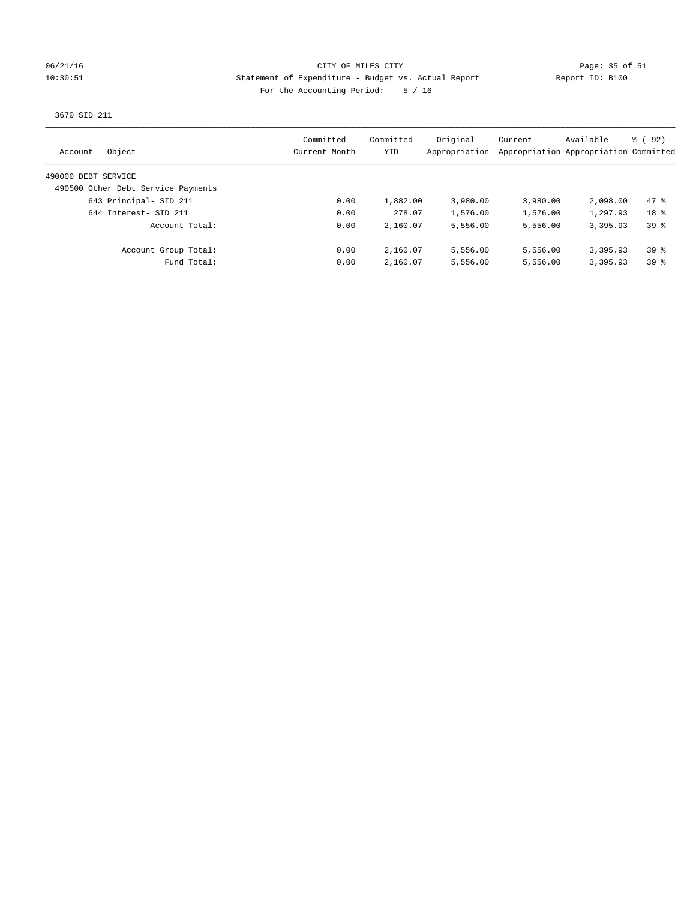CITY OF MILES CITY

Statement of Expenditure - Budget vs. Actual Report

Report ID: B100

For the Accounting Period: 5 / 16

06/21/16 10:30:51

3670 SID 211

| Account Object | Committed Current Month | Committed YTD | Original Appropriation | Current Appropriation | Available Appropriation | % ( 92) Committed |
|---|---|---|---|---|---|---|
| 490000 DEBT SERVICE | | | | | | |
| 490500 Other Debt Service Payments | | | | | | |
| 643 Principal- SID 211 | 0.00 | 1,882.00 | 3,980.00 | 3,980.00 | 2,098.00 | 47 % |
| 644 Interest- SID 211 | 0.00 | 278.07 | 1,576.00 | 1,576.00 | 1,297.93 | 18 % |
| Account Total: | 0.00 | 2,160.07 | 5,556.00 | 5,556.00 | 3,395.93 | 39 % |
| Account Group Total: | 0.00 | 2,160.07 | 5,556.00 | 5,556.00 | 3,395.93 | 39 % |
| Fund Total: | 0.00 | 2,160.07 | 5,556.00 | 5,556.00 | 3,395.93 | 39 % |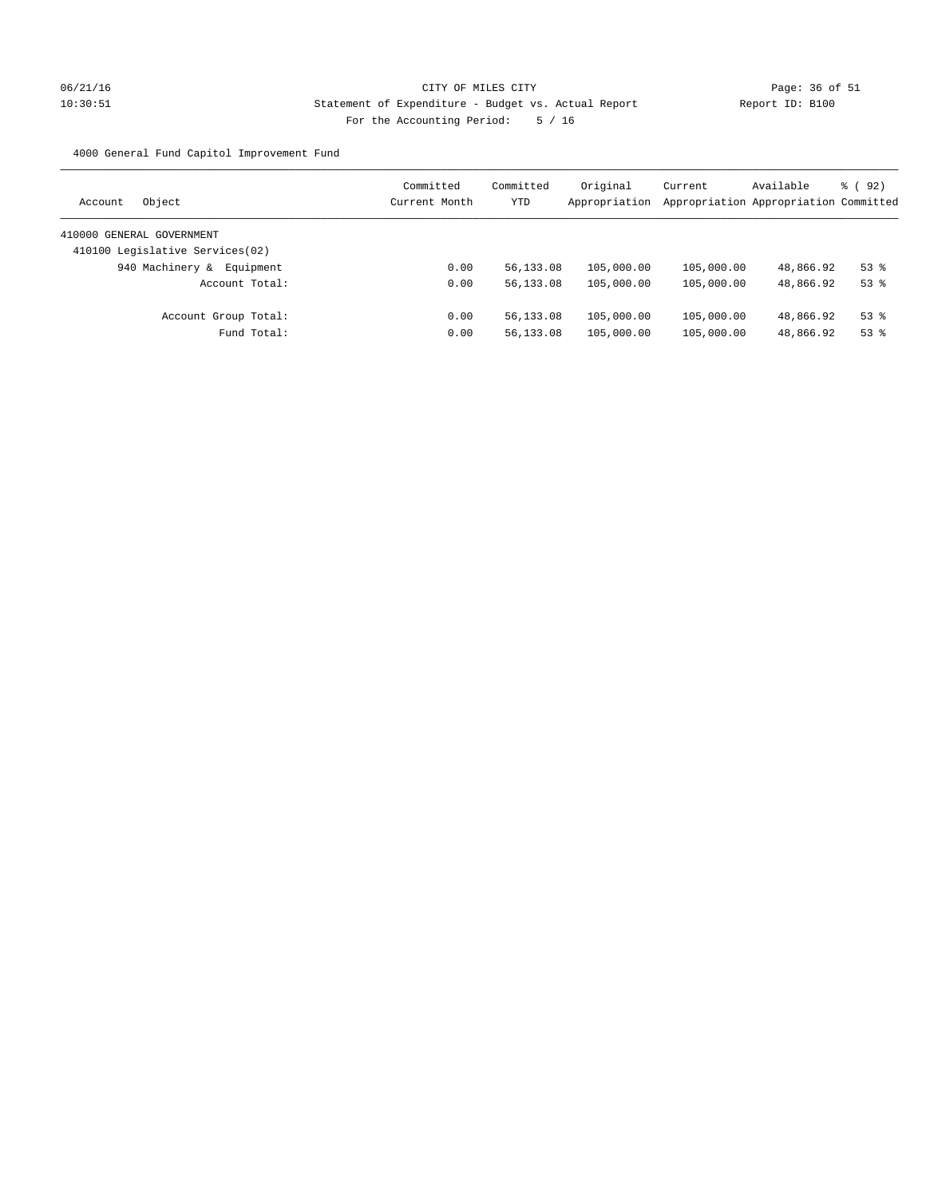CITY OF MILES CITY

Statement of Expenditure - Budget vs. Actual Report

Report ID: B100

For the Accounting Period: 5 / 16

06/21/16
10:30:51

4000 General Fund Capitol Improvement Fund

| Account Object | Committed Current Month | Committed YTD | Original Appropriation | Current Appropriation | Available Appropriation | % ( 92) Committed |
|---|---|---|---|---|---|---|
| 410000 GENERAL GOVERNMENT | | | | | | |
| 410100 Legislative Services(02) | | | | | | |
| 940 Machinery & Equipment | 0.00 | 56,133.08 | 105,000.00 | 105,000.00 | 48,866.92 | 53 % |
| Account Total: | 0.00 | 56,133.08 | 105,000.00 | 105,000.00 | 48,866.92 | 53 % |
| Account Group Total: | 0.00 | 56,133.08 | 105,000.00 | 105,000.00 | 48,866.92 | 53 % |
| Fund Total: | 0.00 | 56,133.08 | 105,000.00 | 105,000.00 | 48,866.92 | 53 % |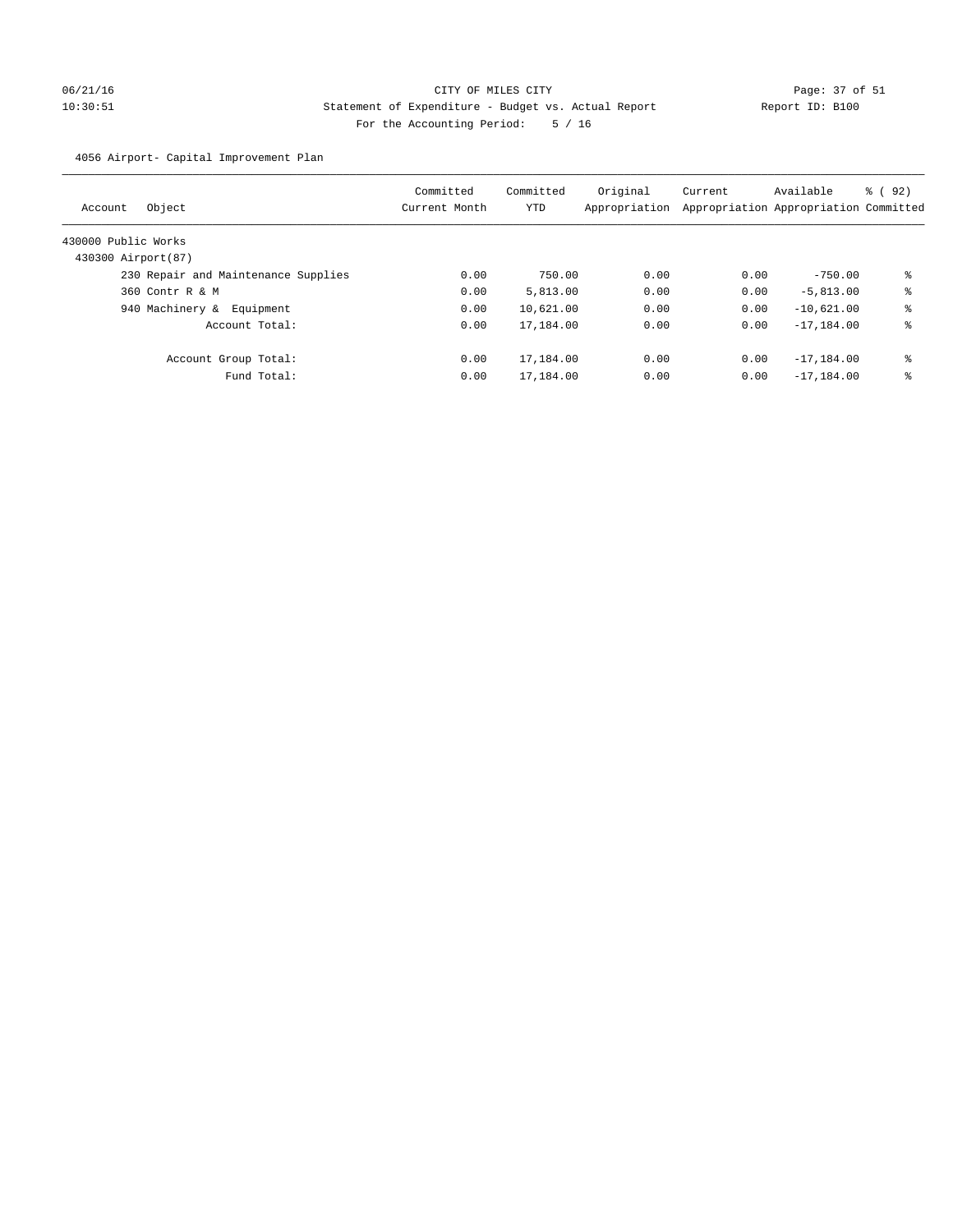CITY OF MILES CITY

Statement of Expenditure - Budget vs. Actual Report

Report ID: B100

For the Accounting Period: 5 / 16

06/21/16 10:30:51

4056 Airport- Capital Improvement Plan

| Account | Object | Committed Current Month | Committed YTD | Original Appropriation | Current Appropriation | Available Appropriation | % ( 92) Committed |
|---|---|---|---|---|---|---|---|
| 430000 Public Works | | | | | | | |
| 430300 Airport(87) | | | | | | | |
| | 230 Repair and Maintenance Supplies | 0.00 | 750.00 | 0.00 | 0.00 | -750.00 | % |
| | 360 Contr R & M | 0.00 | 5,813.00 | 0.00 | 0.00 | -5,813.00 | % |
| | 940 Machinery & Equipment | 0.00 | 10,621.00 | 0.00 | 0.00 | -10,621.00 | % |
| | Account Total: | 0.00 | 17,184.00 | 0.00 | 0.00 | -17,184.00 | % |
| | Account Group Total: | 0.00 | 17,184.00 | 0.00 | 0.00 | -17,184.00 | % |
| | Fund Total: | 0.00 | 17,184.00 | 0.00 | 0.00 | -17,184.00 | % |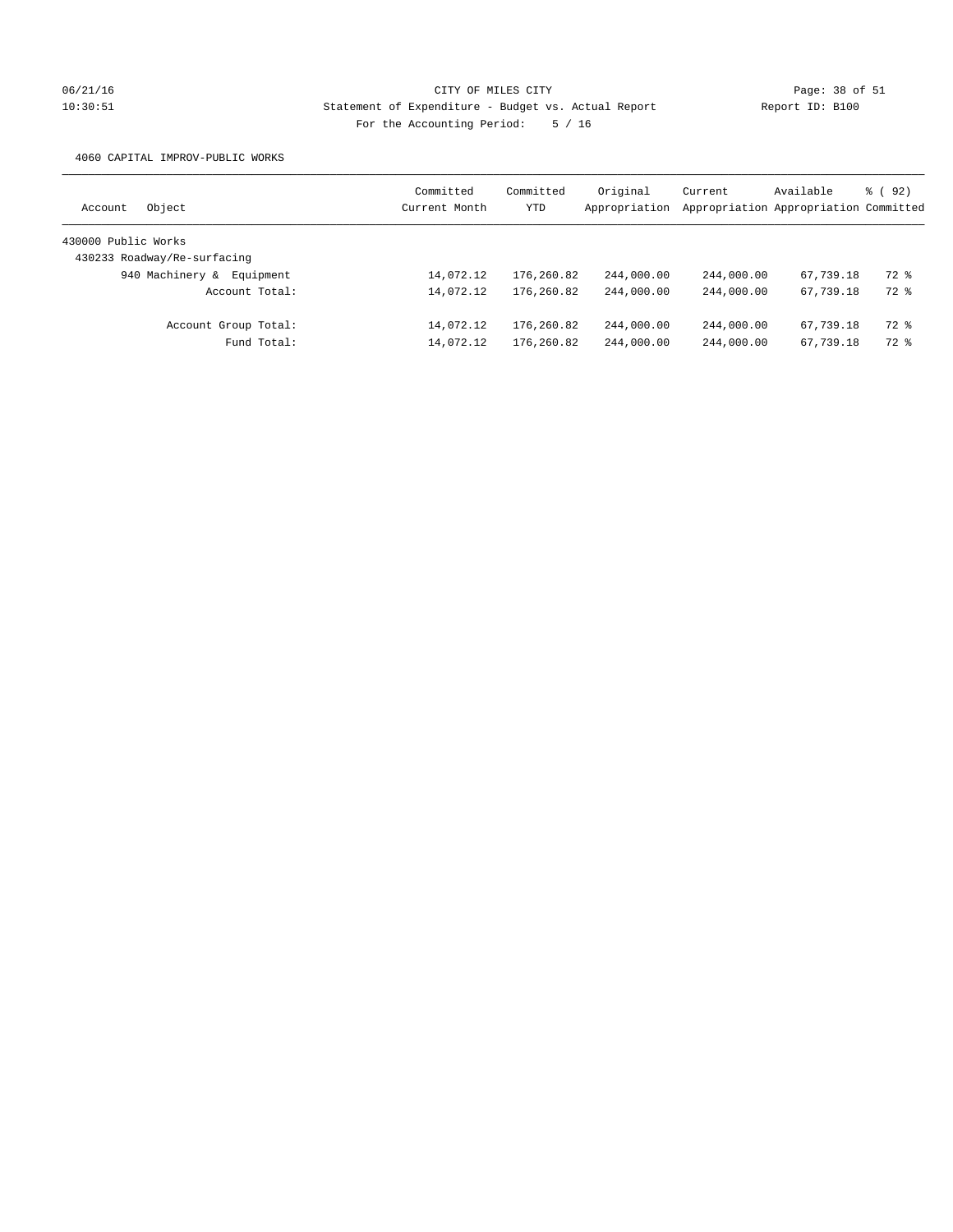CITY OF MILES CITY
Statement of Expenditure - Budget vs. Actual Report
For the Accounting Period: 5 / 16

06/21/16
10:30:51

Report ID: B100

4060 CAPITAL IMPROV-PUBLIC WORKS

| Account Object | Committed Current Month | Committed YTD | Original Appropriation | Current Appropriation | Available Appropriation | % ( 92) Committed |
|---|---|---|---|---|---|---|
| 430000 Public Works | | | | | | |
| 430233 Roadway/Re-surfacing | | | | | | |
| 940 Machinery & Equipment | 14,072.12 | 176,260.82 | 244,000.00 | 244,000.00 | 67,739.18 | 72 % |
| Account Total: | 14,072.12 | 176,260.82 | 244,000.00 | 244,000.00 | 67,739.18 | 72 % |
| Account Group Total: | 14,072.12 | 176,260.82 | 244,000.00 | 244,000.00 | 67,739.18 | 72 % |
| Fund Total: | 14,072.12 | 176,260.82 | 244,000.00 | 244,000.00 | 67,739.18 | 72 % |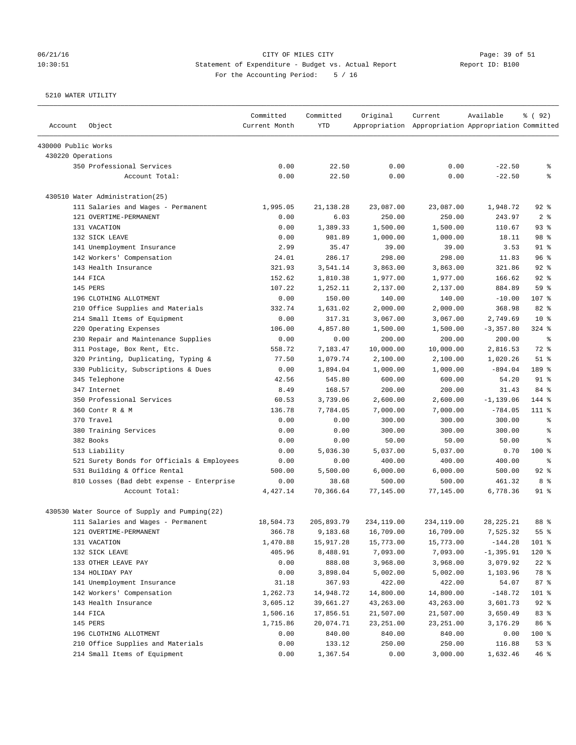CITY OF MILES CITY
Statement of Expenditure - Budget vs. Actual Report
For the Accounting Period: 5 / 16

06/21/16 10:30:51 Report ID: B100

5210 WATER UTILITY

| Account Object | Committed Current Month | Committed YTD | Original Appropriation | Current Appropriation | Available Appropriation | % ( 92) Committed |
|---|---|---|---|---|---|---|
| 430000 Public Works | | | | | | |
| 430220 Operations | | | | | | |
| 350 Professional Services | 0.00 | 22.50 | 0.00 | 0.00 | -22.50 | % |
| Account Total: | 0.00 | 22.50 | 0.00 | 0.00 | -22.50 | % |
| 430510 Water Administration(25) | | | | | | |
| 111 Salaries and Wages - Permanent | 1,995.05 | 21,138.28 | 23,087.00 | 23,087.00 | 1,948.72 | 92 % |
| 121 OVERTIME-PERMANENT | 0.00 | 6.03 | 250.00 | 250.00 | 243.97 | 2 % |
| 131 VACATION | 0.00 | 1,389.33 | 1,500.00 | 1,500.00 | 110.67 | 93 % |
| 132 SICK LEAVE | 0.00 | 981.89 | 1,000.00 | 1,000.00 | 18.11 | 98 % |
| 141 Unemployment Insurance | 2.99 | 35.47 | 39.00 | 39.00 | 3.53 | 91 % |
| 142 Workers' Compensation | 24.01 | 286.17 | 298.00 | 298.00 | 11.83 | 96 % |
| 143 Health Insurance | 321.93 | 3,541.14 | 3,863.00 | 3,863.00 | 321.86 | 92 % |
| 144 FICA | 152.62 | 1,810.38 | 1,977.00 | 1,977.00 | 166.62 | 92 % |
| 145 PERS | 107.22 | 1,252.11 | 2,137.00 | 2,137.00 | 884.89 | 59 % |
| 196 CLOTHING ALLOTMENT | 0.00 | 150.00 | 140.00 | 140.00 | -10.00 | 107 % |
| 210 Office Supplies and Materials | 332.74 | 1,631.02 | 2,000.00 | 2,000.00 | 368.98 | 82 % |
| 214 Small Items of Equipment | 0.00 | 317.31 | 3,067.00 | 3,067.00 | 2,749.69 | 10 % |
| 220 Operating Expenses | 106.00 | 4,857.80 | 1,500.00 | 1,500.00 | -3,357.80 | 324 % |
| 230 Repair and Maintenance Supplies | 0.00 | 0.00 | 200.00 | 200.00 | 200.00 | % |
| 311 Postage, Box Rent, Etc. | 558.72 | 7,183.47 | 10,000.00 | 10,000.00 | 2,816.53 | 72 % |
| 320 Printing, Duplicating, Typing & | 77.50 | 1,079.74 | 2,100.00 | 2,100.00 | 1,020.26 | 51 % |
| 330 Publicity, Subscriptions & Dues | 0.00 | 1,894.04 | 1,000.00 | 1,000.00 | -894.04 | 189 % |
| 345 Telephone | 42.56 | 545.80 | 600.00 | 600.00 | 54.20 | 91 % |
| 347 Internet | 8.49 | 168.57 | 200.00 | 200.00 | 31.43 | 84 % |
| 350 Professional Services | 60.53 | 3,739.06 | 2,600.00 | 2,600.00 | -1,139.06 | 144 % |
| 360 Contr R & M | 136.78 | 7,784.05 | 7,000.00 | 7,000.00 | -784.05 | 111 % |
| 370 Travel | 0.00 | 0.00 | 300.00 | 300.00 | 300.00 | % |
| 380 Training Services | 0.00 | 0.00 | 300.00 | 300.00 | 300.00 | % |
| 382 Books | 0.00 | 0.00 | 50.00 | 50.00 | 50.00 | % |
| 513 Liability | 0.00 | 5,036.30 | 5,037.00 | 5,037.00 | 0.70 | 100 % |
| 521 Surety Bonds for Officials & Employees | 0.00 | 0.00 | 400.00 | 400.00 | 400.00 | % |
| 531 Building & Office Rental | 500.00 | 5,500.00 | 6,000.00 | 6,000.00 | 500.00 | 92 % |
| 810 Losses (Bad debt expense - Enterprise | 0.00 | 38.68 | 500.00 | 500.00 | 461.32 | 8 % |
| Account Total: | 4,427.14 | 70,366.64 | 77,145.00 | 77,145.00 | 6,778.36 | 91 % |
| 430530 Water Source of Supply and Pumping(22) | | | | | | |
| 111 Salaries and Wages - Permanent | 18,504.73 | 205,893.79 | 234,119.00 | 234,119.00 | 28,225.21 | 88 % |
| 121 OVERTIME-PERMANENT | 366.78 | 9,183.68 | 16,709.00 | 16,709.00 | 7,525.32 | 55 % |
| 131 VACATION | 1,470.88 | 15,917.28 | 15,773.00 | 15,773.00 | -144.28 | 101 % |
| 132 SICK LEAVE | 405.96 | 8,488.91 | 7,093.00 | 7,093.00 | -1,395.91 | 120 % |
| 133 OTHER LEAVE PAY | 0.00 | 888.08 | 3,968.00 | 3,968.00 | 3,079.92 | 22 % |
| 134 HOLIDAY PAY | 0.00 | 3,898.04 | 5,002.00 | 5,002.00 | 1,103.96 | 78 % |
| 141 Unemployment Insurance | 31.18 | 367.93 | 422.00 | 422.00 | 54.07 | 87 % |
| 142 Workers' Compensation | 1,262.73 | 14,948.72 | 14,800.00 | 14,800.00 | -148.72 | 101 % |
| 143 Health Insurance | 3,605.12 | 39,661.27 | 43,263.00 | 43,263.00 | 3,601.73 | 92 % |
| 144 FICA | 1,506.16 | 17,856.51 | 21,507.00 | 21,507.00 | 3,650.49 | 83 % |
| 145 PERS | 1,715.86 | 20,074.71 | 23,251.00 | 23,251.00 | 3,176.29 | 86 % |
| 196 CLOTHING ALLOTMENT | 0.00 | 840.00 | 840.00 | 840.00 | 0.00 | 100 % |
| 210 Office Supplies and Materials | 0.00 | 133.12 | 250.00 | 250.00 | 116.88 | 53 % |
| 214 Small Items of Equipment | 0.00 | 1,367.54 | 0.00 | 3,000.00 | 1,632.46 | 46 % |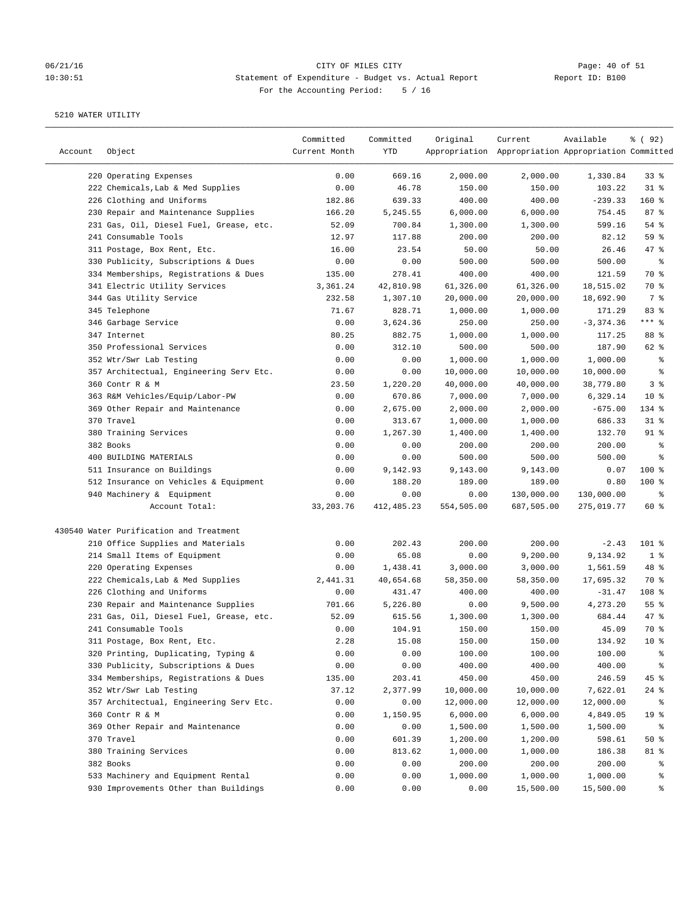CITY OF MILES CITY
Statement of Expenditure - Budget vs. Actual Report
Report ID: B100
For the Accounting Period: 5 / 16

06/21/16
10:30:51

5210 WATER UTILITY

| Account | Object | Committed Current Month | Committed YTD | Original Appropriation | Current Appropriation | Available Appropriation | % ( 92) Committed |
|---|---|---|---|---|---|---|---|
| | 220 Operating Expenses | 0.00 | 669.16 | 2,000.00 | 2,000.00 | 1,330.84 | 33 % |
| | 222 Chemicals,Lab & Med Supplies | 0.00 | 46.78 | 150.00 | 150.00 | 103.22 | 31 % |
| | 226 Clothing and Uniforms | 182.86 | 639.33 | 400.00 | 400.00 | -239.33 | 160 % |
| | 230 Repair and Maintenance Supplies | 166.20 | 5,245.55 | 6,000.00 | 6,000.00 | 754.45 | 87 % |
| | 231 Gas, Oil, Diesel Fuel, Grease, etc. | 52.09 | 700.84 | 1,300.00 | 1,300.00 | 599.16 | 54 % |
| | 241 Consumable Tools | 12.97 | 117.88 | 200.00 | 200.00 | 82.12 | 59 % |
| | 311 Postage, Box Rent, Etc. | 16.00 | 23.54 | 50.00 | 50.00 | 26.46 | 47 % |
| | 330 Publicity, Subscriptions & Dues | 0.00 | 0.00 | 500.00 | 500.00 | 500.00 | % |
| | 334 Memberships, Registrations & Dues | 135.00 | 278.41 | 400.00 | 400.00 | 121.59 | 70 % |
| | 341 Electric Utility Services | 3,361.24 | 42,810.98 | 61,326.00 | 61,326.00 | 18,515.02 | 70 % |
| | 344 Gas Utility Service | 232.58 | 1,307.10 | 20,000.00 | 20,000.00 | 18,692.90 | 7 % |
| | 345 Telephone | 71.67 | 828.71 | 1,000.00 | 1,000.00 | 171.29 | 83 % |
| | 346 Garbage Service | 0.00 | 3,624.36 | 250.00 | 250.00 | -3,374.36 | *** % |
| | 347 Internet | 80.25 | 882.75 | 1,000.00 | 1,000.00 | 117.25 | 88 % |
| | 350 Professional Services | 0.00 | 312.10 | 500.00 | 500.00 | 187.90 | 62 % |
| | 352 Wtr/Swr Lab Testing | 0.00 | 0.00 | 1,000.00 | 1,000.00 | 1,000.00 | % |
| | 357 Architectual, Engineering Serv Etc. | 0.00 | 0.00 | 10,000.00 | 10,000.00 | 10,000.00 | % |
| | 360 Contr R & M | 23.50 | 1,220.20 | 40,000.00 | 40,000.00 | 38,779.80 | 3 % |
| | 363 R&M Vehicles/Equip/Labor-PW | 0.00 | 670.86 | 7,000.00 | 7,000.00 | 6,329.14 | 10 % |
| | 369 Other Repair and Maintenance | 0.00 | 2,675.00 | 2,000.00 | 2,000.00 | -675.00 | 134 % |
| | 370 Travel | 0.00 | 313.67 | 1,000.00 | 1,000.00 | 686.33 | 31 % |
| | 380 Training Services | 0.00 | 1,267.30 | 1,400.00 | 1,400.00 | 132.70 | 91 % |
| | 382 Books | 0.00 | 0.00 | 200.00 | 200.00 | 200.00 | % |
| | 400 BUILDING MATERIALS | 0.00 | 0.00 | 500.00 | 500.00 | 500.00 | % |
| | 511 Insurance on Buildings | 0.00 | 9,142.93 | 9,143.00 | 9,143.00 | 0.07 | 100 % |
| | 512 Insurance on Vehicles & Equipment | 0.00 | 188.20 | 189.00 | 189.00 | 0.80 | 100 % |
| | 940 Machinery & Equipment | 0.00 | 0.00 | 0.00 | 130,000.00 | 130,000.00 | % |
| | Account Total: | 33,203.76 | 412,485.23 | 554,505.00 | 687,505.00 | 275,019.77 | 60 % |
| 430540 Water Purification and Treatment | | | | | | | |
| | 210 Office Supplies and Materials | 0.00 | 202.43 | 200.00 | 200.00 | -2.43 | 101 % |
| | 214 Small Items of Equipment | 0.00 | 65.08 | 0.00 | 9,200.00 | 9,134.92 | 1 % |
| | 220 Operating Expenses | 0.00 | 1,438.41 | 3,000.00 | 3,000.00 | 1,561.59 | 48 % |
| | 222 Chemicals,Lab & Med Supplies | 2,441.31 | 40,654.68 | 58,350.00 | 58,350.00 | 17,695.32 | 70 % |
| | 226 Clothing and Uniforms | 0.00 | 431.47 | 400.00 | 400.00 | -31.47 | 108 % |
| | 230 Repair and Maintenance Supplies | 701.66 | 5,226.80 | 0.00 | 9,500.00 | 4,273.20 | 55 % |
| | 231 Gas, Oil, Diesel Fuel, Grease, etc. | 52.09 | 615.56 | 1,300.00 | 1,300.00 | 684.44 | 47 % |
| | 241 Consumable Tools | 0.00 | 104.91 | 150.00 | 150.00 | 45.09 | 70 % |
| | 311 Postage, Box Rent, Etc. | 2.28 | 15.08 | 150.00 | 150.00 | 134.92 | 10 % |
| | 320 Printing, Duplicating, Typing & | 0.00 | 0.00 | 100.00 | 100.00 | 100.00 | % |
| | 330 Publicity, Subscriptions & Dues | 0.00 | 0.00 | 400.00 | 400.00 | 400.00 | % |
| | 334 Memberships, Registrations & Dues | 135.00 | 203.41 | 450.00 | 450.00 | 246.59 | 45 % |
| | 352 Wtr/Swr Lab Testing | 37.12 | 2,377.99 | 10,000.00 | 10,000.00 | 7,622.01 | 24 % |
| | 357 Architectual, Engineering Serv Etc. | 0.00 | 0.00 | 12,000.00 | 12,000.00 | 12,000.00 | % |
| | 360 Contr R & M | 0.00 | 1,150.95 | 6,000.00 | 6,000.00 | 4,849.05 | 19 % |
| | 369 Other Repair and Maintenance | 0.00 | 0.00 | 1,500.00 | 1,500.00 | 1,500.00 | % |
| | 370 Travel | 0.00 | 601.39 | 1,200.00 | 1,200.00 | 598.61 | 50 % |
| | 380 Training Services | 0.00 | 813.62 | 1,000.00 | 1,000.00 | 186.38 | 81 % |
| | 382 Books | 0.00 | 0.00 | 200.00 | 200.00 | 200.00 | % |
| | 533 Machinery and Equipment Rental | 0.00 | 0.00 | 1,000.00 | 1,000.00 | 1,000.00 | % |
| | 930 Improvements Other than Buildings | 0.00 | 0.00 | 0.00 | 15,500.00 | 15,500.00 | % |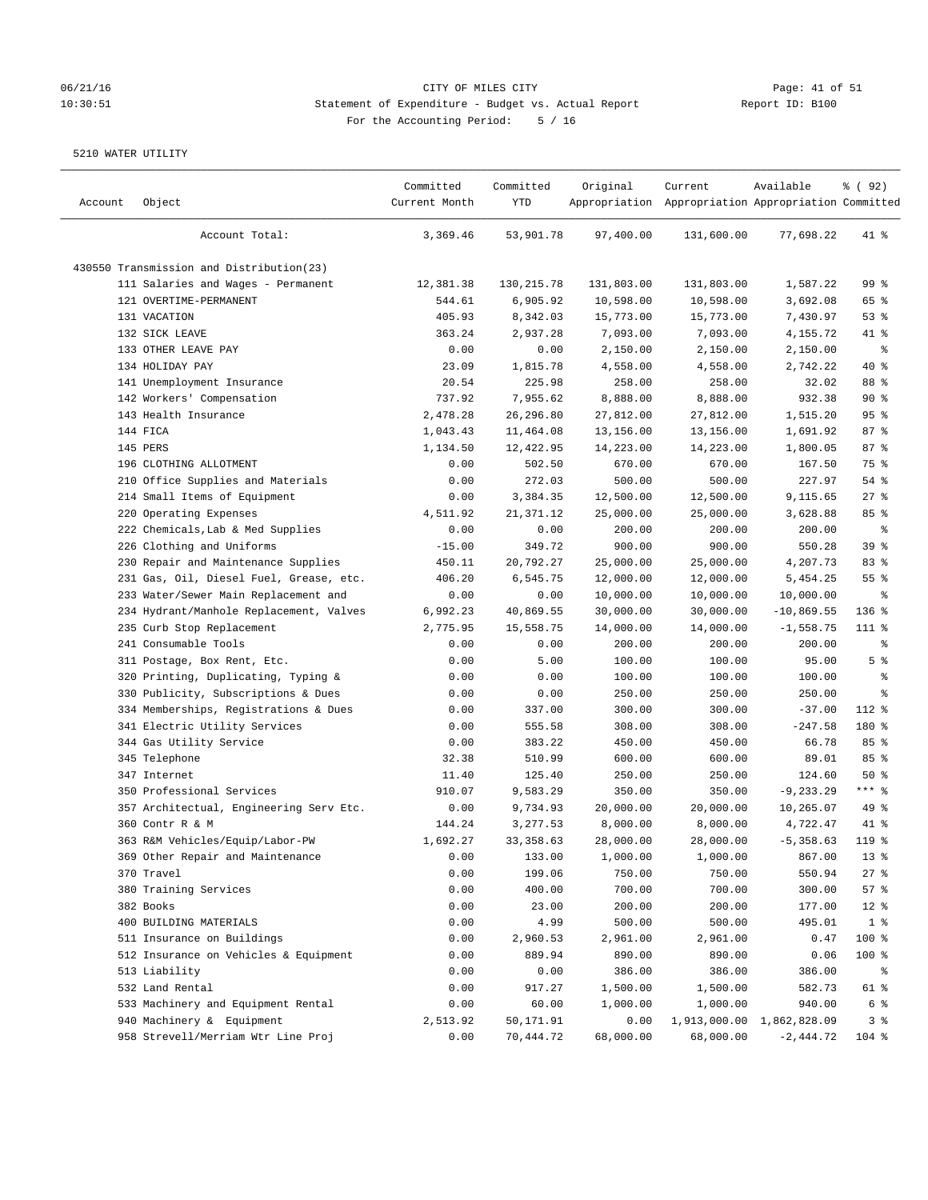CITY OF MILES CITY
Statement of Expenditure - Budget vs. Actual Report
For the Accounting Period: 5 / 16

5210 WATER UTILITY

| Account | Object | Committed Current Month | Committed YTD | Original Appropriation | Current Appropriation | Available Appropriation | % ( 92) Committed |
|---|---|---|---|---|---|---|---|
| | Account Total: | 3,369.46 | 53,901.78 | 97,400.00 | 131,600.00 | 77,698.22 | 41 % |
| 430550 Transmission and Distribution(23) | | | | | | | |
| | 111 Salaries and Wages - Permanent | 12,381.38 | 130,215.78 | 131,803.00 | 131,803.00 | 1,587.22 | 99 % |
| | 121 OVERTIME-PERMANENT | 544.61 | 6,905.92 | 10,598.00 | 10,598.00 | 3,692.08 | 65 % |
| | 131 VACATION | 405.93 | 8,342.03 | 15,773.00 | 15,773.00 | 7,430.97 | 53 % |
| | 132 SICK LEAVE | 363.24 | 2,937.28 | 7,093.00 | 7,093.00 | 4,155.72 | 41 % |
| | 133 OTHER LEAVE PAY | 0.00 | 0.00 | 2,150.00 | 2,150.00 | 2,150.00 | % |
| | 134 HOLIDAY PAY | 23.09 | 1,815.78 | 4,558.00 | 4,558.00 | 2,742.22 | 40 % |
| | 141 Unemployment Insurance | 20.54 | 225.98 | 258.00 | 258.00 | 32.02 | 88 % |
| | 142 Workers' Compensation | 737.92 | 7,955.62 | 8,888.00 | 8,888.00 | 932.38 | 90 % |
| | 143 Health Insurance | 2,478.28 | 26,296.80 | 27,812.00 | 27,812.00 | 1,515.20 | 95 % |
| | 144 FICA | 1,043.43 | 11,464.08 | 13,156.00 | 13,156.00 | 1,691.92 | 87 % |
| | 145 PERS | 1,134.50 | 12,422.95 | 14,223.00 | 14,223.00 | 1,800.05 | 87 % |
| | 196 CLOTHING ALLOTMENT | 0.00 | 502.50 | 670.00 | 670.00 | 167.50 | 75 % |
| | 210 Office Supplies and Materials | 0.00 | 272.03 | 500.00 | 500.00 | 227.97 | 54 % |
| | 214 Small Items of Equipment | 0.00 | 3,384.35 | 12,500.00 | 12,500.00 | 9,115.65 | 27 % |
| | 220 Operating Expenses | 4,511.92 | 21,371.12 | 25,000.00 | 25,000.00 | 3,628.88 | 85 % |
| | 222 Chemicals,Lab & Med Supplies | 0.00 | 0.00 | 200.00 | 200.00 | 200.00 | % |
| | 226 Clothing and Uniforms | -15.00 | 349.72 | 900.00 | 900.00 | 550.28 | 39 % |
| | 230 Repair and Maintenance Supplies | 450.11 | 20,792.27 | 25,000.00 | 25,000.00 | 4,207.73 | 83 % |
| | 231 Gas, Oil, Diesel Fuel, Grease, etc. | 406.20 | 6,545.75 | 12,000.00 | 12,000.00 | 5,454.25 | 55 % |
| | 233 Water/Sewer Main Replacement and | 0.00 | 0.00 | 10,000.00 | 10,000.00 | 10,000.00 | % |
| | 234 Hydrant/Manhole Replacement, Valves | 6,992.23 | 40,869.55 | 30,000.00 | 30,000.00 | -10,869.55 | 136 % |
| | 235 Curb Stop Replacement | 2,775.95 | 15,558.75 | 14,000.00 | 14,000.00 | -1,558.75 | 111 % |
| | 241 Consumable Tools | 0.00 | 0.00 | 200.00 | 200.00 | 200.00 | % |
| | 311 Postage, Box Rent, Etc. | 0.00 | 5.00 | 100.00 | 100.00 | 95.00 | 5 % |
| | 320 Printing, Duplicating, Typing & | 0.00 | 0.00 | 100.00 | 100.00 | 100.00 | % |
| | 330 Publicity, Subscriptions & Dues | 0.00 | 0.00 | 250.00 | 250.00 | 250.00 | % |
| | 334 Memberships, Registrations & Dues | 0.00 | 337.00 | 300.00 | 300.00 | -37.00 | 112 % |
| | 341 Electric Utility Services | 0.00 | 555.58 | 308.00 | 308.00 | -247.58 | 180 % |
| | 344 Gas Utility Service | 0.00 | 383.22 | 450.00 | 450.00 | 66.78 | 85 % |
| | 345 Telephone | 32.38 | 510.99 | 600.00 | 600.00 | 89.01 | 85 % |
| | 347 Internet | 11.40 | 125.40 | 250.00 | 250.00 | 124.60 | 50 % |
| | 350 Professional Services | 910.07 | 9,583.29 | 350.00 | 350.00 | -9,233.29 | *** % |
| | 357 Architectual, Engineering Serv Etc. | 0.00 | 9,734.93 | 20,000.00 | 20,000.00 | 10,265.07 | 49 % |
| | 360 Contr R & M | 144.24 | 3,277.53 | 8,000.00 | 8,000.00 | 4,722.47 | 41 % |
| | 363 R&M Vehicles/Equip/Labor-PW | 1,692.27 | 33,358.63 | 28,000.00 | 28,000.00 | -5,358.63 | 119 % |
| | 369 Other Repair and Maintenance | 0.00 | 133.00 | 1,000.00 | 1,000.00 | 867.00 | 13 % |
| | 370 Travel | 0.00 | 199.06 | 750.00 | 750.00 | 550.94 | 27 % |
| | 380 Training Services | 0.00 | 400.00 | 700.00 | 700.00 | 300.00 | 57 % |
| | 382 Books | 0.00 | 23.00 | 200.00 | 200.00 | 177.00 | 12 % |
| | 400 BUILDING MATERIALS | 0.00 | 4.99 | 500.00 | 500.00 | 495.01 | 1 % |
| | 511 Insurance on Buildings | 0.00 | 2,960.53 | 2,961.00 | 2,961.00 | 0.47 | 100 % |
| | 512 Insurance on Vehicles & Equipment | 0.00 | 889.94 | 890.00 | 890.00 | 0.06 | 100 % |
| | 513 Liability | 0.00 | 0.00 | 386.00 | 386.00 | 386.00 | % |
| | 532 Land Rental | 0.00 | 917.27 | 1,500.00 | 1,500.00 | 582.73 | 61 % |
| | 533 Machinery and Equipment Rental | 0.00 | 60.00 | 1,000.00 | 1,000.00 | 940.00 | 6 % |
| | 940 Machinery & Equipment | 2,513.92 | 50,171.91 | 0.00 | 1,913,000.00 | 1,862,828.09 | 3 % |
| | 958 Strevell/Merriam Wtr Line Proj | 0.00 | 70,444.72 | 68,000.00 | 68,000.00 | -2,444.72 | 104 % |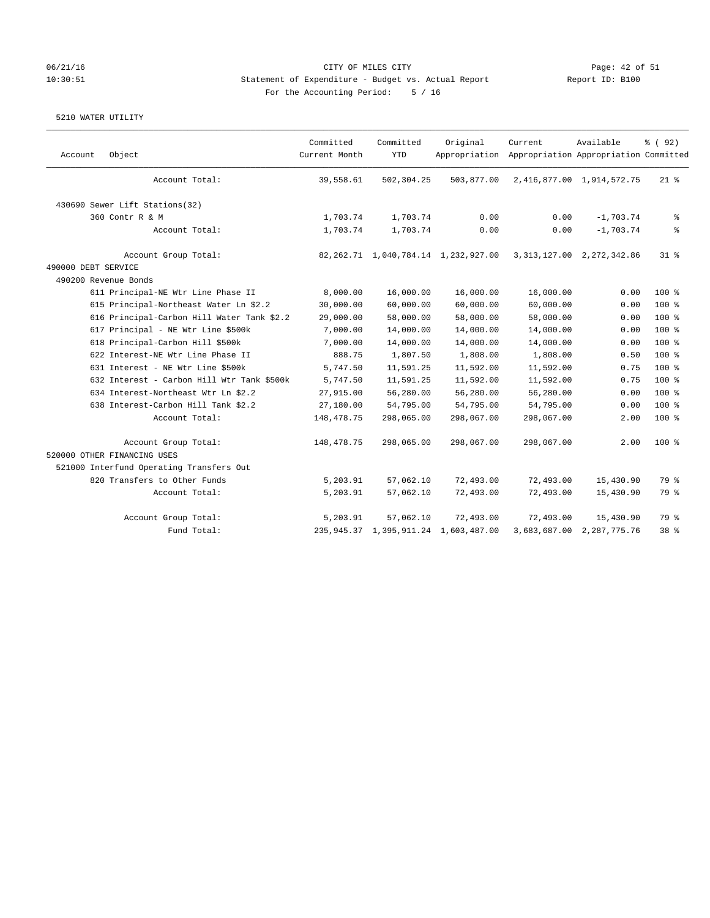CITY OF MILES CITY
Statement of Expenditure - Budget vs. Actual Report
For the Accounting Period: 5 / 16

06/21/16
10:30:51

Report ID: B100

5210 WATER UTILITY

| Account | Object | Committed Current Month | Committed YTD | Original Appropriation | Current Appropriation | Available Appropriation | % ( 92) Committed |
|---|---|---|---|---|---|---|---|
| | Account Total: | 39,558.61 | 502,304.25 | 503,877.00 | 2,416,877.00 | 1,914,572.75 | 21 % |
| 430690 Sewer Lift Stations(32) | | | | | | | |
| | 360 Contr R & M | 1,703.74 | 1,703.74 | 0.00 | 0.00 | -1,703.74 | % |
| | Account Total: | 1,703.74 | 1,703.74 | 0.00 | 0.00 | -1,703.74 | % |
| | Account Group Total: | 82,262.71 | 1,040,784.14 | 1,232,927.00 | 3,313,127.00 | 2,272,342.86 | 31 % |
| 490000 DEBT SERVICE | | | | | | | |
| 490200 Revenue Bonds | | | | | | | |
| | 611 Principal-NE Wtr Line Phase II | 8,000.00 | 16,000.00 | 16,000.00 | 16,000.00 | 0.00 | 100 % |
| | 615 Principal-Northeast Water Ln $2.2 | 30,000.00 | 60,000.00 | 60,000.00 | 60,000.00 | 0.00 | 100 % |
| | 616 Principal-Carbon Hill Water Tank $2.2 | 29,000.00 | 58,000.00 | 58,000.00 | 58,000.00 | 0.00 | 100 % |
| | 617 Principal - NE Wtr Line $500k | 7,000.00 | 14,000.00 | 14,000.00 | 14,000.00 | 0.00 | 100 % |
| | 618 Principal-Carbon Hill $500k | 7,000.00 | 14,000.00 | 14,000.00 | 14,000.00 | 0.00 | 100 % |
| | 622 Interest-NE Wtr Line Phase II | 888.75 | 1,807.50 | 1,808.00 | 1,808.00 | 0.50 | 100 % |
| | 631 Interest - NE Wtr Line $500k | 5,747.50 | 11,591.25 | 11,592.00 | 11,592.00 | 0.75 | 100 % |
| | 632 Interest - Carbon Hill Wtr Tank $500k | 5,747.50 | 11,591.25 | 11,592.00 | 11,592.00 | 0.75 | 100 % |
| | 634 Interest-Northeast Wtr Ln $2.2 | 27,915.00 | 56,280.00 | 56,280.00 | 56,280.00 | 0.00 | 100 % |
| | 638 Interest-Carbon Hill Tank $2.2 | 27,180.00 | 54,795.00 | 54,795.00 | 54,795.00 | 0.00 | 100 % |
| | Account Total: | 148,478.75 | 298,065.00 | 298,067.00 | 298,067.00 | 2.00 | 100 % |
| | Account Group Total: | 148,478.75 | 298,065.00 | 298,067.00 | 298,067.00 | 2.00 | 100 % |
| 520000 OTHER FINANCING USES | | | | | | | |
| 521000 Interfund Operating Transfers Out | | | | | | | |
| | 820 Transfers to Other Funds | 5,203.91 | 57,062.10 | 72,493.00 | 72,493.00 | 15,430.90 | 79 % |
| | Account Total: | 5,203.91 | 57,062.10 | 72,493.00 | 72,493.00 | 15,430.90 | 79 % |
| | Account Group Total: | 5,203.91 | 57,062.10 | 72,493.00 | 72,493.00 | 15,430.90 | 79 % |
| | Fund Total: | 235,945.37 | 1,395,911.24 | 1,603,487.00 | 3,683,687.00 | 2,287,775.76 | 38 % |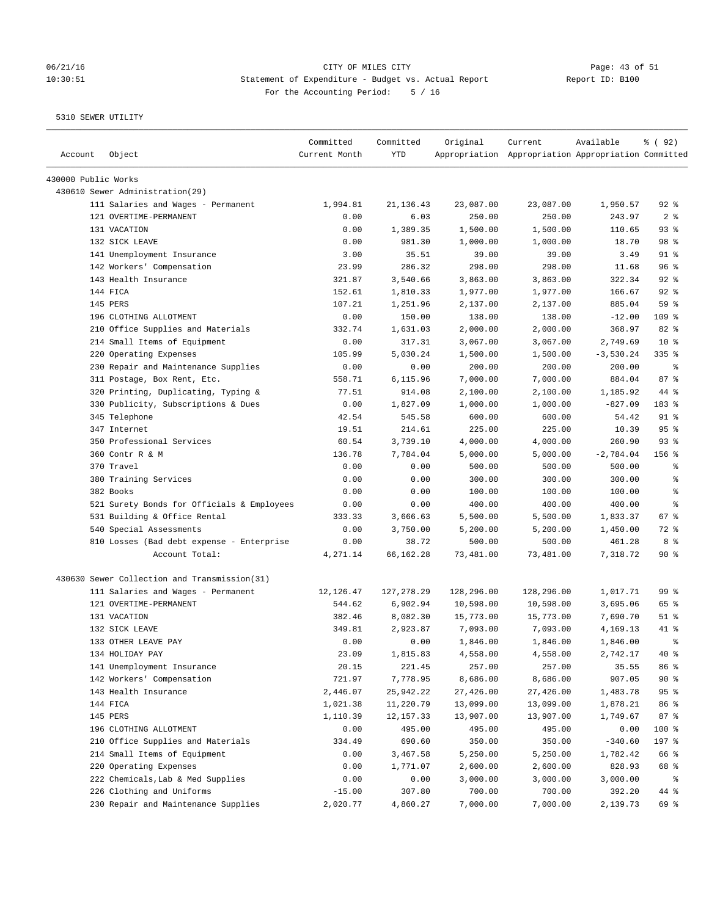06/21/16 CITY OF MILES CITY
10:30:51 Statement of Expenditure - Budget vs. Actual Report Report ID: B100
For the Accounting Period: 5 / 16

5310 SEWER UTILITY

| Account | Object | Committed Current Month | Committed YTD | Original Appropriation | Current Appropriation | Available Appropriation | % ( 92) Committed |
|---|---|---|---|---|---|---|---|
| 430000 Public Works | | | | | | | |
| 430610 Sewer Administration(29) | | | | | | | |
| | 111 Salaries and Wages - Permanent | 1,994.81 | 21,136.43 | 23,087.00 | 23,087.00 | 1,950.57 | 92 % |
| | 121 OVERTIME-PERMANENT | 0.00 | 6.03 | 250.00 | 250.00 | 243.97 | 2 % |
| | 131 VACATION | 0.00 | 1,389.35 | 1,500.00 | 1,500.00 | 110.65 | 93 % |
| | 132 SICK LEAVE | 0.00 | 981.30 | 1,000.00 | 1,000.00 | 18.70 | 98 % |
| | 141 Unemployment Insurance | 3.00 | 35.51 | 39.00 | 39.00 | 3.49 | 91 % |
| | 142 Workers' Compensation | 23.99 | 286.32 | 298.00 | 298.00 | 11.68 | 96 % |
| | 143 Health Insurance | 321.87 | 3,540.66 | 3,863.00 | 3,863.00 | 322.34 | 92 % |
| | 144 FICA | 152.61 | 1,810.33 | 1,977.00 | 1,977.00 | 166.67 | 92 % |
| | 145 PERS | 107.21 | 1,251.96 | 2,137.00 | 2,137.00 | 885.04 | 59 % |
| | 196 CLOTHING ALLOTMENT | 0.00 | 150.00 | 138.00 | 138.00 | -12.00 | 109 % |
| | 210 Office Supplies and Materials | 332.74 | 1,631.03 | 2,000.00 | 2,000.00 | 368.97 | 82 % |
| | 214 Small Items of Equipment | 0.00 | 317.31 | 3,067.00 | 3,067.00 | 2,749.69 | 10 % |
| | 220 Operating Expenses | 105.99 | 5,030.24 | 1,500.00 | 1,500.00 | -3,530.24 | 335 % |
| | 230 Repair and Maintenance Supplies | 0.00 | 0.00 | 200.00 | 200.00 | 200.00 | % |
| | 311 Postage, Box Rent, Etc. | 558.71 | 6,115.96 | 7,000.00 | 7,000.00 | 884.04 | 87 % |
| | 320 Printing, Duplicating, Typing & | 77.51 | 914.08 | 2,100.00 | 2,100.00 | 1,185.92 | 44 % |
| | 330 Publicity, Subscriptions & Dues | 0.00 | 1,827.09 | 1,000.00 | 1,000.00 | -827.09 | 183 % |
| | 345 Telephone | 42.54 | 545.58 | 600.00 | 600.00 | 54.42 | 91 % |
| | 347 Internet | 19.51 | 214.61 | 225.00 | 225.00 | 10.39 | 95 % |
| | 350 Professional Services | 60.54 | 3,739.10 | 4,000.00 | 4,000.00 | 260.90 | 93 % |
| | 360 Contr R & M | 136.78 | 7,784.04 | 5,000.00 | 5,000.00 | -2,784.04 | 156 % |
| | 370 Travel | 0.00 | 0.00 | 500.00 | 500.00 | 500.00 | % |
| | 380 Training Services | 0.00 | 0.00 | 300.00 | 300.00 | 300.00 | % |
| | 382 Books | 0.00 | 0.00 | 100.00 | 100.00 | 100.00 | % |
| | 521 Surety Bonds for Officials & Employees | 0.00 | 0.00 | 400.00 | 400.00 | 400.00 | % |
| | 531 Building & Office Rental | 333.33 | 3,666.63 | 5,500.00 | 5,500.00 | 1,833.37 | 67 % |
| | 540 Special Assessments | 0.00 | 3,750.00 | 5,200.00 | 5,200.00 | 1,450.00 | 72 % |
| | 810 Losses (Bad debt expense - Enterprise | 0.00 | 38.72 | 500.00 | 500.00 | 461.28 | 8 % |
| | Account Total: | 4,271.14 | 66,162.28 | 73,481.00 | 73,481.00 | 7,318.72 | 90 % |
| 430630 Sewer Collection and Transmission(31) | | | | | | | |
| | 111 Salaries and Wages - Permanent | 12,126.47 | 127,278.29 | 128,296.00 | 128,296.00 | 1,017.71 | 99 % |
| | 121 OVERTIME-PERMANENT | 544.62 | 6,902.94 | 10,598.00 | 10,598.00 | 3,695.06 | 65 % |
| | 131 VACATION | 382.46 | 8,082.30 | 15,773.00 | 15,773.00 | 7,690.70 | 51 % |
| | 132 SICK LEAVE | 349.81 | 2,923.87 | 7,093.00 | 7,093.00 | 4,169.13 | 41 % |
| | 133 OTHER LEAVE PAY | 0.00 | 0.00 | 1,846.00 | 1,846.00 | 1,846.00 | % |
| | 134 HOLIDAY PAY | 23.09 | 1,815.83 | 4,558.00 | 4,558.00 | 2,742.17 | 40 % |
| | 141 Unemployment Insurance | 20.15 | 221.45 | 257.00 | 257.00 | 35.55 | 86 % |
| | 142 Workers' Compensation | 721.97 | 7,778.95 | 8,686.00 | 8,686.00 | 907.05 | 90 % |
| | 143 Health Insurance | 2,446.07 | 25,942.22 | 27,426.00 | 27,426.00 | 1,483.78 | 95 % |
| | 144 FICA | 1,021.38 | 11,220.79 | 13,099.00 | 13,099.00 | 1,878.21 | 86 % |
| | 145 PERS | 1,110.39 | 12,157.33 | 13,907.00 | 13,907.00 | 1,749.67 | 87 % |
| | 196 CLOTHING ALLOTMENT | 0.00 | 495.00 | 495.00 | 495.00 | 0.00 | 100 % |
| | 210 Office Supplies and Materials | 334.49 | 690.60 | 350.00 | 350.00 | -340.60 | 197 % |
| | 214 Small Items of Equipment | 0.00 | 3,467.58 | 5,250.00 | 5,250.00 | 1,782.42 | 66 % |
| | 220 Operating Expenses | 0.00 | 1,771.07 | 2,600.00 | 2,600.00 | 828.93 | 68 % |
| | 222 Chemicals,Lab & Med Supplies | 0.00 | 0.00 | 3,000.00 | 3,000.00 | 3,000.00 | % |
| | 226 Clothing and Uniforms | -15.00 | 307.80 | 700.00 | 700.00 | 392.20 | 44 % |
| | 230 Repair and Maintenance Supplies | 2,020.77 | 4,860.27 | 7,000.00 | 7,000.00 | 2,139.73 | 69 % |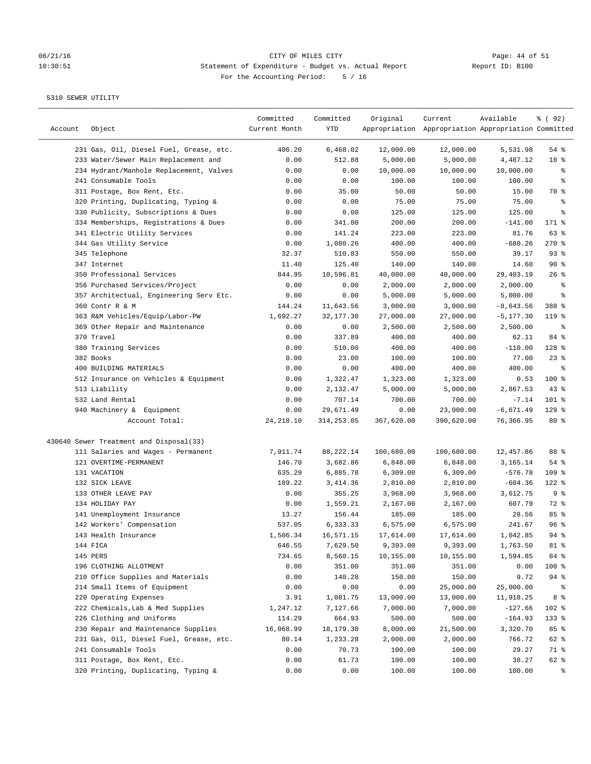CITY OF MILES CITY

Statement of Expenditure - Budget vs. Actual Report

Report ID: B100

For the Accounting Period: 5 / 16

5310 SEWER UTILITY

| Account | Object | Committed Current Month | Committed YTD | Original Appropriation | Current Appropriation | Available Appropriation | % ( 92) Committed |
|---|---|---|---|---|---|---|---|
| | 231 Gas, Oil, Diesel Fuel, Grease, etc. | 406.20 | 6,468.02 | 12,000.00 | 12,000.00 | 5,531.98 | 54 % |
| | 233 Water/Sewer Main Replacement and | 0.00 | 512.88 | 5,000.00 | 5,000.00 | 4,487.12 | 10 % |
| | 234 Hydrant/Manhole Replacement, Valves | 0.00 | 0.00 | 10,000.00 | 10,000.00 | 10,000.00 | % |
| | 241 Consumable Tools | 0.00 | 0.00 | 100.00 | 100.00 | 100.00 | % |
| | 311 Postage, Box Rent, Etc. | 0.00 | 35.00 | 50.00 | 50.00 | 15.00 | 70 % |
| | 320 Printing, Duplicating, Typing & | 0.00 | 0.00 | 75.00 | 75.00 | 75.00 | % |
| | 330 Publicity, Subscriptions & Dues | 0.00 | 0.00 | 125.00 | 125.00 | 125.00 | % |
| | 334 Memberships, Registrations & Dues | 0.00 | 341.00 | 200.00 | 200.00 | -141.00 | 171 % |
| | 341 Electric Utility Services | 0.00 | 141.24 | 223.00 | 223.00 | 81.76 | 63 % |
| | 344 Gas Utility Service | 0.00 | 1,080.26 | 400.00 | 400.00 | -680.26 | 270 % |
| | 345 Telephone | 32.37 | 510.83 | 550.00 | 550.00 | 39.17 | 93 % |
| | 347 Internet | 11.40 | 125.40 | 140.00 | 140.00 | 14.60 | 90 % |
| | 350 Professional Services | 844.95 | 10,596.81 | 40,000.00 | 40,000.00 | 29,403.19 | 26 % |
| | 356 Purchased Services/Project | 0.00 | 0.00 | 2,000.00 | 2,000.00 | 2,000.00 | % |
| | 357 Architectual, Engineering Serv Etc. | 0.00 | 0.00 | 5,000.00 | 5,000.00 | 5,000.00 | % |
| | 360 Contr R & M | 144.24 | 11,643.56 | 3,000.00 | 3,000.00 | -8,643.56 | 388 % |
| | 363 R&M Vehicles/Equip/Labor-PW | 1,692.27 | 32,177.30 | 27,000.00 | 27,000.00 | -5,177.30 | 119 % |
| | 369 Other Repair and Maintenance | 0.00 | 0.00 | 2,500.00 | 2,500.00 | 2,500.00 | % |
| | 370 Travel | 0.00 | 337.89 | 400.00 | 400.00 | 62.11 | 84 % |
| | 380 Training Services | 0.00 | 510.00 | 400.00 | 400.00 | -110.00 | 128 % |
| | 382 Books | 0.00 | 23.00 | 100.00 | 100.00 | 77.00 | 23 % |
| | 400 BUILDING MATERIALS | 0.00 | 0.00 | 400.00 | 400.00 | 400.00 | % |
| | 512 Insurance on Vehicles & Equipment | 0.00 | 1,322.47 | 1,323.00 | 1,323.00 | 0.53 | 100 % |
| | 513 Liability | 0.00 | 2,132.47 | 5,000.00 | 5,000.00 | 2,867.53 | 43 % |
| | 532 Land Rental | 0.00 | 707.14 | 700.00 | 700.00 | -7.14 | 101 % |
| | 940 Machinery & Equipment | 0.00 | 29,671.49 | 0.00 | 23,000.00 | -6,671.49 | 129 % |
| | Account Total: | 24,218.10 | 314,253.05 | 367,620.00 | 390,620.00 | 76,366.95 | 80 % |
| 430640 Sewer Treatment and Disposal(33) | | | | | | | |
| | 111 Salaries and Wages - Permanent | 7,911.74 | 88,222.14 | 100,680.00 | 100,680.00 | 12,457.86 | 88 % |
| | 121 OVERTIME-PERMANENT | 146.70 | 3,682.86 | 6,848.00 | 6,848.00 | 3,165.14 | 54 % |
| | 131 VACATION | 635.29 | 6,885.78 | 6,309.00 | 6,309.00 | -576.78 | 109 % |
| | 132 SICK LEAVE | 189.22 | 3,414.36 | 2,810.00 | 2,810.00 | -604.36 | 122 % |
| | 133 OTHER LEAVE PAY | 0.00 | 355.25 | 3,968.00 | 3,968.00 | 3,612.75 | 9 % |
| | 134 HOLIDAY PAY | 0.00 | 1,559.21 | 2,167.00 | 2,167.00 | 607.79 | 72 % |
| | 141 Unemployment Insurance | 13.27 | 156.44 | 185.00 | 185.00 | 28.56 | 85 % |
| | 142 Workers' Compensation | 537.05 | 6,333.33 | 6,575.00 | 6,575.00 | 241.67 | 96 % |
| | 143 Health Insurance | 1,506.34 | 16,571.15 | 17,614.00 | 17,614.00 | 1,042.85 | 94 % |
| | 144 FICA | 646.55 | 7,629.50 | 9,393.00 | 9,393.00 | 1,763.50 | 81 % |
| | 145 PERS | 734.65 | 8,560.15 | 10,155.00 | 10,155.00 | 1,594.85 | 84 % |
| | 196 CLOTHING ALLOTMENT | 0.00 | 351.00 | 351.00 | 351.00 | 0.00 | 100 % |
| | 210 Office Supplies and Materials | 0.00 | 140.28 | 150.00 | 150.00 | 9.72 | 94 % |
| | 214 Small Items of Equipment | 0.00 | 0.00 | 0.00 | 25,000.00 | 25,000.00 | % |
| | 220 Operating Expenses | 3.91 | 1,081.75 | 13,000.00 | 13,000.00 | 11,918.25 | 8 % |
| | 222 Chemicals,Lab & Med Supplies | 1,247.12 | 7,127.66 | 7,000.00 | 7,000.00 | -127.66 | 102 % |
| | 226 Clothing and Uniforms | 114.29 | 664.93 | 500.00 | 500.00 | -164.93 | 133 % |
| | 230 Repair and Maintenance Supplies | 16,068.99 | 18,179.30 | 8,000.00 | 21,500.00 | 3,320.70 | 85 % |
| | 231 Gas, Oil, Diesel Fuel, Grease, etc. | 80.14 | 1,233.28 | 2,000.00 | 2,000.00 | 766.72 | 62 % |
| | 241 Consumable Tools | 0.00 | 70.73 | 100.00 | 100.00 | 29.27 | 71 % |
| | 311 Postage, Box Rent, Etc. | 0.00 | 61.73 | 100.00 | 100.00 | 38.27 | 62 % |
| | 320 Printing, Duplicating, Typing & | 0.00 | 0.00 | 100.00 | 100.00 | 100.00 | % |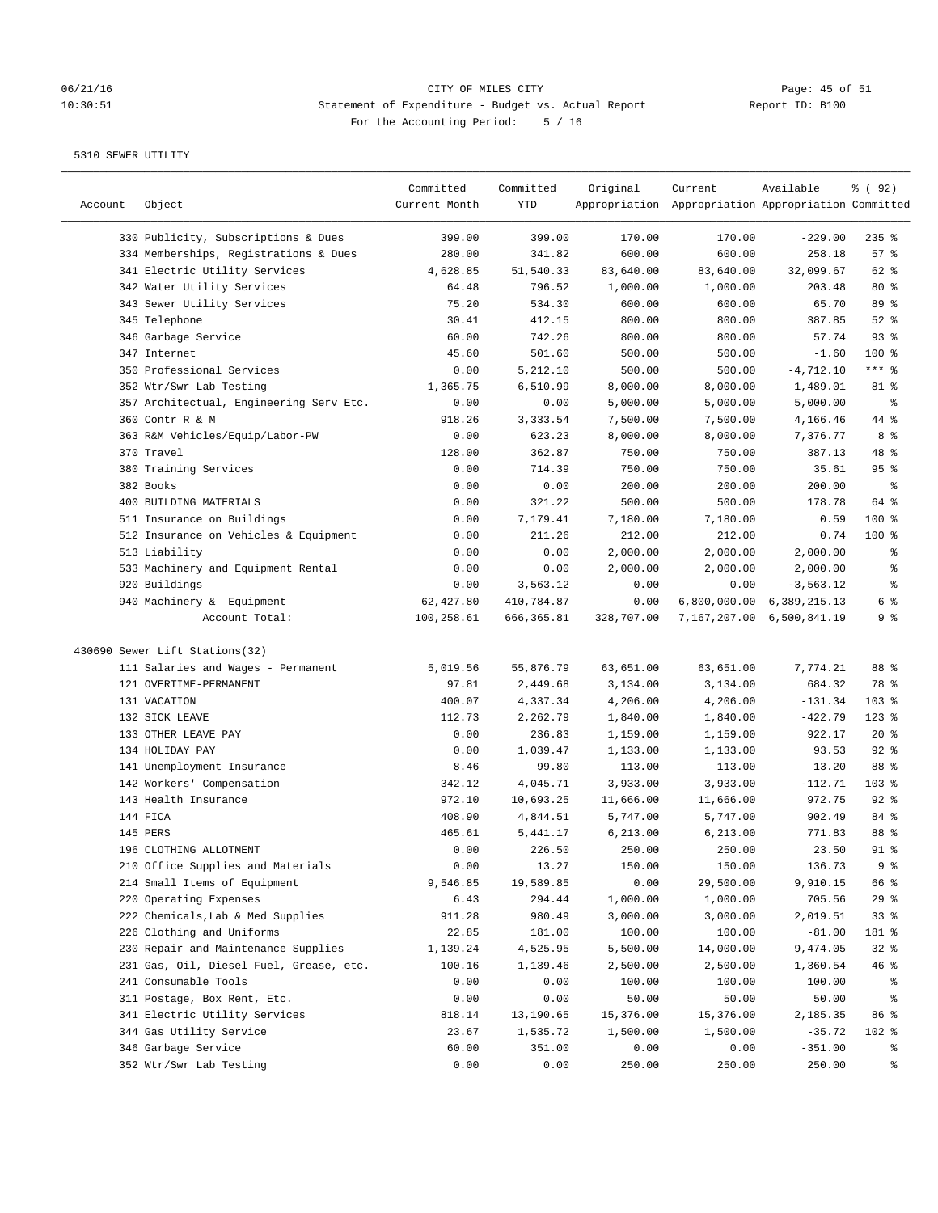CITY OF MILES CITY

Statement of Expenditure - Budget vs. Actual Report

For the Accounting Period: 5 / 16

5310 SEWER UTILITY

| Account | Object | Committed Current Month | Committed YTD | Original Appropriation | Current Appropriation | Available Appropriation | % ( 92) Committed |
|---|---|---|---|---|---|---|---|
| | 330 Publicity, Subscriptions & Dues | 399.00 | 399.00 | 170.00 | 170.00 | -229.00 | 235 % |
| | 334 Memberships, Registrations & Dues | 280.00 | 341.82 | 600.00 | 600.00 | 258.18 | 57 % |
| | 341 Electric Utility Services | 4,628.85 | 51,540.33 | 83,640.00 | 83,640.00 | 32,099.67 | 62 % |
| | 342 Water Utility Services | 64.48 | 796.52 | 1,000.00 | 1,000.00 | 203.48 | 80 % |
| | 343 Sewer Utility Services | 75.20 | 534.30 | 600.00 | 600.00 | 65.70 | 89 % |
| | 345 Telephone | 30.41 | 412.15 | 800.00 | 800.00 | 387.85 | 52 % |
| | 346 Garbage Service | 60.00 | 742.26 | 800.00 | 800.00 | 57.74 | 93 % |
| | 347 Internet | 45.60 | 501.60 | 500.00 | 500.00 | -1.60 | 100 % |
| | 350 Professional Services | 0.00 | 5,212.10 | 500.00 | 500.00 | -4,712.10 | *** % |
| | 352 Wtr/Swr Lab Testing | 1,365.75 | 6,510.99 | 8,000.00 | 8,000.00 | 1,489.01 | 81 % |
| | 357 Architectual, Engineering Serv Etc. | 0.00 | 0.00 | 5,000.00 | 5,000.00 | 5,000.00 | % |
| | 360 Contr R & M | 918.26 | 3,333.54 | 7,500.00 | 7,500.00 | 4,166.46 | 44 % |
| | 363 R&M Vehicles/Equip/Labor-PW | 0.00 | 623.23 | 8,000.00 | 8,000.00 | 7,376.77 | 8 % |
| | 370 Travel | 128.00 | 362.87 | 750.00 | 750.00 | 387.13 | 48 % |
| | 380 Training Services | 0.00 | 714.39 | 750.00 | 750.00 | 35.61 | 95 % |
| | 382 Books | 0.00 | 0.00 | 200.00 | 200.00 | 200.00 | % |
| | 400 BUILDING MATERIALS | 0.00 | 321.22 | 500.00 | 500.00 | 178.78 | 64 % |
| | 511 Insurance on Buildings | 0.00 | 7,179.41 | 7,180.00 | 7,180.00 | 0.59 | 100 % |
| | 512 Insurance on Vehicles & Equipment | 0.00 | 211.26 | 212.00 | 212.00 | 0.74 | 100 % |
| | 513 Liability | 0.00 | 0.00 | 2,000.00 | 2,000.00 | 2,000.00 | % |
| | 533 Machinery and Equipment Rental | 0.00 | 0.00 | 2,000.00 | 2,000.00 | 2,000.00 | % |
| | 920 Buildings | 0.00 | 3,563.12 | 0.00 | 0.00 | -3,563.12 | % |
| | 940 Machinery & Equipment | 62,427.80 | 410,784.87 | 0.00 | 6,800,000.00 | 6,389,215.13 | 6 % |
| | Account Total: | 100,258.61 | 666,365.81 | 328,707.00 | 7,167,207.00 | 6,500,841.19 | 9 % |
| 430690 Sewer Lift Stations(32) | | | | | | | |
| | 111 Salaries and Wages - Permanent | 5,019.56 | 55,876.79 | 63,651.00 | 63,651.00 | 7,774.21 | 88 % |
| | 121 OVERTIME-PERMANENT | 97.81 | 2,449.68 | 3,134.00 | 3,134.00 | 684.32 | 78 % |
| | 131 VACATION | 400.07 | 4,337.34 | 4,206.00 | 4,206.00 | -131.34 | 103 % |
| | 132 SICK LEAVE | 112.73 | 2,262.79 | 1,840.00 | 1,840.00 | -422.79 | 123 % |
| | 133 OTHER LEAVE PAY | 0.00 | 236.83 | 1,159.00 | 1,159.00 | 922.17 | 20 % |
| | 134 HOLIDAY PAY | 0.00 | 1,039.47 | 1,133.00 | 1,133.00 | 93.53 | 92 % |
| | 141 Unemployment Insurance | 8.46 | 99.80 | 113.00 | 113.00 | 13.20 | 88 % |
| | 142 Workers' Compensation | 342.12 | 4,045.71 | 3,933.00 | 3,933.00 | -112.71 | 103 % |
| | 143 Health Insurance | 972.10 | 10,693.25 | 11,666.00 | 11,666.00 | 972.75 | 92 % |
| | 144 FICA | 408.90 | 4,844.51 | 5,747.00 | 5,747.00 | 902.49 | 84 % |
| | 145 PERS | 465.61 | 5,441.17 | 6,213.00 | 6,213.00 | 771.83 | 88 % |
| | 196 CLOTHING ALLOTMENT | 0.00 | 226.50 | 250.00 | 250.00 | 23.50 | 91 % |
| | 210 Office Supplies and Materials | 0.00 | 13.27 | 150.00 | 150.00 | 136.73 | 9 % |
| | 214 Small Items of Equipment | 9,546.85 | 19,589.85 | 0.00 | 29,500.00 | 9,910.15 | 66 % |
| | 220 Operating Expenses | 6.43 | 294.44 | 1,000.00 | 1,000.00 | 705.56 | 29 % |
| | 222 Chemicals,Lab & Med Supplies | 911.28 | 980.49 | 3,000.00 | 3,000.00 | 2,019.51 | 33 % |
| | 226 Clothing and Uniforms | 22.85 | 181.00 | 100.00 | 100.00 | -81.00 | 181 % |
| | 230 Repair and Maintenance Supplies | 1,139.24 | 4,525.95 | 5,500.00 | 14,000.00 | 9,474.05 | 32 % |
| | 231 Gas, Oil, Diesel Fuel, Grease, etc. | 100.16 | 1,139.46 | 2,500.00 | 2,500.00 | 1,360.54 | 46 % |
| | 241 Consumable Tools | 0.00 | 0.00 | 100.00 | 100.00 | 100.00 | % |
| | 311 Postage, Box Rent, Etc. | 0.00 | 0.00 | 50.00 | 50.00 | 50.00 | % |
| | 341 Electric Utility Services | 818.14 | 13,190.65 | 15,376.00 | 15,376.00 | 2,185.35 | 86 % |
| | 344 Gas Utility Service | 23.67 | 1,535.72 | 1,500.00 | 1,500.00 | -35.72 | 102 % |
| | 346 Garbage Service | 60.00 | 351.00 | 0.00 | 0.00 | -351.00 | % |
| | 352 Wtr/Swr Lab Testing | 0.00 | 0.00 | 250.00 | 250.00 | 250.00 | % |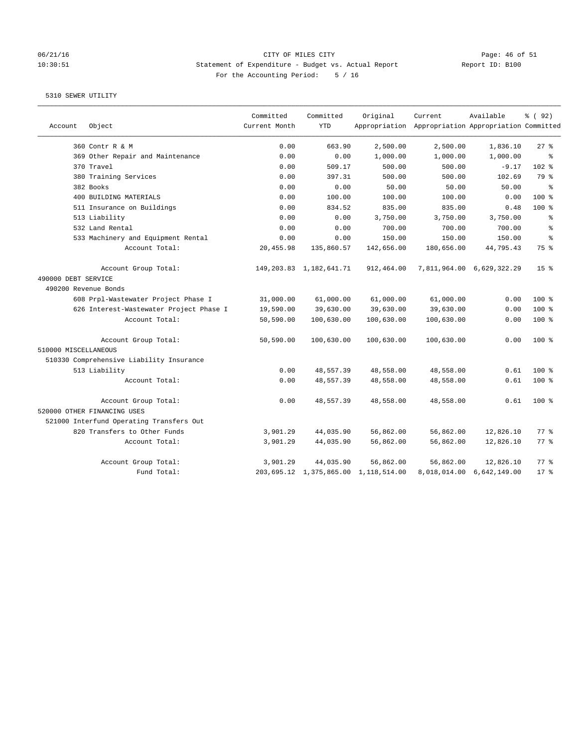CITY OF MILES CITY

Statement of Expenditure - Budget vs. Actual Report

For the Accounting Period: 5 / 16

5310 SEWER UTILITY

| Account | Object | Committed Current Month | Committed YTD | Original Appropriation | Current Appropriation | Available Appropriation | % ( 92) Committed |
|---|---|---|---|---|---|---|---|
| | 360 Contr R & M | 0.00 | 663.90 | 2,500.00 | 2,500.00 | 1,836.10 | 27 % |
| | 369 Other Repair and Maintenance | 0.00 | 0.00 | 1,000.00 | 1,000.00 | 1,000.00 | % |
| | 370 Travel | 0.00 | 509.17 | 500.00 | 500.00 | -9.17 | 102 % |
| | 380 Training Services | 0.00 | 397.31 | 500.00 | 500.00 | 102.69 | 79 % |
| | 382 Books | 0.00 | 0.00 | 50.00 | 50.00 | 50.00 | % |
| | 400 BUILDING MATERIALS | 0.00 | 100.00 | 100.00 | 100.00 | 0.00 | 100 % |
| | 511 Insurance on Buildings | 0.00 | 834.52 | 835.00 | 835.00 | 0.48 | 100 % |
| | 513 Liability | 0.00 | 0.00 | 3,750.00 | 3,750.00 | 3,750.00 | % |
| | 532 Land Rental | 0.00 | 0.00 | 700.00 | 700.00 | 700.00 | % |
| | 533 Machinery and Equipment Rental | 0.00 | 0.00 | 150.00 | 150.00 | 150.00 | % |
| | Account Total: | 20,455.98 | 135,860.57 | 142,656.00 | 180,656.00 | 44,795.43 | 75 % |
| | Account Group Total: | 149,203.83 | 1,182,641.71 | 912,464.00 | 7,811,964.00 | 6,629,322.29 | 15 % |
| 490000 DEBT SERVICE | | | | | | | |
| 490200 Revenue Bonds | | | | | | | |
| | 608 Prpl-Wastewater Project Phase I | 31,000.00 | 61,000.00 | 61,000.00 | 61,000.00 | 0.00 | 100 % |
| | 626 Interest-Wastewater Project Phase I | 19,590.00 | 39,630.00 | 39,630.00 | 39,630.00 | 0.00 | 100 % |
| | Account Total: | 50,590.00 | 100,630.00 | 100,630.00 | 100,630.00 | 0.00 | 100 % |
| | Account Group Total: | 50,590.00 | 100,630.00 | 100,630.00 | 100,630.00 | 0.00 | 100 % |
| 510000 MISCELLANEOUS | | | | | | | |
| 510330 Comprehensive Liability Insurance | | | | | | | |
| | 513 Liability | 0.00 | 48,557.39 | 48,558.00 | 48,558.00 | 0.61 | 100 % |
| | Account Total: | 0.00 | 48,557.39 | 48,558.00 | 48,558.00 | 0.61 | 100 % |
| | Account Group Total: | 0.00 | 48,557.39 | 48,558.00 | 48,558.00 | 0.61 | 100 % |
| 520000 OTHER FINANCING USES | | | | | | | |
| 521000 Interfund Operating Transfers Out | | | | | | | |
| | 820 Transfers to Other Funds | 3,901.29 | 44,035.90 | 56,862.00 | 56,862.00 | 12,826.10 | 77 % |
| | Account Total: | 3,901.29 | 44,035.90 | 56,862.00 | 56,862.00 | 12,826.10 | 77 % |
| | Account Group Total: | 3,901.29 | 44,035.90 | 56,862.00 | 56,862.00 | 12,826.10 | 77 % |
| | Fund Total: | 203,695.12 | 1,375,865.00 | 1,118,514.00 | 8,018,014.00 | 6,642,149.00 | 17 % |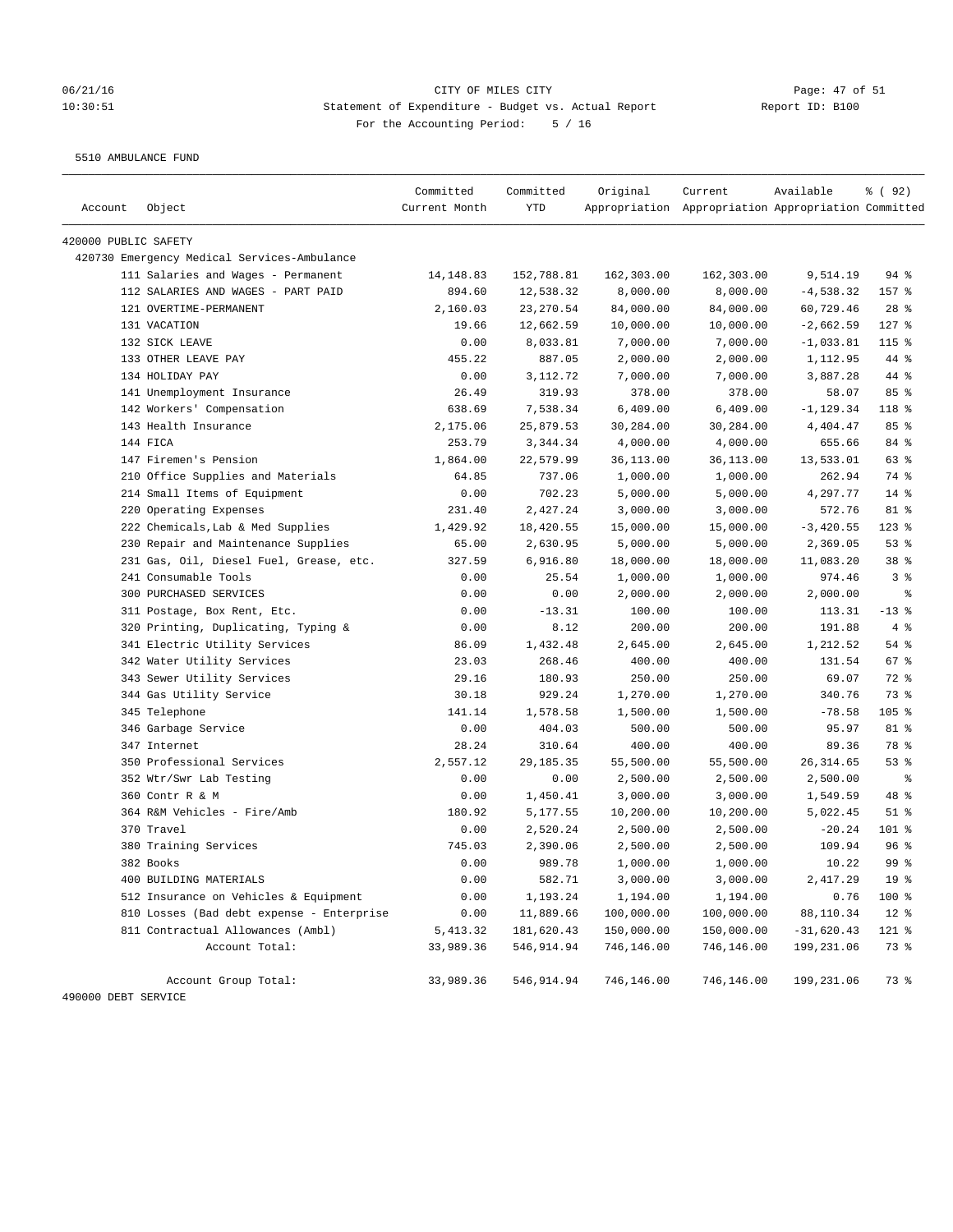CITY OF MILES CITY
Statement of Expenditure - Budget vs. Actual Report
For the Accounting Period: 5 / 16

06/21/16
10:30:51

Report ID: B100

5510 AMBULANCE FUND

| Account | Object | Committed Current Month | Committed YTD | Original Appropriation | Current Appropriation | Available Appropriation | % ( 92) Committed |
|---|---|---|---|---|---|---|---|
| 420000 PUBLIC SAFETY | | | | | | | |
| 420730 Emergency Medical Services-Ambulance | | | | | | | |
| | 111 Salaries and Wages - Permanent | 14,148.83 | 152,788.81 | 162,303.00 | 162,303.00 | 9,514.19 | 94 % |
| | 112 SALARIES AND WAGES - PART PAID | 894.60 | 12,538.32 | 8,000.00 | 8,000.00 | -4,538.32 | 157 % |
| | 121 OVERTIME-PERMANENT | 2,160.03 | 23,270.54 | 84,000.00 | 84,000.00 | 60,729.46 | 28 % |
| | 131 VACATION | 19.66 | 12,662.59 | 10,000.00 | 10,000.00 | -2,662.59 | 127 % |
| | 132 SICK LEAVE | 0.00 | 8,033.81 | 7,000.00 | 7,000.00 | -1,033.81 | 115 % |
| | 133 OTHER LEAVE PAY | 455.22 | 887.05 | 2,000.00 | 2,000.00 | 1,112.95 | 44 % |
| | 134 HOLIDAY PAY | 0.00 | 3,112.72 | 7,000.00 | 7,000.00 | 3,887.28 | 44 % |
| | 141 Unemployment Insurance | 26.49 | 319.93 | 378.00 | 378.00 | 58.07 | 85 % |
| | 142 Workers' Compensation | 638.69 | 7,538.34 | 6,409.00 | 6,409.00 | -1,129.34 | 118 % |
| | 143 Health Insurance | 2,175.06 | 25,879.53 | 30,284.00 | 30,284.00 | 4,404.47 | 85 % |
| | 144 FICA | 253.79 | 3,344.34 | 4,000.00 | 4,000.00 | 655.66 | 84 % |
| | 147 Firemen's Pension | 1,864.00 | 22,579.99 | 36,113.00 | 36,113.00 | 13,533.01 | 63 % |
| | 210 Office Supplies and Materials | 64.85 | 737.06 | 1,000.00 | 1,000.00 | 262.94 | 74 % |
| | 214 Small Items of Equipment | 0.00 | 702.23 | 5,000.00 | 5,000.00 | 4,297.77 | 14 % |
| | 220 Operating Expenses | 231.40 | 2,427.24 | 3,000.00 | 3,000.00 | 572.76 | 81 % |
| | 222 Chemicals,Lab & Med Supplies | 1,429.92 | 18,420.55 | 15,000.00 | 15,000.00 | -3,420.55 | 123 % |
| | 230 Repair and Maintenance Supplies | 65.00 | 2,630.95 | 5,000.00 | 5,000.00 | 2,369.05 | 53 % |
| | 231 Gas, Oil, Diesel Fuel, Grease, etc. | 327.59 | 6,916.80 | 18,000.00 | 18,000.00 | 11,083.20 | 38 % |
| | 241 Consumable Tools | 0.00 | 25.54 | 1,000.00 | 1,000.00 | 974.46 | 3 % |
| | 300 PURCHASED SERVICES | 0.00 | 0.00 | 2,000.00 | 2,000.00 | 2,000.00 | % |
| | 311 Postage, Box Rent, Etc. | 0.00 | -13.31 | 100.00 | 100.00 | 113.31 | -13 % |
| | 320 Printing, Duplicating, Typing & | 0.00 | 8.12 | 200.00 | 200.00 | 191.88 | 4 % |
| | 341 Electric Utility Services | 86.09 | 1,432.48 | 2,645.00 | 2,645.00 | 1,212.52 | 54 % |
| | 342 Water Utility Services | 23.03 | 268.46 | 400.00 | 400.00 | 131.54 | 67 % |
| | 343 Sewer Utility Services | 29.16 | 180.93 | 250.00 | 250.00 | 69.07 | 72 % |
| | 344 Gas Utility Service | 30.18 | 929.24 | 1,270.00 | 1,270.00 | 340.76 | 73 % |
| | 345 Telephone | 141.14 | 1,578.58 | 1,500.00 | 1,500.00 | -78.58 | 105 % |
| | 346 Garbage Service | 0.00 | 404.03 | 500.00 | 500.00 | 95.97 | 81 % |
| | 347 Internet | 28.24 | 310.64 | 400.00 | 400.00 | 89.36 | 78 % |
| | 350 Professional Services | 2,557.12 | 29,185.35 | 55,500.00 | 55,500.00 | 26,314.65 | 53 % |
| | 352 Wtr/Swr Lab Testing | 0.00 | 0.00 | 2,500.00 | 2,500.00 | 2,500.00 | % |
| | 360 Contr R & M | 0.00 | 1,450.41 | 3,000.00 | 3,000.00 | 1,549.59 | 48 % |
| | 364 R&M Vehicles - Fire/Amb | 180.92 | 5,177.55 | 10,200.00 | 10,200.00 | 5,022.45 | 51 % |
| | 370 Travel | 0.00 | 2,520.24 | 2,500.00 | 2,500.00 | -20.24 | 101 % |
| | 380 Training Services | 745.03 | 2,390.06 | 2,500.00 | 2,500.00 | 109.94 | 96 % |
| | 382 Books | 0.00 | 989.78 | 1,000.00 | 1,000.00 | 10.22 | 99 % |
| | 400 BUILDING MATERIALS | 0.00 | 582.71 | 3,000.00 | 3,000.00 | 2,417.29 | 19 % |
| | 512 Insurance on Vehicles & Equipment | 0.00 | 1,193.24 | 1,194.00 | 1,194.00 | 0.76 | 100 % |
| | 810 Losses (Bad debt expense - Enterprise | 0.00 | 11,889.66 | 100,000.00 | 100,000.00 | 88,110.34 | 12 % |
| | 811 Contractual Allowances (Ambl) | 5,413.32 | 181,620.43 | 150,000.00 | 150,000.00 | -31,620.43 | 121 % |
| | Account Total: | 33,989.36 | 546,914.94 | 746,146.00 | 746,146.00 | 199,231.06 | 73 % |
| | Account Group Total: | 33,989.36 | 546,914.94 | 746,146.00 | 746,146.00 | 199,231.06 | 73 % |
| 490000 DEBT SERVICE | | | | | | | |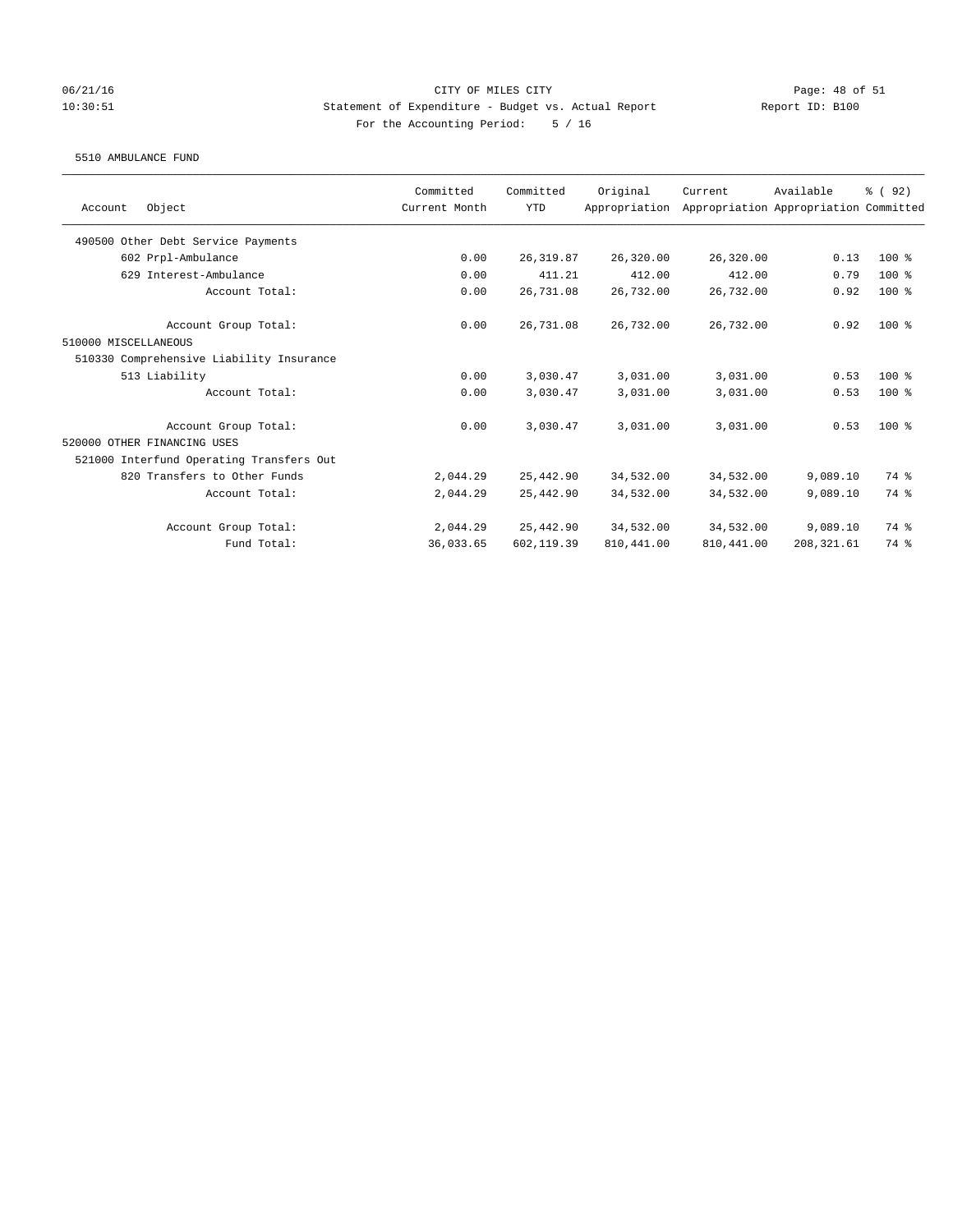CITY OF MILES CITY
Statement of Expenditure - Budget vs. Actual Report
Report ID: B100
For the Accounting Period: 5 / 16

06/21/16
10:30:51

5510 AMBULANCE FUND

| Account Object | Committed Current Month | Committed YTD | Original Appropriation | Current Appropriation | Available Appropriation | % ( 92) Committed |
|---|---|---|---|---|---|---|
| 490500 Other Debt Service Payments | | | | | | |
| 602 Prpl-Ambulance | 0.00 | 26,319.87 | 26,320.00 | 26,320.00 | 0.13 | 100 % |
| 629 Interest-Ambulance | 0.00 | 411.21 | 412.00 | 412.00 | 0.79 | 100 % |
| Account Total: | 0.00 | 26,731.08 | 26,732.00 | 26,732.00 | 0.92 | 100 % |
| Account Group Total: | 0.00 | 26,731.08 | 26,732.00 | 26,732.00 | 0.92 | 100 % |
| 510000 MISCELLANEOUS | | | | | | |
| 510330 Comprehensive Liability Insurance | | | | | | |
| 513 Liability | 0.00 | 3,030.47 | 3,031.00 | 3,031.00 | 0.53 | 100 % |
| Account Total: | 0.00 | 3,030.47 | 3,031.00 | 3,031.00 | 0.53 | 100 % |
| Account Group Total: | 0.00 | 3,030.47 | 3,031.00 | 3,031.00 | 0.53 | 100 % |
| 520000 OTHER FINANCING USES | | | | | | |
| 521000 Interfund Operating Transfers Out | | | | | | |
| 820 Transfers to Other Funds | 2,044.29 | 25,442.90 | 34,532.00 | 34,532.00 | 9,089.10 | 74 % |
| Account Total: | 2,044.29 | 25,442.90 | 34,532.00 | 34,532.00 | 9,089.10 | 74 % |
| Account Group Total: | 2,044.29 | 25,442.90 | 34,532.00 | 34,532.00 | 9,089.10 | 74 % |
| Fund Total: | 36,033.65 | 602,119.39 | 810,441.00 | 810,441.00 | 208,321.61 | 74 % |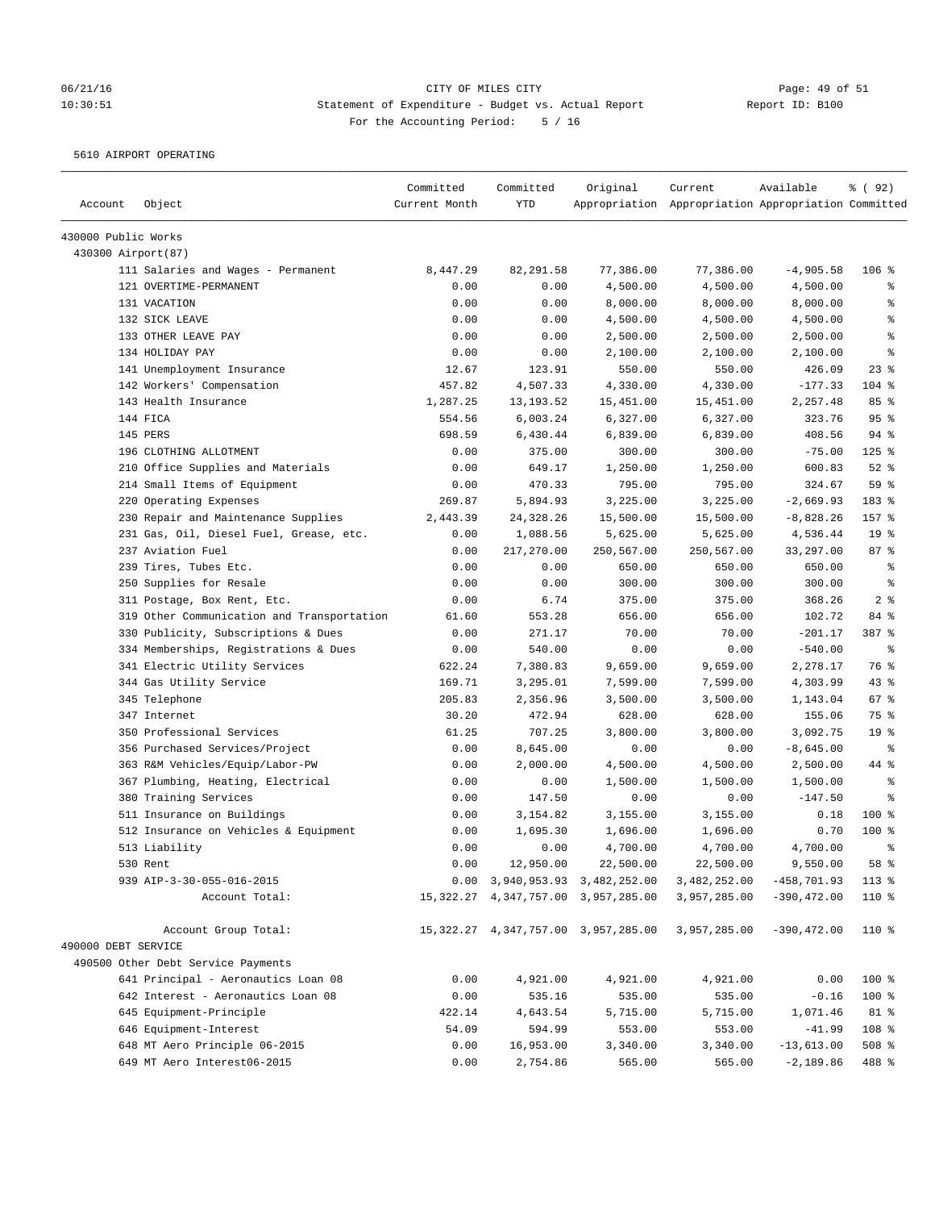CITY OF MILES CITY
Statement of Expenditure - Budget vs. Actual Report
For the Accounting Period: 5 / 16

06/21/16
10:30:51

Report ID: B100

5610 AIRPORT OPERATING

| Account | Object | Committed Current Month | Committed YTD | Original Appropriation | Current Appropriation | Available Appropriation | % ( 92) Committed |
|---|---|---|---|---|---|---|---|
| 430000 Public Works | | | | | | | |
| 430300 Airport(87) | | | | | | | |
| | 111 Salaries and Wages - Permanent | 8,447.29 | 82,291.58 | 77,386.00 | 77,386.00 | -4,905.58 | 106 % |
| | 121 OVERTIME-PERMANENT | 0.00 | 0.00 | 4,500.00 | 4,500.00 | 4,500.00 | % |
| | 131 VACATION | 0.00 | 0.00 | 8,000.00 | 8,000.00 | 8,000.00 | % |
| | 132 SICK LEAVE | 0.00 | 0.00 | 4,500.00 | 4,500.00 | 4,500.00 | % |
| | 133 OTHER LEAVE PAY | 0.00 | 0.00 | 2,500.00 | 2,500.00 | 2,500.00 | % |
| | 134 HOLIDAY PAY | 0.00 | 0.00 | 2,100.00 | 2,100.00 | 2,100.00 | % |
| | 141 Unemployment Insurance | 12.67 | 123.91 | 550.00 | 550.00 | 426.09 | 23 % |
| | 142 Workers' Compensation | 457.82 | 4,507.33 | 4,330.00 | 4,330.00 | -177.33 | 104 % |
| | 143 Health Insurance | 1,287.25 | 13,193.52 | 15,451.00 | 15,451.00 | 2,257.48 | 85 % |
| | 144 FICA | 554.56 | 6,003.24 | 6,327.00 | 6,327.00 | 323.76 | 95 % |
| | 145 PERS | 698.59 | 6,430.44 | 6,839.00 | 6,839.00 | 408.56 | 94 % |
| | 196 CLOTHING ALLOTMENT | 0.00 | 375.00 | 300.00 | 300.00 | -75.00 | 125 % |
| | 210 Office Supplies and Materials | 0.00 | 649.17 | 1,250.00 | 1,250.00 | 600.83 | 52 % |
| | 214 Small Items of Equipment | 0.00 | 470.33 | 795.00 | 795.00 | 324.67 | 59 % |
| | 220 Operating Expenses | 269.87 | 5,894.93 | 3,225.00 | 3,225.00 | -2,669.93 | 183 % |
| | 230 Repair and Maintenance Supplies | 2,443.39 | 24,328.26 | 15,500.00 | 15,500.00 | -8,828.26 | 157 % |
| | 231 Gas, Oil, Diesel Fuel, Grease, etc. | 0.00 | 1,088.56 | 5,625.00 | 5,625.00 | 4,536.44 | 19 % |
| | 237 Aviation Fuel | 0.00 | 217,270.00 | 250,567.00 | 250,567.00 | 33,297.00 | 87 % |
| | 239 Tires, Tubes Etc. | 0.00 | 0.00 | 650.00 | 650.00 | 650.00 | % |
| | 250 Supplies for Resale | 0.00 | 0.00 | 300.00 | 300.00 | 300.00 | % |
| | 311 Postage, Box Rent, Etc. | 0.00 | 6.74 | 375.00 | 375.00 | 368.26 | 2 % |
| | 319 Other Communication and Transportation | 61.60 | 553.28 | 656.00 | 656.00 | 102.72 | 84 % |
| | 330 Publicity, Subscriptions & Dues | 0.00 | 271.17 | 70.00 | 70.00 | -201.17 | 387 % |
| | 334 Memberships, Registrations & Dues | 0.00 | 540.00 | 0.00 | 0.00 | -540.00 | % |
| | 341 Electric Utility Services | 622.24 | 7,380.83 | 9,659.00 | 9,659.00 | 2,278.17 | 76 % |
| | 344 Gas Utility Service | 169.71 | 3,295.01 | 7,599.00 | 7,599.00 | 4,303.99 | 43 % |
| | 345 Telephone | 205.83 | 2,356.96 | 3,500.00 | 3,500.00 | 1,143.04 | 67 % |
| | 347 Internet | 30.20 | 472.94 | 628.00 | 628.00 | 155.06 | 75 % |
| | 350 Professional Services | 61.25 | 707.25 | 3,800.00 | 3,800.00 | 3,092.75 | 19 % |
| | 356 Purchased Services/Project | 0.00 | 8,645.00 | 0.00 | 0.00 | -8,645.00 | % |
| | 363 R&M Vehicles/Equip/Labor-PW | 0.00 | 2,000.00 | 4,500.00 | 4,500.00 | 2,500.00 | 44 % |
| | 367 Plumbing, Heating, Electrical | 0.00 | 0.00 | 1,500.00 | 1,500.00 | 1,500.00 | % |
| | 380 Training Services | 0.00 | 147.50 | 0.00 | 0.00 | -147.50 | % |
| | 511 Insurance on Buildings | 0.00 | 3,154.82 | 3,155.00 | 3,155.00 | 0.18 | 100 % |
| | 512 Insurance on Vehicles & Equipment | 0.00 | 1,695.30 | 1,696.00 | 1,696.00 | 0.70 | 100 % |
| | 513 Liability | 0.00 | 0.00 | 4,700.00 | 4,700.00 | 4,700.00 | % |
| | 530 Rent | 0.00 | 12,950.00 | 22,500.00 | 22,500.00 | 9,550.00 | 58 % |
| | 939 AIP-3-30-055-016-2015 | 0.00 | 3,940,953.93 | 3,482,252.00 | 3,482,252.00 | -458,701.93 | 113 % |
| | Account Total: | 15,322.27 | 4,347,757.00 | 3,957,285.00 | 3,957,285.00 | -390,472.00 | 110 % |
| | Account Group Total: | 15,322.27 | 4,347,757.00 | 3,957,285.00 | 3,957,285.00 | -390,472.00 | 110 % |
| 490000 DEBT SERVICE | | | | | | | |
| 490500 Other Debt Service Payments | | | | | | | |
| | 641 Principal - Aeronautics Loan 08 | 0.00 | 4,921.00 | 4,921.00 | 4,921.00 | 0.00 | 100 % |
| | 642 Interest - Aeronautics Loan 08 | 0.00 | 535.16 | 535.00 | 535.00 | -0.16 | 100 % |
| | 645 Equipment-Principle | 422.14 | 4,643.54 | 5,715.00 | 5,715.00 | 1,071.46 | 81 % |
| | 646 Equipment-Interest | 54.09 | 594.99 | 553.00 | 553.00 | -41.99 | 108 % |
| | 648 MT Aero Principle 06-2015 | 0.00 | 16,953.00 | 3,340.00 | 3,340.00 | -13,613.00 | 508 % |
| | 649 MT Aero Interest06-2015 | 0.00 | 2,754.86 | 565.00 | 565.00 | -2,189.86 | 488 % |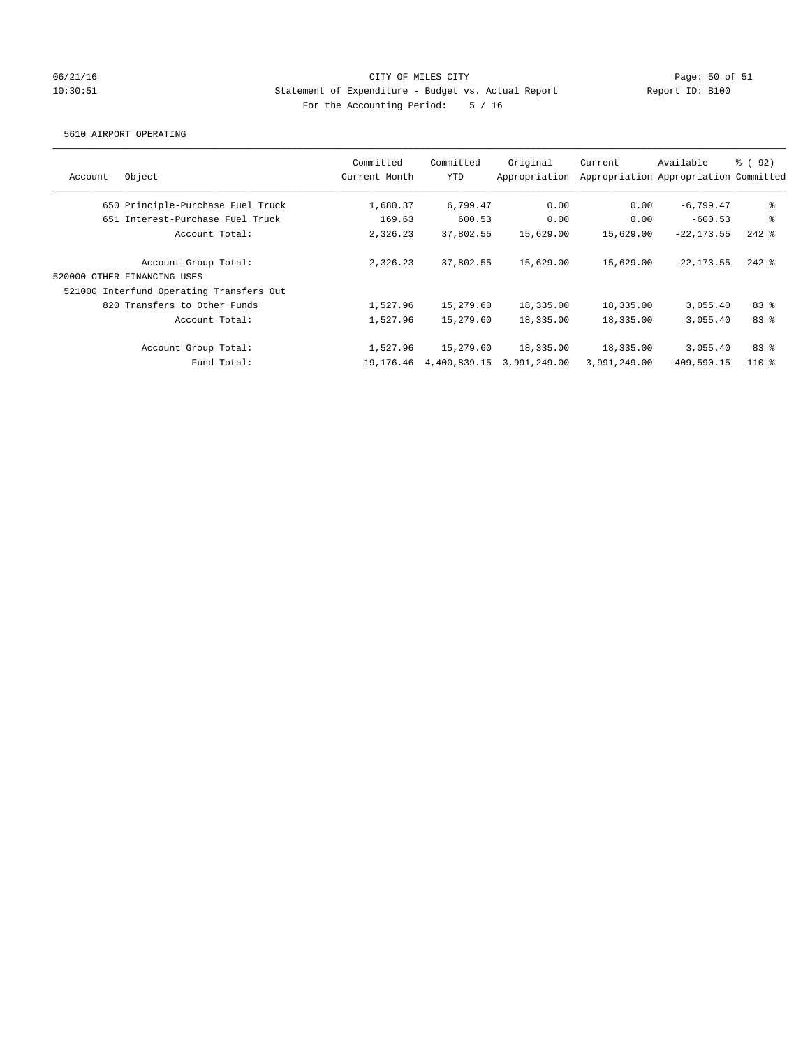CITY OF MILES CITY
Statement of Expenditure - Budget vs. Actual Report
Report ID: B100
For the Accounting Period: 5 / 16

06/21/16
10:30:51

5610 AIRPORT OPERATING

| Account | Object | Committed Current Month | Committed YTD | Original Appropriation | Current Appropriation | Available Appropriation | % ( 92) Committed |
|---|---|---|---|---|---|---|---|
| | 650 Principle-Purchase Fuel Truck | 1,680.37 | 6,799.47 | 0.00 | 0.00 | -6,799.47 | % |
| | 651 Interest-Purchase Fuel Truck | 169.63 | 600.53 | 0.00 | 0.00 | -600.53 | % |
| | Account Total: | 2,326.23 | 37,802.55 | 15,629.00 | 15,629.00 | -22,173.55 | 242 % |
| | Account Group Total: | 2,326.23 | 37,802.55 | 15,629.00 | 15,629.00 | -22,173.55 | 242 % |
| 520000 OTHER FINANCING USES | | | | | | | |
| 521000 Interfund Operating Transfers Out | | | | | | | |
| | 820 Transfers to Other Funds | 1,527.96 | 15,279.60 | 18,335.00 | 18,335.00 | 3,055.40 | 83 % |
| | Account Total: | 1,527.96 | 15,279.60 | 18,335.00 | 18,335.00 | 3,055.40 | 83 % |
| | Account Group Total: | 1,527.96 | 15,279.60 | 18,335.00 | 18,335.00 | 3,055.40 | 83 % |
| | Fund Total: | 19,176.46 | 4,400,839.15 | 3,991,249.00 | 3,991,249.00 | -409,590.15 | 110 % |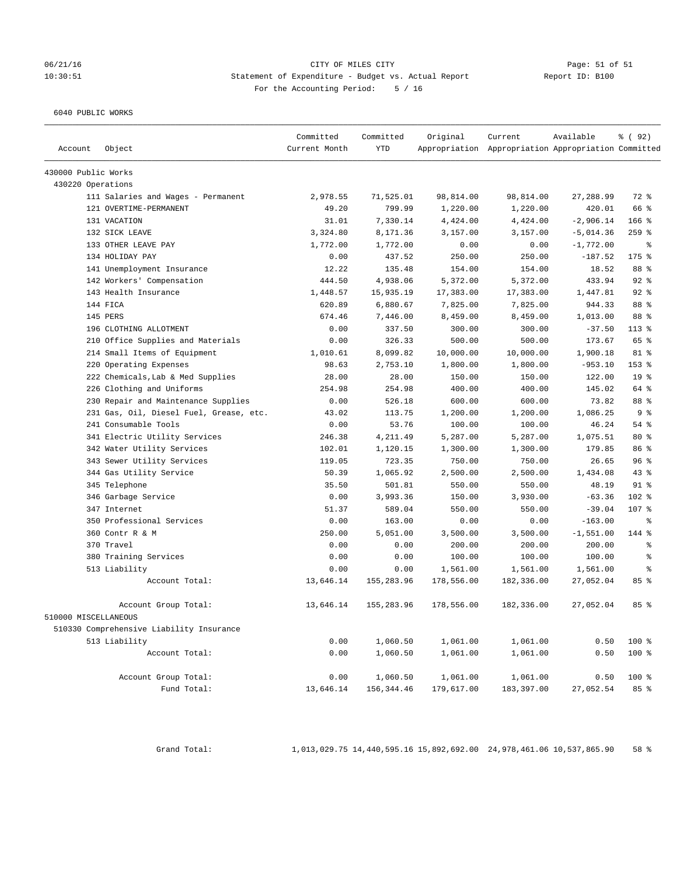06/21/16 CITY OF MILES CITY
10:30:51 Statement of Expenditure - Budget vs. Actual Report Report ID: B100
For the Accounting Period: 5 / 16

6040 PUBLIC WORKS

| Account | Object | Committed Current Month | Committed YTD | Original Appropriation | Current Appropriation | Available Appropriation | % ( 92) Committed |
|---|---|---|---|---|---|---|---|
| 430000 Public Works | | | | | | | |
| 430220 Operations | | | | | | | |
| | 111 Salaries and Wages - Permanent | 2,978.55 | 71,525.01 | 98,814.00 | 98,814.00 | 27,288.99 | 72 % |
| | 121 OVERTIME-PERMANENT | 49.20 | 799.99 | 1,220.00 | 1,220.00 | 420.01 | 66 % |
| | 131 VACATION | 31.01 | 7,330.14 | 4,424.00 | 4,424.00 | -2,906.14 | 166 % |
| | 132 SICK LEAVE | 3,324.80 | 8,171.36 | 3,157.00 | 3,157.00 | -5,014.36 | 259 % |
| | 133 OTHER LEAVE PAY | 1,772.00 | 1,772.00 | 0.00 | 0.00 | -1,772.00 | % |
| | 134 HOLIDAY PAY | 0.00 | 437.52 | 250.00 | 250.00 | -187.52 | 175 % |
| | 141 Unemployment Insurance | 12.22 | 135.48 | 154.00 | 154.00 | 18.52 | 88 % |
| | 142 Workers' Compensation | 444.50 | 4,938.06 | 5,372.00 | 5,372.00 | 433.94 | 92 % |
| | 143 Health Insurance | 1,448.57 | 15,935.19 | 17,383.00 | 17,383.00 | 1,447.81 | 92 % |
| | 144 FICA | 620.89 | 6,880.67 | 7,825.00 | 7,825.00 | 944.33 | 88 % |
| | 145 PERS | 674.46 | 7,446.00 | 8,459.00 | 8,459.00 | 1,013.00 | 88 % |
| | 196 CLOTHING ALLOTMENT | 0.00 | 337.50 | 300.00 | 300.00 | -37.50 | 113 % |
| | 210 Office Supplies and Materials | 0.00 | 326.33 | 500.00 | 500.00 | 173.67 | 65 % |
| | 214 Small Items of Equipment | 1,010.61 | 8,099.82 | 10,000.00 | 10,000.00 | 1,900.18 | 81 % |
| | 220 Operating Expenses | 98.63 | 2,753.10 | 1,800.00 | 1,800.00 | -953.10 | 153 % |
| | 222 Chemicals,Lab & Med Supplies | 28.00 | 28.00 | 150.00 | 150.00 | 122.00 | 19 % |
| | 226 Clothing and Uniforms | 254.98 | 254.98 | 400.00 | 400.00 | 145.02 | 64 % |
| | 230 Repair and Maintenance Supplies | 0.00 | 526.18 | 600.00 | 600.00 | 73.82 | 88 % |
| | 231 Gas, Oil, Diesel Fuel, Grease, etc. | 43.02 | 113.75 | 1,200.00 | 1,200.00 | 1,086.25 | 9 % |
| | 241 Consumable Tools | 0.00 | 53.76 | 100.00 | 100.00 | 46.24 | 54 % |
| | 341 Electric Utility Services | 246.38 | 4,211.49 | 5,287.00 | 5,287.00 | 1,075.51 | 80 % |
| | 342 Water Utility Services | 102.01 | 1,120.15 | 1,300.00 | 1,300.00 | 179.85 | 86 % |
| | 343 Sewer Utility Services | 119.05 | 723.35 | 750.00 | 750.00 | 26.65 | 96 % |
| | 344 Gas Utility Service | 50.39 | 1,065.92 | 2,500.00 | 2,500.00 | 1,434.08 | 43 % |
| | 345 Telephone | 35.50 | 501.81 | 550.00 | 550.00 | 48.19 | 91 % |
| | 346 Garbage Service | 0.00 | 3,993.36 | 150.00 | 3,930.00 | -63.36 | 102 % |
| | 347 Internet | 51.37 | 589.04 | 550.00 | 550.00 | -39.04 | 107 % |
| | 350 Professional Services | 0.00 | 163.00 | 0.00 | 0.00 | -163.00 | % |
| | 360 Contr R & M | 250.00 | 5,051.00 | 3,500.00 | 3,500.00 | -1,551.00 | 144 % |
| | 370 Travel | 0.00 | 0.00 | 200.00 | 200.00 | 200.00 | % |
| | 380 Training Services | 0.00 | 0.00 | 100.00 | 100.00 | 100.00 | % |
| | 513 Liability | 0.00 | 0.00 | 1,561.00 | 1,561.00 | 1,561.00 | % |
| | Account Total: | 13,646.14 | 155,283.96 | 178,556.00 | 182,336.00 | 27,052.04 | 85 % |
| | Account Group Total: | 13,646.14 | 155,283.96 | 178,556.00 | 182,336.00 | 27,052.04 | 85 % |
| 510000 MISCELLANEOUS | | | | | | | |
| 510330 Comprehensive Liability Insurance | | | | | | | |
| | 513 Liability | 0.00 | 1,060.50 | 1,061.00 | 1,061.00 | 0.50 | 100 % |
| | Account Total: | 0.00 | 1,060.50 | 1,061.00 | 1,061.00 | 0.50 | 100 % |
| | Account Group Total: | 0.00 | 1,060.50 | 1,061.00 | 1,061.00 | 0.50 | 100 % |
| | Fund Total: | 13,646.14 | 156,344.46 | 179,617.00 | 183,397.00 | 27,052.54 | 85 % |
| | Grand Total: | 1,013,029.75 | 14,440,595.16 | 15,892,692.00 | 24,978,461.06 | 10,537,865.90 | 58 % |